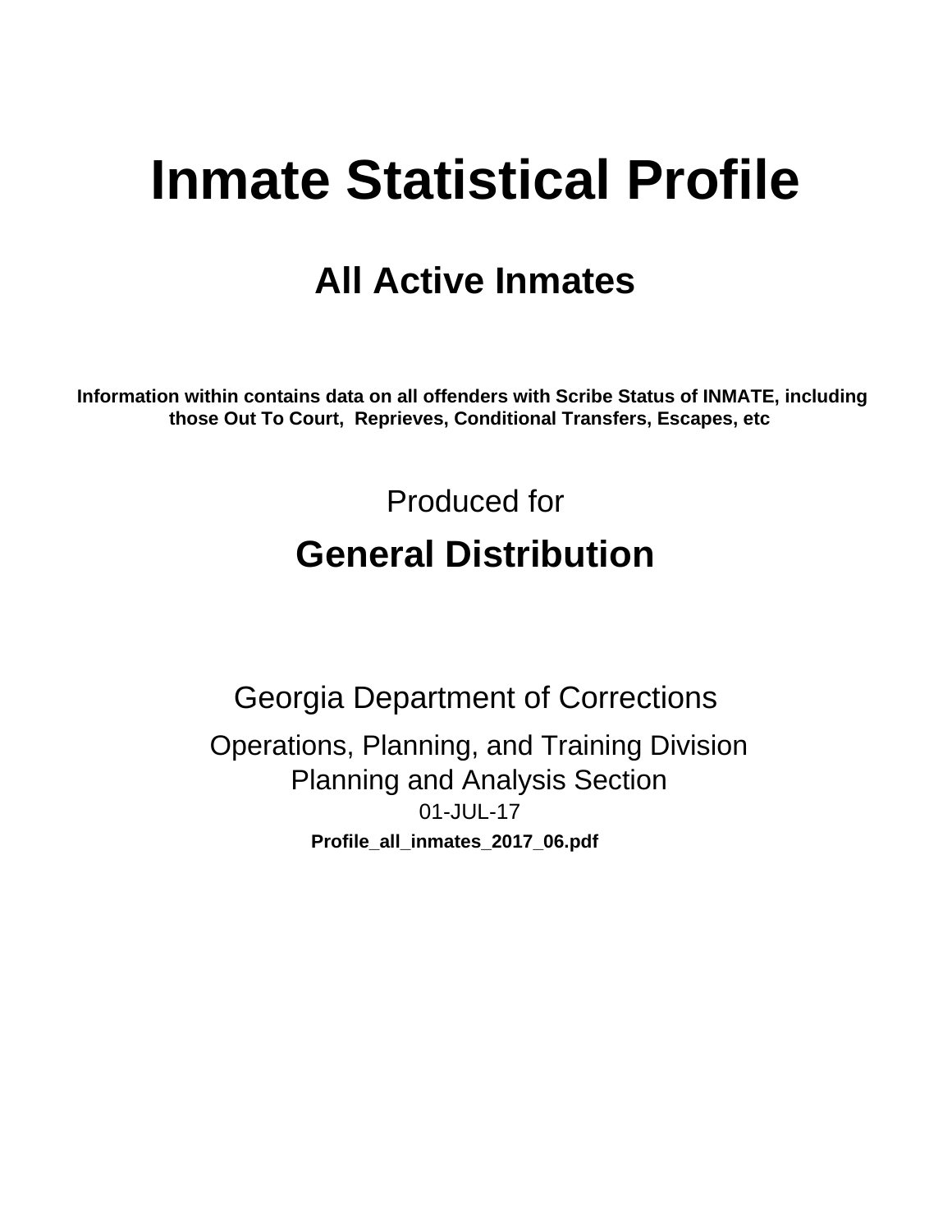# Inmate Statistical Profile

## All Active Inmates

**Information within contains data on all offenders with Scribe Status of INMATE, including those Out To Court, Reprieves, Conditional Transfers, Escapes, etc**

Produced for

## General Distribution

Georgia Department of Corrections

Operations, Planning, and Training Division
Planning and Analysis Section
01-JUL-17

**Profile_all_inmates_2017_06.pdf**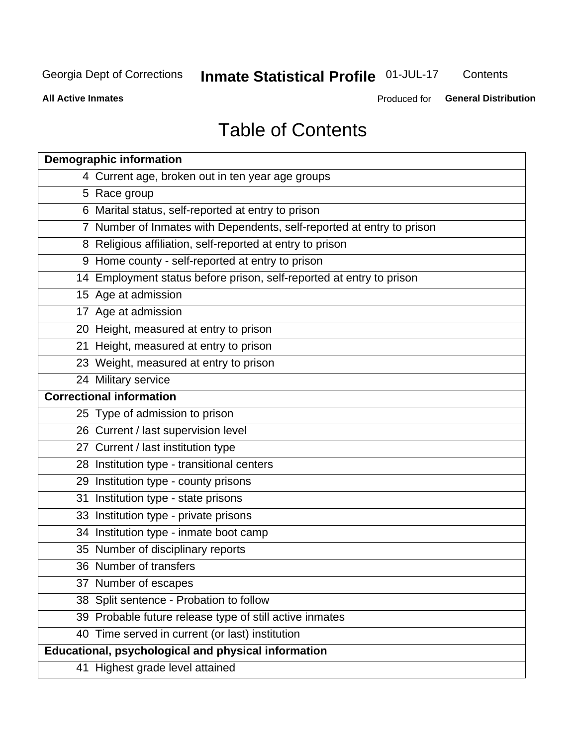# Table of Contents

| Demographic information | |
|---|---|
| 4 | Current age, broken out in ten year age groups |
| 5 | Race group |
| 6 | Marital status, self-reported at entry to prison |
| 7 | Number of Inmates with Dependents, self-reported at entry to prison |
| 8 | Religious affiliation, self-reported at entry to prison |
| 9 | Home county - self-reported at entry to prison |
| 14 | Employment status before prison, self-reported at entry to prison |
| 15 | Age at admission |
| 17 | Age at admission |
| 20 | Height, measured at entry to prison |
| 21 | Height, measured at entry to prison |
| 23 | Weight, measured at entry to prison |
| 24 | Military service |
| **Correctional information** | |
| 25 | Type of admission to prison |
| 26 | Current / last supervision level |
| 27 | Current / last institution type |
| 28 | Institution type - transitional centers |
| 29 | Institution type - county prisons |
| 31 | Institution type - state prisons |
| 33 | Institution type - private prisons |
| 34 | Institution type - inmate boot camp |
| 35 | Number of disciplinary reports |
| 36 | Number of transfers |
| 37 | Number of escapes |
| 38 | Split sentence - Probation to follow |
| 39 | Probable future release type of still active inmates |
| 40 | Time served in current (or last) institution |
| **Educational, psychological and physical information** | |
| 41 | Highest grade level attained |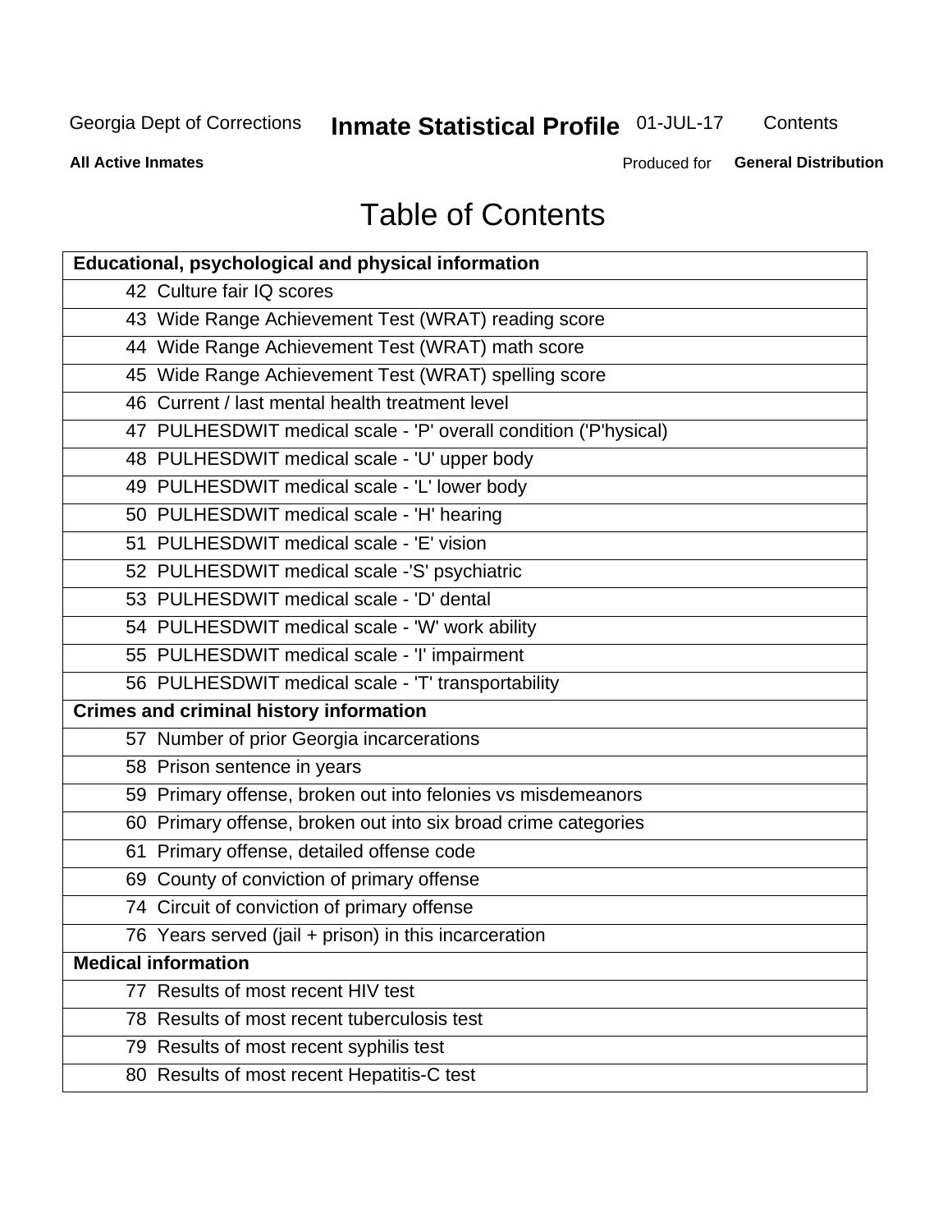# Table of Contents

| Educational, psychological and physical information |
|---|
| 42 Culture fair IQ scores |
| 43 Wide Range Achievement Test (WRAT) reading score |
| 44 Wide Range Achievement Test (WRAT) math score |
| 45 Wide Range Achievement Test (WRAT) spelling score |
| 46 Current / last mental health treatment level |
| 47 PULHESDWIT medical scale - 'P' overall condition ('P'hysical) |
| 48 PULHESDWIT medical scale - 'U' upper body |
| 49 PULHESDWIT medical scale - 'L' lower body |
| 50 PULHESDWIT medical scale - 'H' hearing |
| 51 PULHESDWIT medical scale - 'E' vision |
| 52 PULHESDWIT medical scale -'S' psychiatric |
| 53 PULHESDWIT medical scale - 'D' dental |
| 54 PULHESDWIT medical scale - 'W' work ability |
| 55 PULHESDWIT medical scale - 'I' impairment |
| 56 PULHESDWIT medical scale - 'T' transportability |
| **Crimes and criminal history information** |
| 57 Number of prior Georgia incarcerations |
| 58 Prison sentence in years |
| 59 Primary offense, broken out into felonies vs misdemeanors |
| 60 Primary offense, broken out into six broad crime categories |
| 61 Primary offense, detailed offense code |
| 69 County of conviction of primary offense |
| 74 Circuit of conviction of primary offense |
| 76 Years served (jail + prison) in this incarceration |
| **Medical information** |
| 77 Results of most recent HIV test |
| 78 Results of most recent tuberculosis test |
| 79 Results of most recent syphilis test |
| 80 Results of most recent Hepatitis-C test |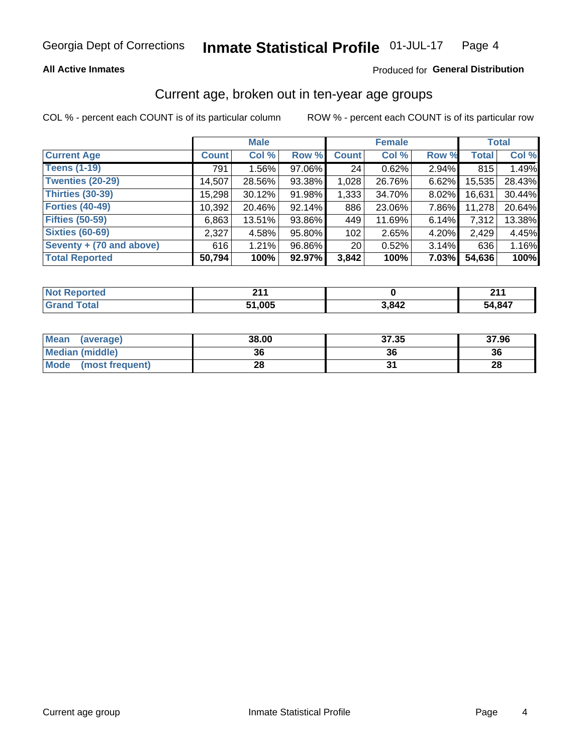Georgia Dept of Corrections **Inmate Statistical Profile** 01-JUL-17

**All Active Inmates**

Produced for **General Distribution**

## Current age, broken out in ten-year age groups

COL % - percent each COUNT is of its particular column

ROW % - percent each COUNT is of its particular row

| | Male | | | Female | | | Total | |
|---|---|---|---|---|---|---|---|---|
| **Current Age** | **Count** | **Col %** | **Row %** | **Count** | **Col %** | **Row %** | **Total** | **Col %** |
| **Teens (1-19)** | 791 | 1.56% | 97.06% | 24 | 0.62% | 2.94% | 815 | 1.49% |
| **Twenties (20-29)** | 14,507 | 28.56% | 93.38% | 1,028 | 26.76% | 6.62% | 15,535 | 28.43% |
| **Thirties (30-39)** | 15,298 | 30.12% | 91.98% | 1,333 | 34.70% | 8.02% | 16,631 | 30.44% |
| **Forties (40-49)** | 10,392 | 20.46% | 92.14% | 886 | 23.06% | 7.86% | 11,278 | 20.64% |
| **Fifties (50-59)** | 6,863 | 13.51% | 93.86% | 449 | 11.69% | 6.14% | 7,312 | 13.38% |
| **Sixties (60-69)** | 2,327 | 4.58% | 95.80% | 102 | 2.65% | 4.20% | 2,429 | 4.45% |
| **Seventy + (70 and above)** | 616 | 1.21% | 96.86% | 20 | 0.52% | 3.14% | 636 | 1.16% |
| **Total Reported** | **50,794** | **100%** | **92.97%** | **3,842** | **100%** | **7.03%** | **54,636** | **100%** |

| | Male | Female | Total |
|---|---|---|---|
| **Not Reported** | **211** | **0** | **211** |
| **Grand Total** | **51,005** | **3,842** | **54,847** |

| | Male | Female | Total |
|---|---|---|---|
| **Mean (average)** | **38.00** | **37.35** | **37.96** |
| **Median (middle)** | **36** | **36** | **36** |
| **Mode (most frequent)** | **28** | **31** | **28** |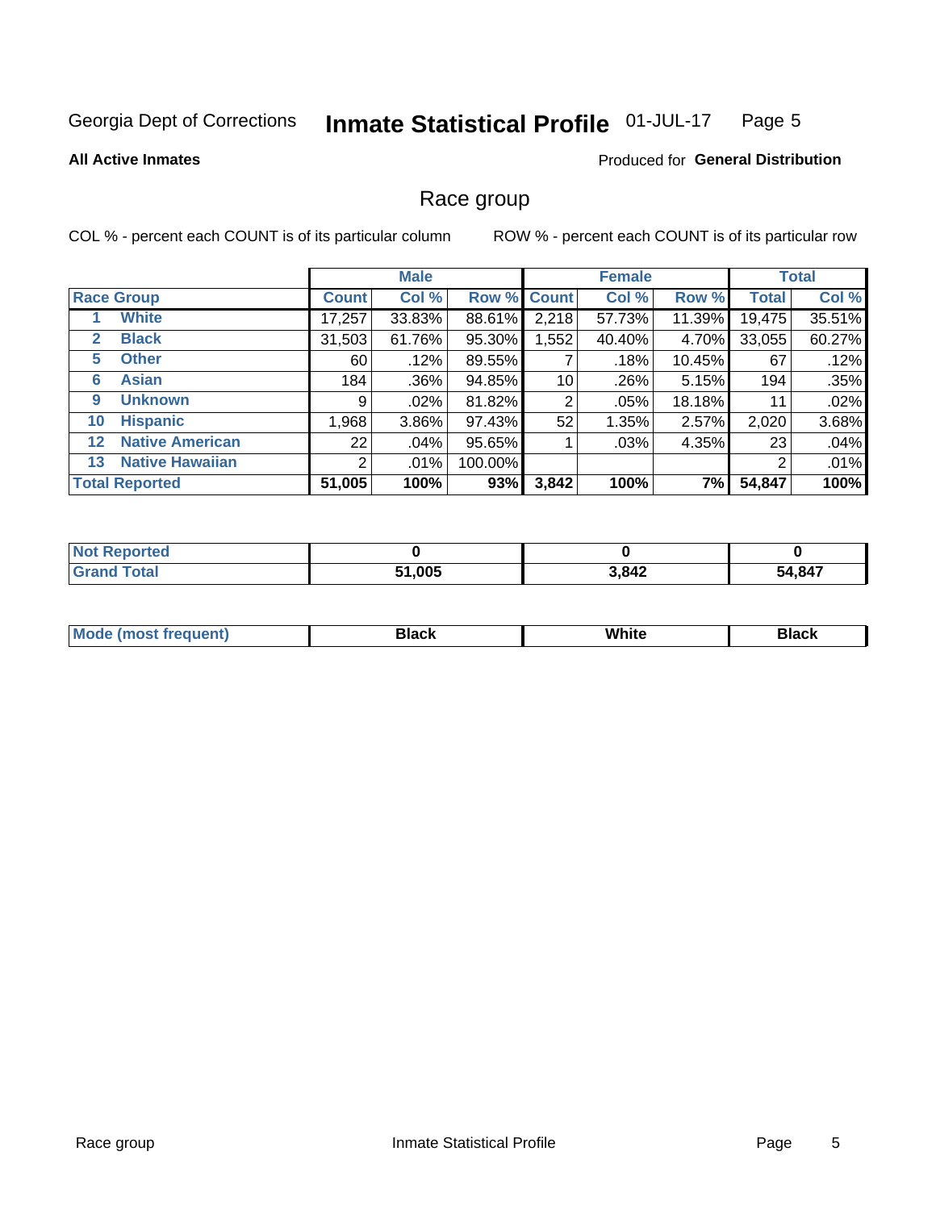Georgia Dept of Corrections **Inmate Statistical Profile** 01-JUL-17

**All Active Inmates** Produced for **General Distribution**

## Race group

COL % - percent each COUNT is of its particular column ROW % - percent each COUNT is of its particular row

| | | Male | | | Female | | | Total | |
|---|---|---|---|---|---|---|---|---|---|
| **Race Group** | | **Count** | **Col %** | **Row %** | **Count** | **Col %** | **Row %** | **Total** | **Col %** |
| 1 | White | 17,257 | 33.83% | 88.61% | 2,218 | 57.73% | 11.39% | 19,475 | 35.51% |
| 2 | Black | 31,503 | 61.76% | 95.30% | 1,552 | 40.40% | 4.70% | 33,055 | 60.27% |
| 5 | Other | 60 | .12% | 89.55% | 7 | .18% | 10.45% | 67 | .12% |
| 6 | Asian | 184 | .36% | 94.85% | 10 | .26% | 5.15% | 194 | .35% |
| 9 | Unknown | 9 | .02% | 81.82% | 2 | .05% | 18.18% | 11 | .02% |
| 10 | Hispanic | 1,968 | 3.86% | 97.43% | 52 | 1.35% | 2.57% | 2,020 | 3.68% |
| 12 | Native American | 22 | .04% | 95.65% | 1 | .03% | 4.35% | 23 | .04% |
| 13 | Native Hawaiian | 2 | .01% | 100.00% | | | | 2 | .01% |
| **Total Reported** | | **51,005** | **100%** | **93%** | **3,842** | **100%** | **7%** | **54,847** | **100%** |

| | Male | Female | Total |
|---|---|---|---|
| **Not Reported** | **0** | **0** | **0** |
| **Grand Total** | **51,005** | **3,842** | **54,847** |

| | Male | Female | Total |
|---|---|---|---|
| **Mode (most frequent)** | **Black** | **White** | **Black** |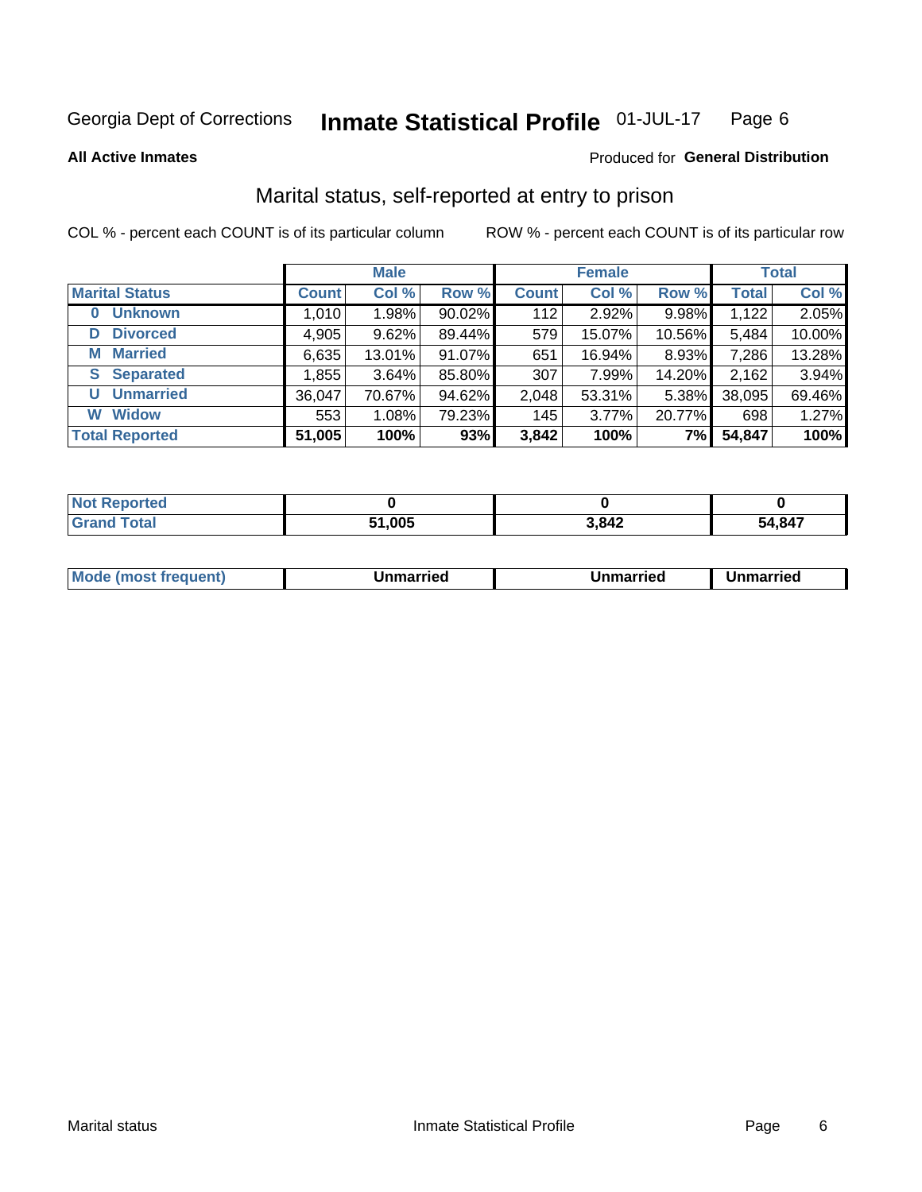Georgia Dept of Corrections **Inmate Statistical Profile** 01-JUL-17

**All Active Inmates**

Produced for **General Distribution**

## Marital status, self-reported at entry to prison

COL % - percent each COUNT is of its particular column    ROW % - percent each COUNT is of its particular row

| | Male | | | Female | | | Total | |
|---|---|---|---|---|---|---|---|---|
| **Marital Status** | **Count** | **Col %** | **Row %** | **Count** | **Col %** | **Row %** | **Total** | **Col %** |
| **0 Unknown** | 1,010 | 1.98% | 90.02% | 112 | 2.92% | 9.98% | 1,122 | 2.05% |
| **D Divorced** | 4,905 | 9.62% | 89.44% | 579 | 15.07% | 10.56% | 5,484 | 10.00% |
| **M Married** | 6,635 | 13.01% | 91.07% | 651 | 16.94% | 8.93% | 7,286 | 13.28% |
| **S Separated** | 1,855 | 3.64% | 85.80% | 307 | 7.99% | 14.20% | 2,162 | 3.94% |
| **U Unmarried** | 36,047 | 70.67% | 94.62% | 2,048 | 53.31% | 5.38% | 38,095 | 69.46% |
| **W Widow** | 553 | 1.08% | 79.23% | 145 | 3.77% | 20.77% | 698 | 1.27% |
| **Total Reported** | **51,005** | **100%** | **93%** | **3,842** | **100%** | **7%** | **54,847** | **100%** |

| | Male | Female | Total |
|---|---|---|---|
| **Not Reported** | **0** | **0** | **0** |
| **Grand Total** | **51,005** | **3,842** | **54,847** |

| | Male | Female | Total |
|---|---|---|---|
| **Mode (most frequent)** | **Unmarried** | **Unmarried** | **Unmarried** |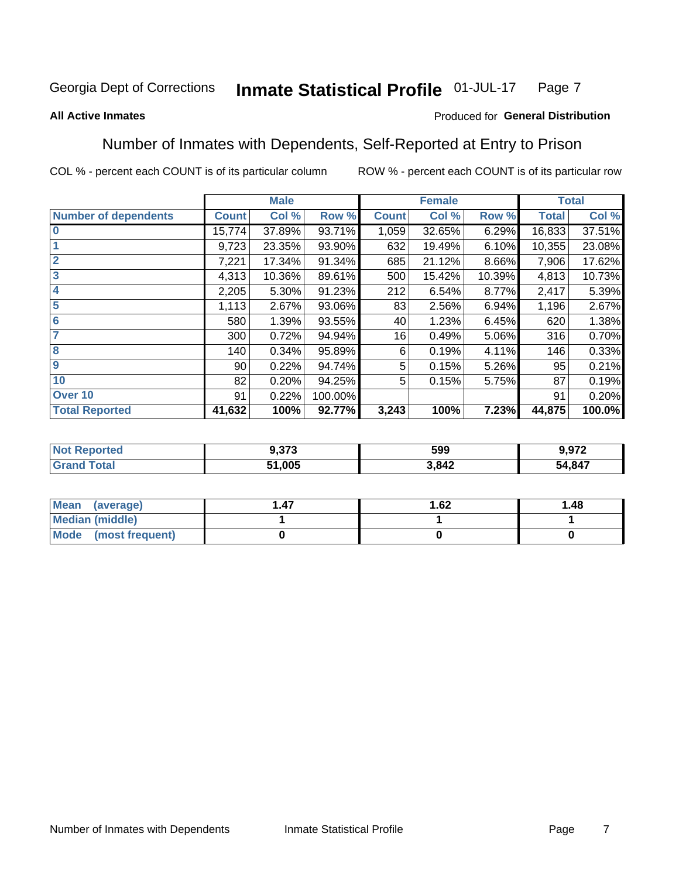Georgia Dept of Corrections **Inmate Statistical Profile** 01-JUL-17

**All Active Inmates**

Produced for **General Distribution**

## Number of Inmates with Dependents, Self-Reported at Entry to Prison

COL % - percent each COUNT is of its particular column ROW % - percent each COUNT is of its particular row

| | Male | | | Female | | | Total | |
|---|---|---|---|---|---|---|---|---|
| **Number of dependents** | **Count** | **Col %** | **Row %** | **Count** | **Col %** | **Row %** | **Total** | **Col %** |
| **0** | 15,774 | 37.89% | 93.71% | 1,059 | 32.65% | 6.29% | 16,833 | 37.51% |
| **1** | 9,723 | 23.35% | 93.90% | 632 | 19.49% | 6.10% | 10,355 | 23.08% |
| **2** | 7,221 | 17.34% | 91.34% | 685 | 21.12% | 8.66% | 7,906 | 17.62% |
| **3** | 4,313 | 10.36% | 89.61% | 500 | 15.42% | 10.39% | 4,813 | 10.73% |
| **4** | 2,205 | 5.30% | 91.23% | 212 | 6.54% | 8.77% | 2,417 | 5.39% |
| **5** | 1,113 | 2.67% | 93.06% | 83 | 2.56% | 6.94% | 1,196 | 2.67% |
| **6** | 580 | 1.39% | 93.55% | 40 | 1.23% | 6.45% | 620 | 1.38% |
| **7** | 300 | 0.72% | 94.94% | 16 | 0.49% | 5.06% | 316 | 0.70% |
| **8** | 140 | 0.34% | 95.89% | 6 | 0.19% | 4.11% | 146 | 0.33% |
| **9** | 90 | 0.22% | 94.74% | 5 | 0.15% | 5.26% | 95 | 0.21% |
| **10** | 82 | 0.20% | 94.25% | 5 | 0.15% | 5.75% | 87 | 0.19% |
| **Over 10** | 91 | 0.22% | 100.00% | | | | 91 | 0.20% |
| **Total Reported** | **41,632** | **100%** | **92.77%** | **3,243** | **100%** | **7.23%** | **44,875** | **100.0%** |

| | Male | Female | Total |
|---|---|---|---|
| **Not Reported** | **9,373** | **599** | **9,972** |
| **Grand Total** | **51,005** | **3,842** | **54,847** |

| | Male | Female | Total |
|---|---|---|---|
| **Mean (average)** | **1.47** | **1.62** | **1.48** |
| **Median (middle)** | **1** | **1** | **1** |
| **Mode (most frequent)** | **0** | **0** | **0** |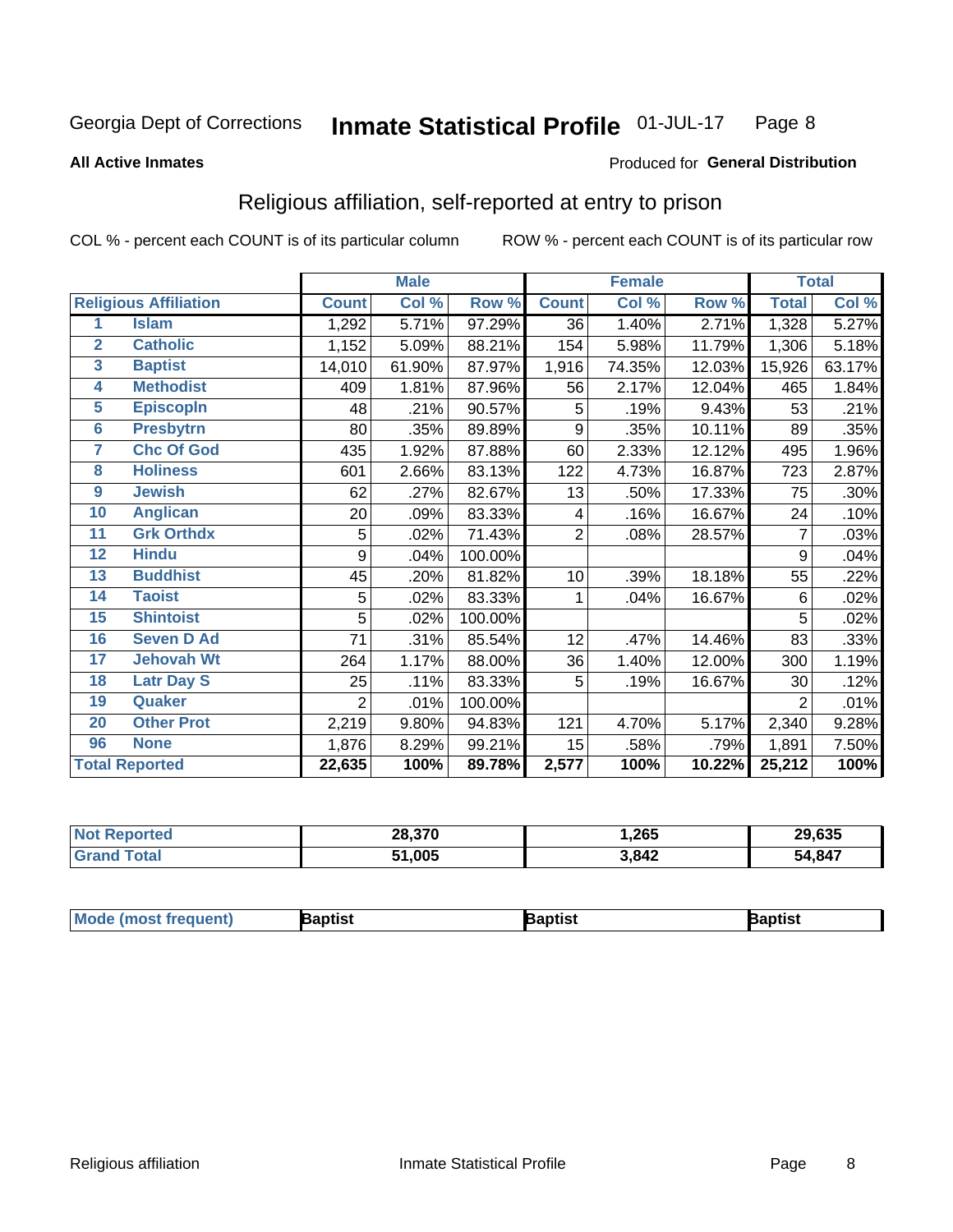Georgia Dept of Corrections **Inmate Statistical Profile** 01-JUL-17

**All Active Inmates**

Produced for **General Distribution**

## Religious affiliation, self-reported at entry to prison

COL % - percent each COUNT is of its particular column ROW % - percent each COUNT is of its particular row

| Religious Affiliation | | Male | | | Female | | | Total | |
|---|---|---|---|---|---|---|---|---|---|
| | | Count | Col % | Row % | Count | Col % | Row % | Total | Col % |
| 1 | Islam | 1,292 | 5.71% | 97.29% | 36 | 1.40% | 2.71% | 1,328 | 5.27% |
| 2 | Catholic | 1,152 | 5.09% | 88.21% | 154 | 5.98% | 11.79% | 1,306 | 5.18% |
| 3 | Baptist | 14,010 | 61.90% | 87.97% | 1,916 | 74.35% | 12.03% | 15,926 | 63.17% |
| 4 | Methodist | 409 | 1.81% | 87.96% | 56 | 2.17% | 12.04% | 465 | 1.84% |
| 5 | Episcopln | 48 | .21% | 90.57% | 5 | .19% | 9.43% | 53 | .21% |
| 6 | Presbytrn | 80 | .35% | 89.89% | 9 | .35% | 10.11% | 89 | .35% |
| 7 | Chc Of God | 435 | 1.92% | 87.88% | 60 | 2.33% | 12.12% | 495 | 1.96% |
| 8 | Holiness | 601 | 2.66% | 83.13% | 122 | 4.73% | 16.87% | 723 | 2.87% |
| 9 | Jewish | 62 | .27% | 82.67% | 13 | .50% | 17.33% | 75 | .30% |
| 10 | Anglican | 20 | .09% | 83.33% | 4 | .16% | 16.67% | 24 | .10% |
| 11 | Grk Orthdx | 5 | .02% | 71.43% | 2 | .08% | 28.57% | 7 | .03% |
| 12 | Hindu | 9 | .04% | 100.00% | | | | 9 | .04% |
| 13 | Buddhist | 45 | .20% | 81.82% | 10 | .39% | 18.18% | 55 | .22% |
| 14 | Taoist | 5 | .02% | 83.33% | 1 | .04% | 16.67% | 6 | .02% |
| 15 | Shintoist | 5 | .02% | 100.00% | | | | 5 | .02% |
| 16 | Seven D Ad | 71 | .31% | 85.54% | 12 | .47% | 14.46% | 83 | .33% |
| 17 | Jehovah Wt | 264 | 1.17% | 88.00% | 36 | 1.40% | 12.00% | 300 | 1.19% |
| 18 | Latr Day S | 25 | .11% | 83.33% | 5 | .19% | 16.67% | 30 | .12% |
| 19 | Quaker | 2 | .01% | 100.00% | | | | 2 | .01% |
| 20 | Other Prot | 2,219 | 9.80% | 94.83% | 121 | 4.70% | 5.17% | 2,340 | 9.28% |
| 96 | None | 1,876 | 8.29% | 99.21% | 15 | .58% | .79% | 1,891 | 7.50% |
| **Total Reported** | | **22,635** | **100%** | **89.78%** | **2,577** | **100%** | **10.22%** | **25,212** | **100%** |

| | Male | Female | Total |
|---|---|---|---|
| Not Reported | **28,370** | **1,265** | **29,635** |
| Grand Total | **51,005** | **3,842** | **54,847** |

| | Male | Female | Total |
|---|---|---|---|
| Mode (most frequent) | **Baptist** | **Baptist** | **Baptist** |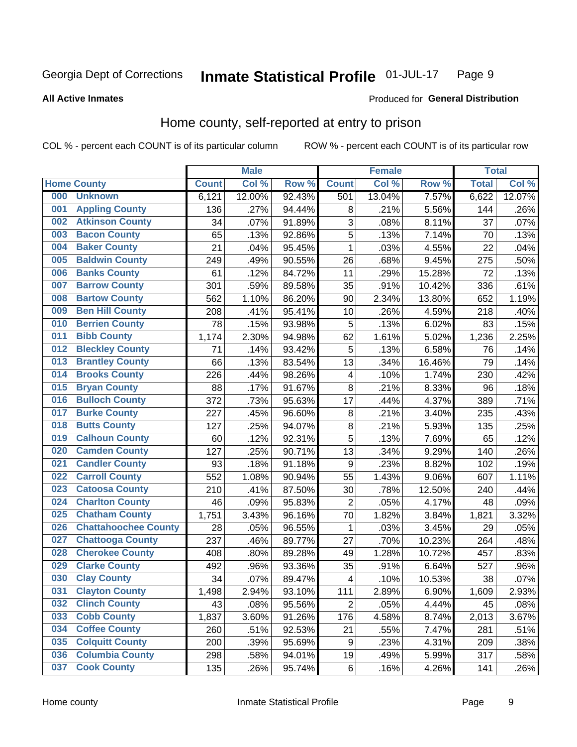Georgia Dept of Corrections **Inmate Statistical Profile** 01-JUL-17

**All Active Inmates**

Produced for **General Distribution**

## Home county, self-reported at entry to prison

COL % - percent each COUNT is of its particular column    ROW % - percent each COUNT is of its particular row

| Home County | | Male | | | Female | | | Total | |
|---|---|---|---|---|---|---|---|---|---|
| | | Count | Col % | Row % | Count | Col % | Row % | Total | Col % |
| 000 | Unknown | 6,121 | 12.00% | 92.43% | 501 | 13.04% | 7.57% | 6,622 | 12.07% |
| 001 | Appling County | 136 | .27% | 94.44% | 8 | .21% | 5.56% | 144 | .26% |
| 002 | Atkinson County | 34 | .07% | 91.89% | 3 | .08% | 8.11% | 37 | .07% |
| 003 | Bacon County | 65 | .13% | 92.86% | 5 | .13% | 7.14% | 70 | .13% |
| 004 | Baker County | 21 | .04% | 95.45% | 1 | .03% | 4.55% | 22 | .04% |
| 005 | Baldwin County | 249 | .49% | 90.55% | 26 | .68% | 9.45% | 275 | .50% |
| 006 | Banks County | 61 | .12% | 84.72% | 11 | .29% | 15.28% | 72 | .13% |
| 007 | Barrow County | 301 | .59% | 89.58% | 35 | .91% | 10.42% | 336 | .61% |
| 008 | Bartow County | 562 | 1.10% | 86.20% | 90 | 2.34% | 13.80% | 652 | 1.19% |
| 009 | Ben Hill County | 208 | .41% | 95.41% | 10 | .26% | 4.59% | 218 | .40% |
| 010 | Berrien County | 78 | .15% | 93.98% | 5 | .13% | 6.02% | 83 | .15% |
| 011 | Bibb County | 1,174 | 2.30% | 94.98% | 62 | 1.61% | 5.02% | 1,236 | 2.25% |
| 012 | Bleckley County | 71 | .14% | 93.42% | 5 | .13% | 6.58% | 76 | .14% |
| 013 | Brantley County | 66 | .13% | 83.54% | 13 | .34% | 16.46% | 79 | .14% |
| 014 | Brooks County | 226 | .44% | 98.26% | 4 | .10% | 1.74% | 230 | .42% |
| 015 | Bryan County | 88 | .17% | 91.67% | 8 | .21% | 8.33% | 96 | .18% |
| 016 | Bulloch County | 372 | .73% | 95.63% | 17 | .44% | 4.37% | 389 | .71% |
| 017 | Burke County | 227 | .45% | 96.60% | 8 | .21% | 3.40% | 235 | .43% |
| 018 | Butts County | 127 | .25% | 94.07% | 8 | .21% | 5.93% | 135 | .25% |
| 019 | Calhoun County | 60 | .12% | 92.31% | 5 | .13% | 7.69% | 65 | .12% |
| 020 | Camden County | 127 | .25% | 90.71% | 13 | .34% | 9.29% | 140 | .26% |
| 021 | Candler County | 93 | .18% | 91.18% | 9 | .23% | 8.82% | 102 | .19% |
| 022 | Carroll County | 552 | 1.08% | 90.94% | 55 | 1.43% | 9.06% | 607 | 1.11% |
| 023 | Catoosa County | 210 | .41% | 87.50% | 30 | .78% | 12.50% | 240 | .44% |
| 024 | Charlton County | 46 | .09% | 95.83% | 2 | .05% | 4.17% | 48 | .09% |
| 025 | Chatham County | 1,751 | 3.43% | 96.16% | 70 | 1.82% | 3.84% | 1,821 | 3.32% |
| 026 | Chattahoochee County | 28 | .05% | 96.55% | 1 | .03% | 3.45% | 29 | .05% |
| 027 | Chattooga County | 237 | .46% | 89.77% | 27 | .70% | 10.23% | 264 | .48% |
| 028 | Cherokee County | 408 | .80% | 89.28% | 49 | 1.28% | 10.72% | 457 | .83% |
| 029 | Clarke County | 492 | .96% | 93.36% | 35 | .91% | 6.64% | 527 | .96% |
| 030 | Clay County | 34 | .07% | 89.47% | 4 | .10% | 10.53% | 38 | .07% |
| 031 | Clayton County | 1,498 | 2.94% | 93.10% | 111 | 2.89% | 6.90% | 1,609 | 2.93% |
| 032 | Clinch County | 43 | .08% | 95.56% | 2 | .05% | 4.44% | 45 | .08% |
| 033 | Cobb County | 1,837 | 3.60% | 91.26% | 176 | 4.58% | 8.74% | 2,013 | 3.67% |
| 034 | Coffee County | 260 | .51% | 92.53% | 21 | .55% | 7.47% | 281 | .51% |
| 035 | Colquitt County | 200 | .39% | 95.69% | 9 | .23% | 4.31% | 209 | .38% |
| 036 | Columbia County | 298 | .58% | 94.01% | 19 | .49% | 5.99% | 317 | .58% |
| 037 | Cook County | 135 | .26% | 95.74% | 6 | .16% | 4.26% | 141 | .26% |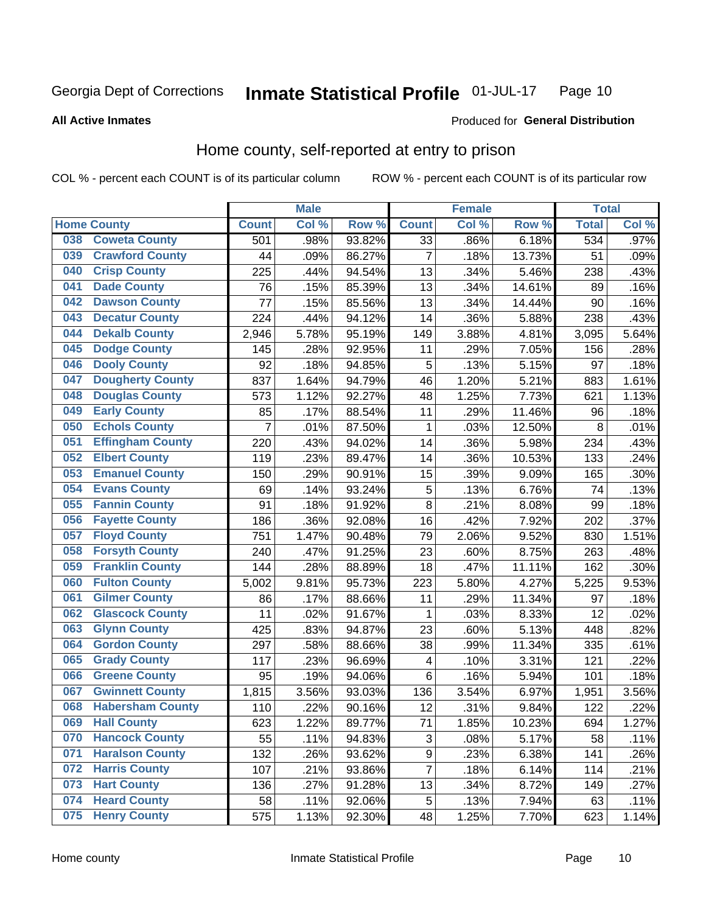Georgia Dept of Corrections **Inmate Statistical Profile** 01-JUL-17

**All Active Inmates**

Produced for **General Distribution**

## Home county, self-reported at entry to prison

COL % - percent each COUNT is of its particular column ROW % - percent each COUNT is of its particular row

| Home County | | Male | | | Female | | | Total | |
|---|---|---|---|---|---|---|---|---|---|
| | | Count | Col % | Row % | Count | Col % | Row % | Total | Col % |
| 038 | Coweta County | 501 | .98% | 93.82% | 33 | .86% | 6.18% | 534 | .97% |
| 039 | Crawford County | 44 | .09% | 86.27% | 7 | .18% | 13.73% | 51 | .09% |
| 040 | Crisp County | 225 | .44% | 94.54% | 13 | .34% | 5.46% | 238 | .43% |
| 041 | Dade County | 76 | .15% | 85.39% | 13 | .34% | 14.61% | 89 | .16% |
| 042 | Dawson County | 77 | .15% | 85.56% | 13 | .34% | 14.44% | 90 | .16% |
| 043 | Decatur County | 224 | .44% | 94.12% | 14 | .36% | 5.88% | 238 | .43% |
| 044 | Dekalb County | 2,946 | 5.78% | 95.19% | 149 | 3.88% | 4.81% | 3,095 | 5.64% |
| 045 | Dodge County | 145 | .28% | 92.95% | 11 | .29% | 7.05% | 156 | .28% |
| 046 | Dooly County | 92 | .18% | 94.85% | 5 | .13% | 5.15% | 97 | .18% |
| 047 | Dougherty County | 837 | 1.64% | 94.79% | 46 | 1.20% | 5.21% | 883 | 1.61% |
| 048 | Douglas County | 573 | 1.12% | 92.27% | 48 | 1.25% | 7.73% | 621 | 1.13% |
| 049 | Early County | 85 | .17% | 88.54% | 11 | .29% | 11.46% | 96 | .18% |
| 050 | Echols County | 7 | .01% | 87.50% | 1 | .03% | 12.50% | 8 | .01% |
| 051 | Effingham County | 220 | .43% | 94.02% | 14 | .36% | 5.98% | 234 | .43% |
| 052 | Elbert County | 119 | .23% | 89.47% | 14 | .36% | 10.53% | 133 | .24% |
| 053 | Emanuel County | 150 | .29% | 90.91% | 15 | .39% | 9.09% | 165 | .30% |
| 054 | Evans County | 69 | .14% | 93.24% | 5 | .13% | 6.76% | 74 | .13% |
| 055 | Fannin County | 91 | .18% | 91.92% | 8 | .21% | 8.08% | 99 | .18% |
| 056 | Fayette County | 186 | .36% | 92.08% | 16 | .42% | 7.92% | 202 | .37% |
| 057 | Floyd County | 751 | 1.47% | 90.48% | 79 | 2.06% | 9.52% | 830 | 1.51% |
| 058 | Forsyth County | 240 | .47% | 91.25% | 23 | .60% | 8.75% | 263 | .48% |
| 059 | Franklin County | 144 | .28% | 88.89% | 18 | .47% | 11.11% | 162 | .30% |
| 060 | Fulton County | 5,002 | 9.81% | 95.73% | 223 | 5.80% | 4.27% | 5,225 | 9.53% |
| 061 | Gilmer County | 86 | .17% | 88.66% | 11 | .29% | 11.34% | 97 | .18% |
| 062 | Glascock County | 11 | .02% | 91.67% | 1 | .03% | 8.33% | 12 | .02% |
| 063 | Glynn County | 425 | .83% | 94.87% | 23 | .60% | 5.13% | 448 | .82% |
| 064 | Gordon County | 297 | .58% | 88.66% | 38 | .99% | 11.34% | 335 | .61% |
| 065 | Grady County | 117 | .23% | 96.69% | 4 | .10% | 3.31% | 121 | .22% |
| 066 | Greene County | 95 | .19% | 94.06% | 6 | .16% | 5.94% | 101 | .18% |
| 067 | Gwinnett County | 1,815 | 3.56% | 93.03% | 136 | 3.54% | 6.97% | 1,951 | 3.56% |
| 068 | Habersham County | 110 | .22% | 90.16% | 12 | .31% | 9.84% | 122 | .22% |
| 069 | Hall County | 623 | 1.22% | 89.77% | 71 | 1.85% | 10.23% | 694 | 1.27% |
| 070 | Hancock County | 55 | .11% | 94.83% | 3 | .08% | 5.17% | 58 | .11% |
| 071 | Haralson County | 132 | .26% | 93.62% | 9 | .23% | 6.38% | 141 | .26% |
| 072 | Harris County | 107 | .21% | 93.86% | 7 | .18% | 6.14% | 114 | .21% |
| 073 | Hart County | 136 | .27% | 91.28% | 13 | .34% | 8.72% | 149 | .27% |
| 074 | Heard County | 58 | .11% | 92.06% | 5 | .13% | 7.94% | 63 | .11% |
| 075 | Henry County | 575 | 1.13% | 92.30% | 48 | 1.25% | 7.70% | 623 | 1.14% |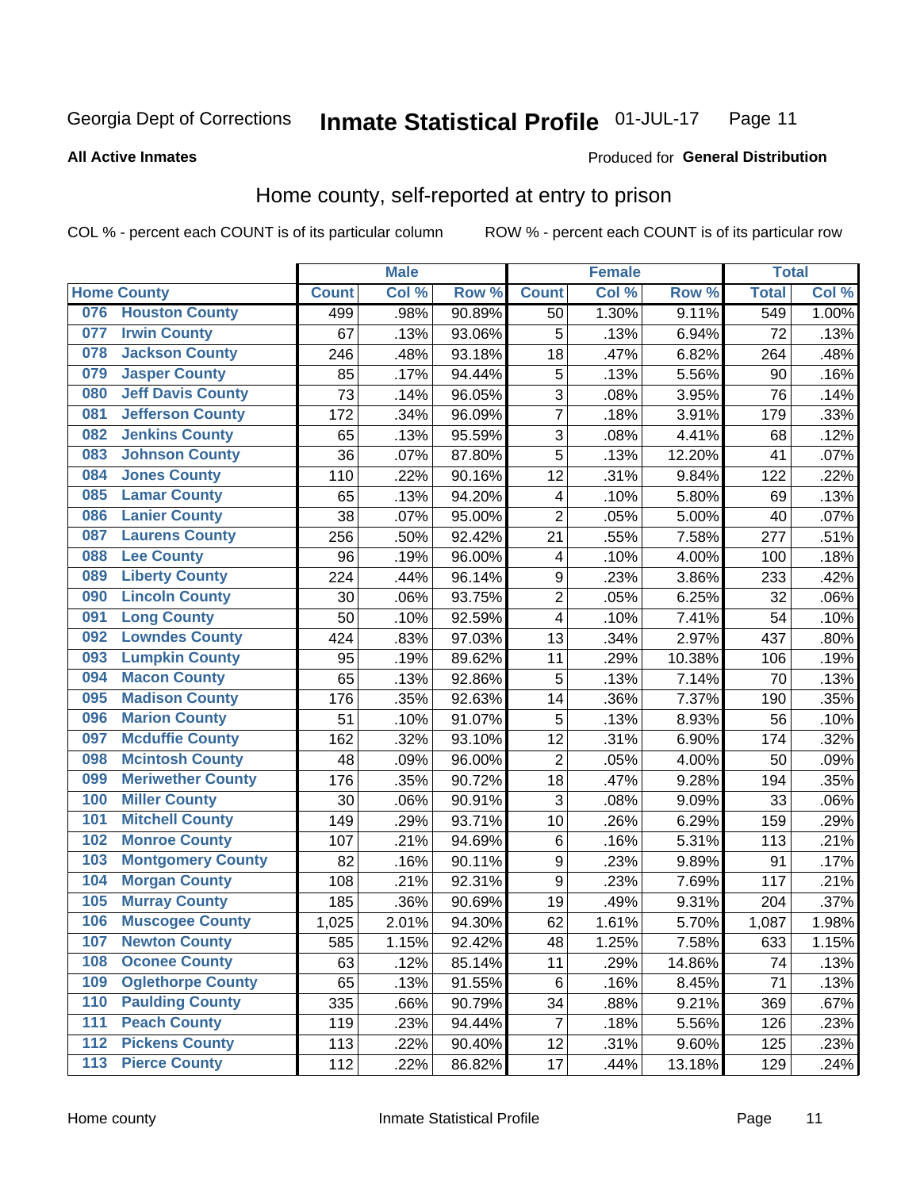Georgia Dept of Corrections **Inmate Statistical Profile** 01-JUL-17

**All Active Inmates**

Produced for **General Distribution**

## Home county, self-reported at entry to prison

COL % - percent each COUNT is of its particular column    ROW % - percent each COUNT is of its particular row

| Home County | | Male | | | Female | | | Total | |
|---|---|---|---|---|---|---|---|---|---|
| | | Count | Col % | Row % | Count | Col % | Row % | Total | Col % |
| 076 | Houston County | 499 | .98% | 90.89% | 50 | 1.30% | 9.11% | 549 | 1.00% |
| 077 | Irwin County | 67 | .13% | 93.06% | 5 | .13% | 6.94% | 72 | .13% |
| 078 | Jackson County | 246 | .48% | 93.18% | 18 | .47% | 6.82% | 264 | .48% |
| 079 | Jasper County | 85 | .17% | 94.44% | 5 | .13% | 5.56% | 90 | .16% |
| 080 | Jeff Davis County | 73 | .14% | 96.05% | 3 | .08% | 3.95% | 76 | .14% |
| 081 | Jefferson County | 172 | .34% | 96.09% | 7 | .18% | 3.91% | 179 | .33% |
| 082 | Jenkins County | 65 | .13% | 95.59% | 3 | .08% | 4.41% | 68 | .12% |
| 083 | Johnson County | 36 | .07% | 87.80% | 5 | .13% | 12.20% | 41 | .07% |
| 084 | Jones County | 110 | .22% | 90.16% | 12 | .31% | 9.84% | 122 | .22% |
| 085 | Lamar County | 65 | .13% | 94.20% | 4 | .10% | 5.80% | 69 | .13% |
| 086 | Lanier County | 38 | .07% | 95.00% | 2 | .05% | 5.00% | 40 | .07% |
| 087 | Laurens County | 256 | .50% | 92.42% | 21 | .55% | 7.58% | 277 | .51% |
| 088 | Lee County | 96 | .19% | 96.00% | 4 | .10% | 4.00% | 100 | .18% |
| 089 | Liberty County | 224 | .44% | 96.14% | 9 | .23% | 3.86% | 233 | .42% |
| 090 | Lincoln County | 30 | .06% | 93.75% | 2 | .05% | 6.25% | 32 | .06% |
| 091 | Long County | 50 | .10% | 92.59% | 4 | .10% | 7.41% | 54 | .10% |
| 092 | Lowndes County | 424 | .83% | 97.03% | 13 | .34% | 2.97% | 437 | .80% |
| 093 | Lumpkin County | 95 | .19% | 89.62% | 11 | .29% | 10.38% | 106 | .19% |
| 094 | Macon County | 65 | .13% | 92.86% | 5 | .13% | 7.14% | 70 | .13% |
| 095 | Madison County | 176 | .35% | 92.63% | 14 | .36% | 7.37% | 190 | .35% |
| 096 | Marion County | 51 | .10% | 91.07% | 5 | .13% | 8.93% | 56 | .10% |
| 097 | Mcduffie County | 162 | .32% | 93.10% | 12 | .31% | 6.90% | 174 | .32% |
| 098 | Mcintosh County | 48 | .09% | 96.00% | 2 | .05% | 4.00% | 50 | .09% |
| 099 | Meriwether County | 176 | .35% | 90.72% | 18 | .47% | 9.28% | 194 | .35% |
| 100 | Miller County | 30 | .06% | 90.91% | 3 | .08% | 9.09% | 33 | .06% |
| 101 | Mitchell County | 149 | .29% | 93.71% | 10 | .26% | 6.29% | 159 | .29% |
| 102 | Monroe County | 107 | .21% | 94.69% | 6 | .16% | 5.31% | 113 | .21% |
| 103 | Montgomery County | 82 | .16% | 90.11% | 9 | .23% | 9.89% | 91 | .17% |
| 104 | Morgan County | 108 | .21% | 92.31% | 9 | .23% | 7.69% | 117 | .21% |
| 105 | Murray County | 185 | .36% | 90.69% | 19 | .49% | 9.31% | 204 | .37% |
| 106 | Muscogee County | 1,025 | 2.01% | 94.30% | 62 | 1.61% | 5.70% | 1,087 | 1.98% |
| 107 | Newton County | 585 | 1.15% | 92.42% | 48 | 1.25% | 7.58% | 633 | 1.15% |
| 108 | Oconee County | 63 | .12% | 85.14% | 11 | .29% | 14.86% | 74 | .13% |
| 109 | Oglethorpe County | 65 | .13% | 91.55% | 6 | .16% | 8.45% | 71 | .13% |
| 110 | Paulding County | 335 | .66% | 90.79% | 34 | .88% | 9.21% | 369 | .67% |
| 111 | Peach County | 119 | .23% | 94.44% | 7 | .18% | 5.56% | 126 | .23% |
| 112 | Pickens County | 113 | .22% | 90.40% | 12 | .31% | 9.60% | 125 | .23% |
| 113 | Pierce County | 112 | .22% | 86.82% | 17 | .44% | 13.18% | 129 | .24% |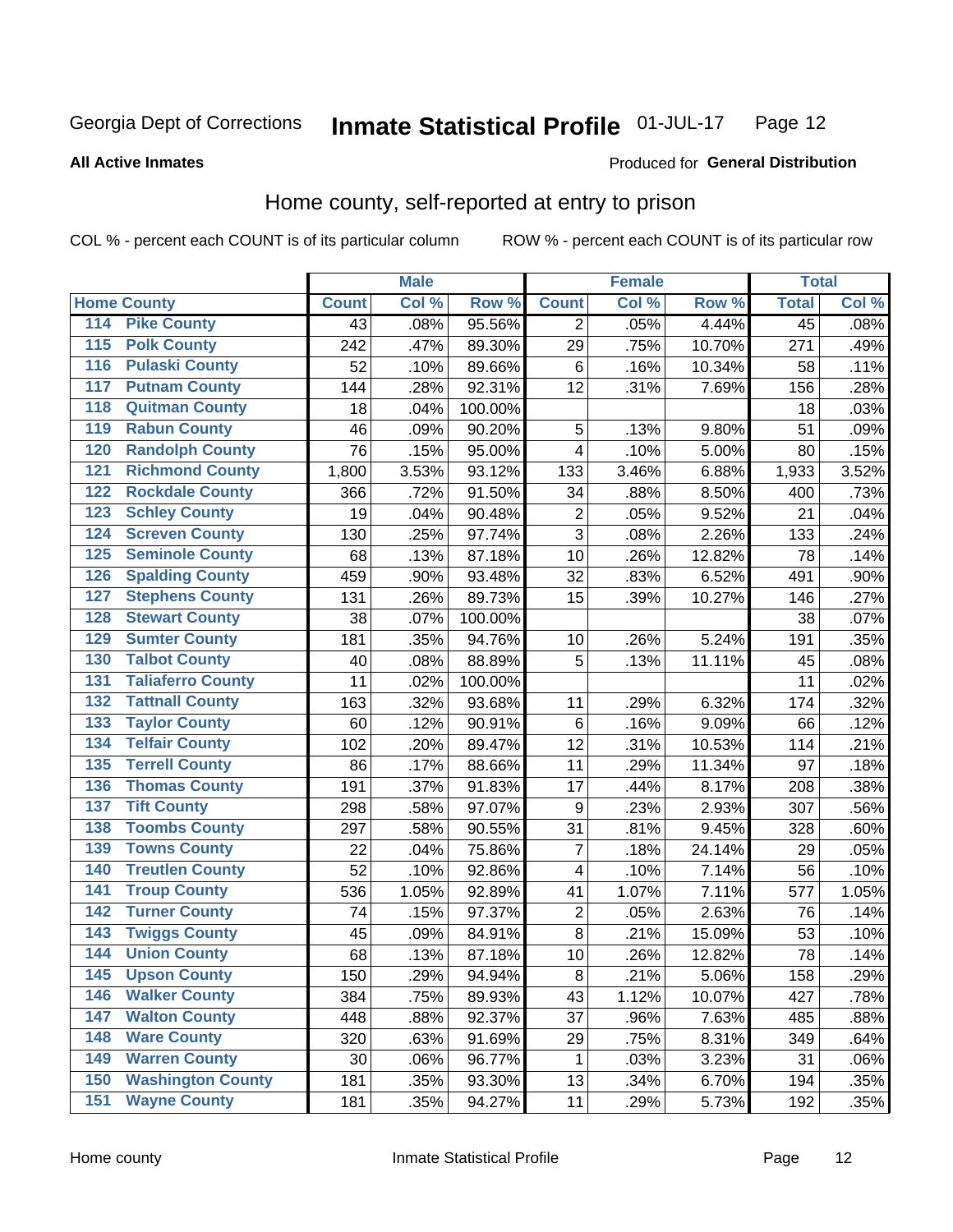Georgia Dept of Corrections **Inmate Statistical Profile** 01-JUL-17

**All Active Inmates**

Produced for **General Distribution**

## Home county, self-reported at entry to prison

COL % - percent each COUNT is of its particular column ROW % - percent each COUNT is of its particular row

| Home County | | Male | | | Female | | | Total | |
|---|---|---|---|---|---|---|---|---|---|
| | | Count | Col % | Row % | Count | Col % | Row % | Total | Col % |
| 114 | Pike County | 43 | .08% | 95.56% | 2 | .05% | 4.44% | 45 | .08% |
| 115 | Polk County | 242 | .47% | 89.30% | 29 | .75% | 10.70% | 271 | .49% |
| 116 | Pulaski County | 52 | .10% | 89.66% | 6 | .16% | 10.34% | 58 | .11% |
| 117 | Putnam County | 144 | .28% | 92.31% | 12 | .31% | 7.69% | 156 | .28% |
| 118 | Quitman County | 18 | .04% | 100.00% | | | | 18 | .03% |
| 119 | Rabun County | 46 | .09% | 90.20% | 5 | .13% | 9.80% | 51 | .09% |
| 120 | Randolph County | 76 | .15% | 95.00% | 4 | .10% | 5.00% | 80 | .15% |
| 121 | Richmond County | 1,800 | 3.53% | 93.12% | 133 | 3.46% | 6.88% | 1,933 | 3.52% |
| 122 | Rockdale County | 366 | .72% | 91.50% | 34 | .88% | 8.50% | 400 | .73% |
| 123 | Schley County | 19 | .04% | 90.48% | 2 | .05% | 9.52% | 21 | .04% |
| 124 | Screven County | 130 | .25% | 97.74% | 3 | .08% | 2.26% | 133 | .24% |
| 125 | Seminole County | 68 | .13% | 87.18% | 10 | .26% | 12.82% | 78 | .14% |
| 126 | Spalding County | 459 | .90% | 93.48% | 32 | .83% | 6.52% | 491 | .90% |
| 127 | Stephens County | 131 | .26% | 89.73% | 15 | .39% | 10.27% | 146 | .27% |
| 128 | Stewart County | 38 | .07% | 100.00% | | | | 38 | .07% |
| 129 | Sumter County | 181 | .35% | 94.76% | 10 | .26% | 5.24% | 191 | .35% |
| 130 | Talbot County | 40 | .08% | 88.89% | 5 | .13% | 11.11% | 45 | .08% |
| 131 | Taliaferro County | 11 | .02% | 100.00% | | | | 11 | .02% |
| 132 | Tattnall County | 163 | .32% | 93.68% | 11 | .29% | 6.32% | 174 | .32% |
| 133 | Taylor County | 60 | .12% | 90.91% | 6 | .16% | 9.09% | 66 | .12% |
| 134 | Telfair County | 102 | .20% | 89.47% | 12 | .31% | 10.53% | 114 | .21% |
| 135 | Terrell County | 86 | .17% | 88.66% | 11 | .29% | 11.34% | 97 | .18% |
| 136 | Thomas County | 191 | .37% | 91.83% | 17 | .44% | 8.17% | 208 | .38% |
| 137 | Tift County | 298 | .58% | 97.07% | 9 | .23% | 2.93% | 307 | .56% |
| 138 | Toombs County | 297 | .58% | 90.55% | 31 | .81% | 9.45% | 328 | .60% |
| 139 | Towns County | 22 | .04% | 75.86% | 7 | .18% | 24.14% | 29 | .05% |
| 140 | Treutlen County | 52 | .10% | 92.86% | 4 | .10% | 7.14% | 56 | .10% |
| 141 | Troup County | 536 | 1.05% | 92.89% | 41 | 1.07% | 7.11% | 577 | 1.05% |
| 142 | Turner County | 74 | .15% | 97.37% | 2 | .05% | 2.63% | 76 | .14% |
| 143 | Twiggs County | 45 | .09% | 84.91% | 8 | .21% | 15.09% | 53 | .10% |
| 144 | Union County | 68 | .13% | 87.18% | 10 | .26% | 12.82% | 78 | .14% |
| 145 | Upson County | 150 | .29% | 94.94% | 8 | .21% | 5.06% | 158 | .29% |
| 146 | Walker County | 384 | .75% | 89.93% | 43 | 1.12% | 10.07% | 427 | .78% |
| 147 | Walton County | 448 | .88% | 92.37% | 37 | .96% | 7.63% | 485 | .88% |
| 148 | Ware County | 320 | .63% | 91.69% | 29 | .75% | 8.31% | 349 | .64% |
| 149 | Warren County | 30 | .06% | 96.77% | 1 | .03% | 3.23% | 31 | .06% |
| 150 | Washington County | 181 | .35% | 93.30% | 13 | .34% | 6.70% | 194 | .35% |
| 151 | Wayne County | 181 | .35% | 94.27% | 11 | .29% | 5.73% | 192 | .35% |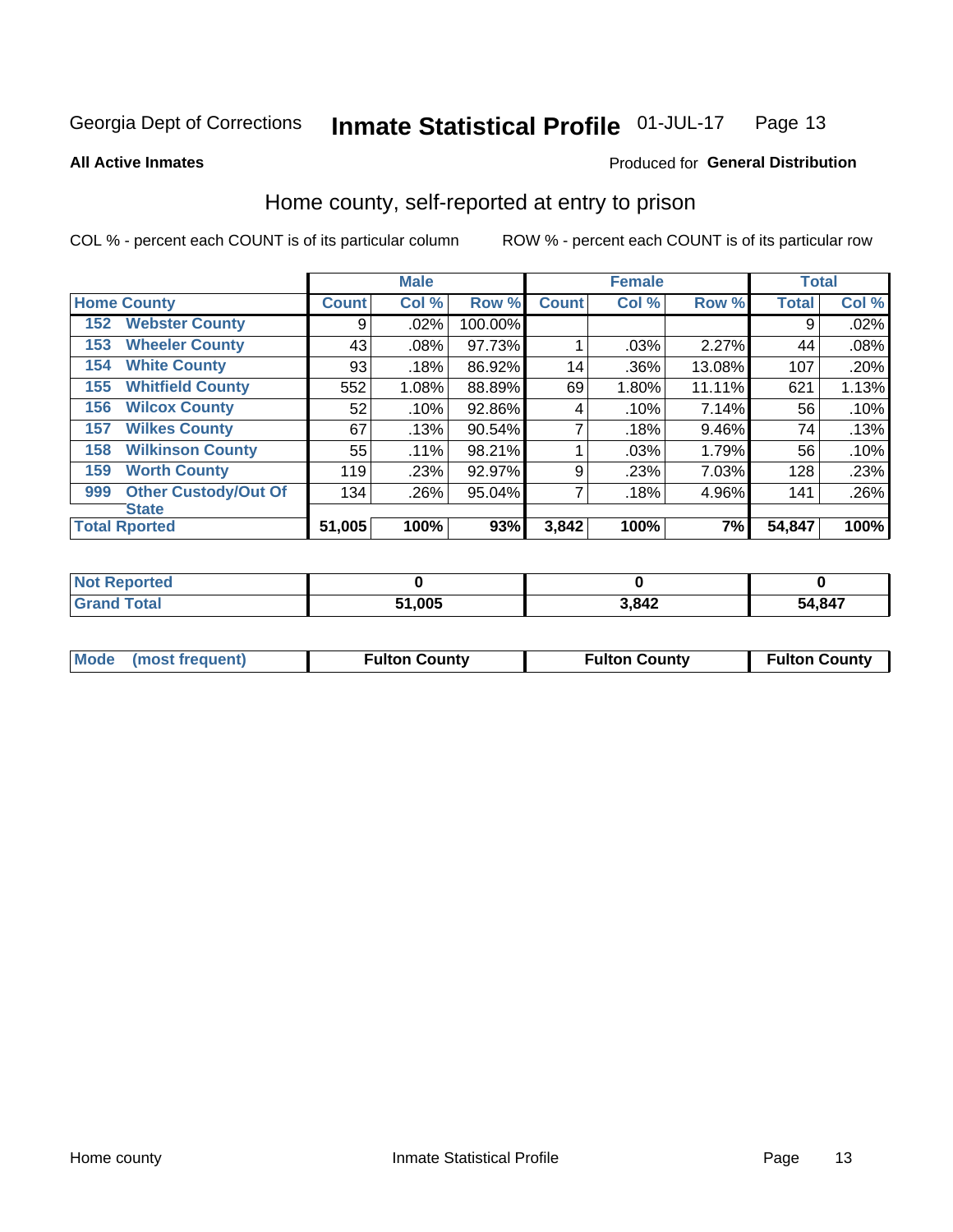Georgia Dept of Corrections **Inmate Statistical Profile** 01-JUL-17 Page 13

**All Active Inmates**

Produced for **General Distribution**

## Home county, self-reported at entry to prison

COL % - percent each COUNT is of its particular column ROW % - percent each COUNT is of its particular row

| Home County | | Male | | | Female | | | Total | |
|---|---|---|---|---|---|---|---|---|---|
| | | Count | Col % | Row % | Count | Col % | Row % | Total | Col % |
| 152 | Webster County | 9 | .02% | 100.00% | | | | 9 | .02% |
| 153 | Wheeler County | 43 | .08% | 97.73% | 1 | .03% | 2.27% | 44 | .08% |
| 154 | White County | 93 | .18% | 86.92% | 14 | .36% | 13.08% | 107 | .20% |
| 155 | Whitfield County | 552 | 1.08% | 88.89% | 69 | 1.80% | 11.11% | 621 | 1.13% |
| 156 | Wilcox County | 52 | .10% | 92.86% | 4 | .10% | 7.14% | 56 | .10% |
| 157 | Wilkes County | 67 | .13% | 90.54% | 7 | .18% | 9.46% | 74 | .13% |
| 158 | Wilkinson County | 55 | .11% | 98.21% | 1 | .03% | 1.79% | 56 | .10% |
| 159 | Worth County | 119 | .23% | 92.97% | 9 | .23% | 7.03% | 128 | .23% |
| 999 | Other Custody/Out Of State | 134 | .26% | 95.04% | 7 | .18% | 4.96% | 141 | .26% |
| **Total Rported** | | **51,005** | **100%** | **93%** | **3,842** | **100%** | **7%** | **54,847** | **100%** |

| | Male | Female | Total |
|---|---|---|---|
| Not Reported | **0** | **0** | **0** |
| Grand Total | **51,005** | **3,842** | **54,847** |

| Mode (most frequent) | Fulton County | Fulton County | Fulton County |
|---|---|---|---|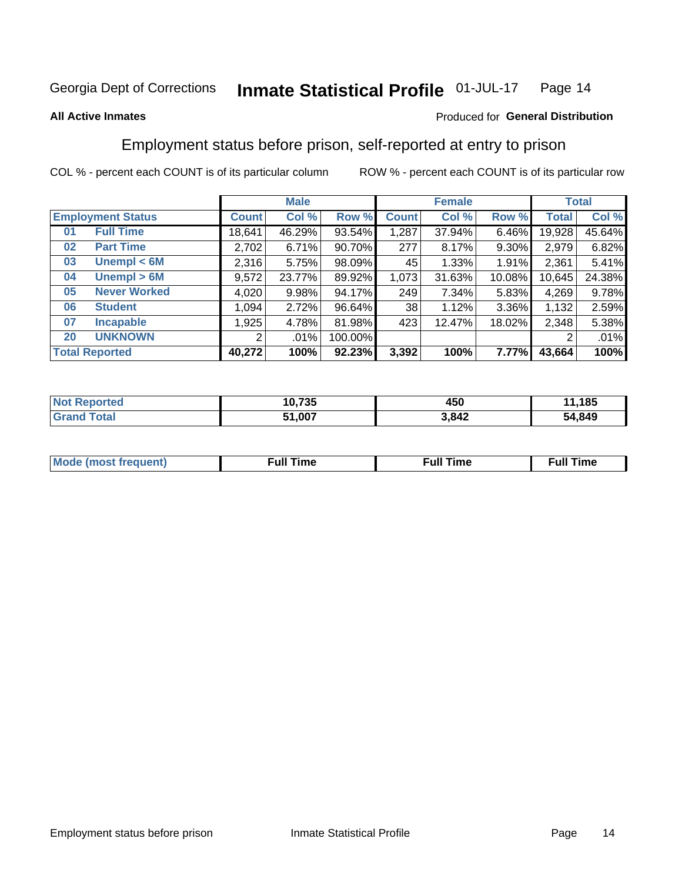Georgia Dept of Corrections **Inmate Statistical Profile** 01-JUL-17

**All Active Inmates** Produced for **General Distribution**

## Employment status before prison, self-reported at entry to prison

COL % - percent each COUNT is of its particular column ROW % - percent each COUNT is of its particular row

| Employment Status | | Male | | | Female | | | Total | |
|---|---|---|---|---|---|---|---|---|---|
| | | Count | Col % | Row % | Count | Col % | Row % | Total | Col % |
| 01 | Full Time | 18,641 | 46.29% | 93.54% | 1,287 | 37.94% | 6.46% | 19,928 | 45.64% |
| 02 | Part Time | 2,702 | 6.71% | 90.70% | 277 | 8.17% | 9.30% | 2,979 | 6.82% |
| 03 | Unempl < 6M | 2,316 | 5.75% | 98.09% | 45 | 1.33% | 1.91% | 2,361 | 5.41% |
| 04 | Unempl > 6M | 9,572 | 23.77% | 89.92% | 1,073 | 31.63% | 10.08% | 10,645 | 24.38% |
| 05 | Never Worked | 4,020 | 9.98% | 94.17% | 249 | 7.34% | 5.83% | 4,269 | 9.78% |
| 06 | Student | 1,094 | 2.72% | 96.64% | 38 | 1.12% | 3.36% | 1,132 | 2.59% |
| 07 | Incapable | 1,925 | 4.78% | 81.98% | 423 | 12.47% | 18.02% | 2,348 | 5.38% |
| 20 | UNKNOWN | 2 | .01% | 100.00% | | | | 2 | .01% |
| **Total Reported** | | **40,272** | **100%** | **92.23%** | **3,392** | **100%** | **7.77%** | **43,664** | **100%** |

| | Male | Female | Total |
|---|---|---|---|
| Not Reported | 10,735 | 450 | 11,185 |
| Grand Total | 51,007 | 3,842 | 54,849 |

| | Male | Female | Total |
|---|---|---|---|
| Mode (most frequent) | Full Time | Full Time | Full Time |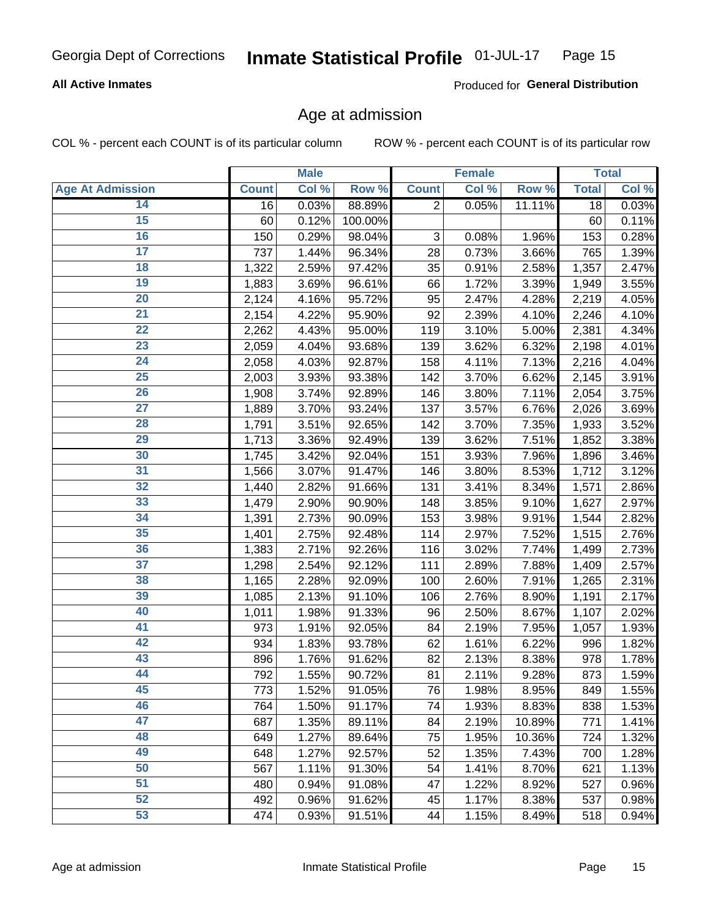Georgia Dept of Corrections **Inmate Statistical Profile** 01-JUL-17

**All Active Inmates** Produced for **General Distribution**

## Age at admission

COL % - percent each COUNT is of its particular column ROW % - percent each COUNT is of its particular row

| | Male | | | Female | | | Total | |
|---|---|---|---|---|---|---|---|---|
| **Age At Admission** | **Count** | **Col %** | **Row %** | **Count** | **Col %** | **Row %** | **Total** | **Col %** |
| 14 | 16 | 0.03% | 88.89% | 2 | 0.05% | 11.11% | 18 | 0.03% |
| 15 | 60 | 0.12% | 100.00% | | | | 60 | 0.11% |
| 16 | 150 | 0.29% | 98.04% | 3 | 0.08% | 1.96% | 153 | 0.28% |
| 17 | 737 | 1.44% | 96.34% | 28 | 0.73% | 3.66% | 765 | 1.39% |
| 18 | 1,322 | 2.59% | 97.42% | 35 | 0.91% | 2.58% | 1,357 | 2.47% |
| 19 | 1,883 | 3.69% | 96.61% | 66 | 1.72% | 3.39% | 1,949 | 3.55% |
| 20 | 2,124 | 4.16% | 95.72% | 95 | 2.47% | 4.28% | 2,219 | 4.05% |
| 21 | 2,154 | 4.22% | 95.90% | 92 | 2.39% | 4.10% | 2,246 | 4.10% |
| 22 | 2,262 | 4.43% | 95.00% | 119 | 3.10% | 5.00% | 2,381 | 4.34% |
| 23 | 2,059 | 4.04% | 93.68% | 139 | 3.62% | 6.32% | 2,198 | 4.01% |
| 24 | 2,058 | 4.03% | 92.87% | 158 | 4.11% | 7.13% | 2,216 | 4.04% |
| 25 | 2,003 | 3.93% | 93.38% | 142 | 3.70% | 6.62% | 2,145 | 3.91% |
| 26 | 1,908 | 3.74% | 92.89% | 146 | 3.80% | 7.11% | 2,054 | 3.75% |
| 27 | 1,889 | 3.70% | 93.24% | 137 | 3.57% | 6.76% | 2,026 | 3.69% |
| 28 | 1,791 | 3.51% | 92.65% | 142 | 3.70% | 7.35% | 1,933 | 3.52% |
| 29 | 1,713 | 3.36% | 92.49% | 139 | 3.62% | 7.51% | 1,852 | 3.38% |
| 30 | 1,745 | 3.42% | 92.04% | 151 | 3.93% | 7.96% | 1,896 | 3.46% |
| 31 | 1,566 | 3.07% | 91.47% | 146 | 3.80% | 8.53% | 1,712 | 3.12% |
| 32 | 1,440 | 2.82% | 91.66% | 131 | 3.41% | 8.34% | 1,571 | 2.86% |
| 33 | 1,479 | 2.90% | 90.90% | 148 | 3.85% | 9.10% | 1,627 | 2.97% |
| 34 | 1,391 | 2.73% | 90.09% | 153 | 3.98% | 9.91% | 1,544 | 2.82% |
| 35 | 1,401 | 2.75% | 92.48% | 114 | 2.97% | 7.52% | 1,515 | 2.76% |
| 36 | 1,383 | 2.71% | 92.26% | 116 | 3.02% | 7.74% | 1,499 | 2.73% |
| 37 | 1,298 | 2.54% | 92.12% | 111 | 2.89% | 7.88% | 1,409 | 2.57% |
| 38 | 1,165 | 2.28% | 92.09% | 100 | 2.60% | 7.91% | 1,265 | 2.31% |
| 39 | 1,085 | 2.13% | 91.10% | 106 | 2.76% | 8.90% | 1,191 | 2.17% |
| 40 | 1,011 | 1.98% | 91.33% | 96 | 2.50% | 8.67% | 1,107 | 2.02% |
| 41 | 973 | 1.91% | 92.05% | 84 | 2.19% | 7.95% | 1,057 | 1.93% |
| 42 | 934 | 1.83% | 93.78% | 62 | 1.61% | 6.22% | 996 | 1.82% |
| 43 | 896 | 1.76% | 91.62% | 82 | 2.13% | 8.38% | 978 | 1.78% |
| 44 | 792 | 1.55% | 90.72% | 81 | 2.11% | 9.28% | 873 | 1.59% |
| 45 | 773 | 1.52% | 91.05% | 76 | 1.98% | 8.95% | 849 | 1.55% |
| 46 | 764 | 1.50% | 91.17% | 74 | 1.93% | 8.83% | 838 | 1.53% |
| 47 | 687 | 1.35% | 89.11% | 84 | 2.19% | 10.89% | 771 | 1.41% |
| 48 | 649 | 1.27% | 89.64% | 75 | 1.95% | 10.36% | 724 | 1.32% |
| 49 | 648 | 1.27% | 92.57% | 52 | 1.35% | 7.43% | 700 | 1.28% |
| 50 | 567 | 1.11% | 91.30% | 54 | 1.41% | 8.70% | 621 | 1.13% |
| 51 | 480 | 0.94% | 91.08% | 47 | 1.22% | 8.92% | 527 | 0.96% |
| 52 | 492 | 0.96% | 91.62% | 45 | 1.17% | 8.38% | 537 | 0.98% |
| 53 | 474 | 0.93% | 91.51% | 44 | 1.15% | 8.49% | 518 | 0.94% |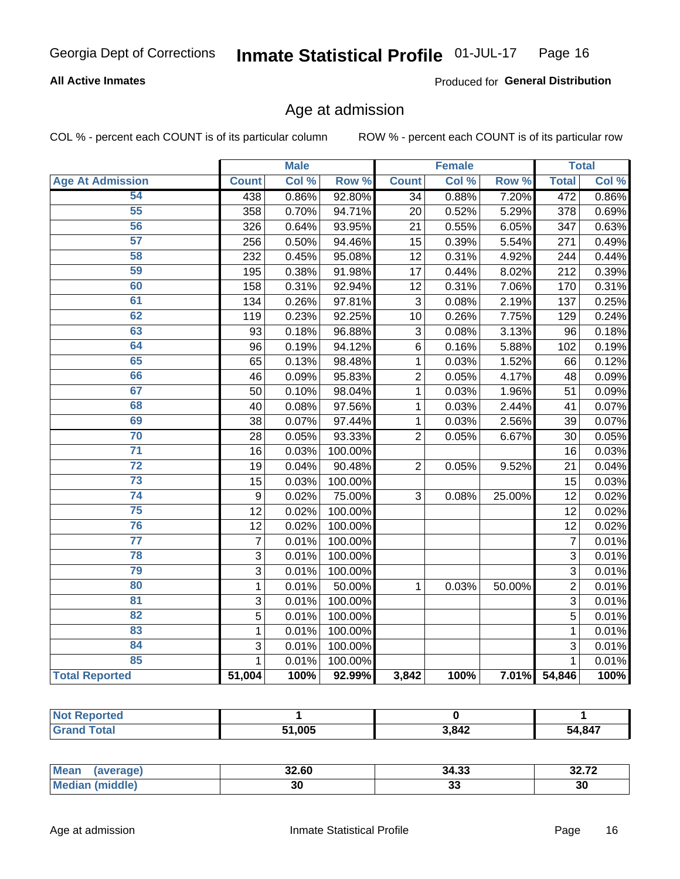Georgia Dept of Corrections **Inmate Statistical Profile** 01-JUL-17

**All Active Inmates**

Produced for **General Distribution**

## Age at admission

COL % - percent each COUNT is of its particular column

ROW % - percent each COUNT is of its particular row

| | Male | | | Female | | | Total | |
|---|---|---|---|---|---|---|---|---|
| **Age At Admission** | **Count** | **Col %** | **Row %** | **Count** | **Col %** | **Row %** | **Total** | **Col %** |
| 54 | 438 | 0.86% | 92.80% | 34 | 0.88% | 7.20% | 472 | 0.86% |
| 55 | 358 | 0.70% | 94.71% | 20 | 0.52% | 5.29% | 378 | 0.69% |
| 56 | 326 | 0.64% | 93.95% | 21 | 0.55% | 6.05% | 347 | 0.63% |
| 57 | 256 | 0.50% | 94.46% | 15 | 0.39% | 5.54% | 271 | 0.49% |
| 58 | 232 | 0.45% | 95.08% | 12 | 0.31% | 4.92% | 244 | 0.44% |
| 59 | 195 | 0.38% | 91.98% | 17 | 0.44% | 8.02% | 212 | 0.39% |
| 60 | 158 | 0.31% | 92.94% | 12 | 0.31% | 7.06% | 170 | 0.31% |
| 61 | 134 | 0.26% | 97.81% | 3 | 0.08% | 2.19% | 137 | 0.25% |
| 62 | 119 | 0.23% | 92.25% | 10 | 0.26% | 7.75% | 129 | 0.24% |
| 63 | 93 | 0.18% | 96.88% | 3 | 0.08% | 3.13% | 96 | 0.18% |
| 64 | 96 | 0.19% | 94.12% | 6 | 0.16% | 5.88% | 102 | 0.19% |
| 65 | 65 | 0.13% | 98.48% | 1 | 0.03% | 1.52% | 66 | 0.12% |
| 66 | 46 | 0.09% | 95.83% | 2 | 0.05% | 4.17% | 48 | 0.09% |
| 67 | 50 | 0.10% | 98.04% | 1 | 0.03% | 1.96% | 51 | 0.09% |
| 68 | 40 | 0.08% | 97.56% | 1 | 0.03% | 2.44% | 41 | 0.07% |
| 69 | 38 | 0.07% | 97.44% | 1 | 0.03% | 2.56% | 39 | 0.07% |
| 70 | 28 | 0.05% | 93.33% | 2 | 0.05% | 6.67% | 30 | 0.05% |
| 71 | 16 | 0.03% | 100.00% | | | | 16 | 0.03% |
| 72 | 19 | 0.04% | 90.48% | 2 | 0.05% | 9.52% | 21 | 0.04% |
| 73 | 15 | 0.03% | 100.00% | | | | 15 | 0.03% |
| 74 | 9 | 0.02% | 75.00% | 3 | 0.08% | 25.00% | 12 | 0.02% |
| 75 | 12 | 0.02% | 100.00% | | | | 12 | 0.02% |
| 76 | 12 | 0.02% | 100.00% | | | | 12 | 0.02% |
| 77 | 7 | 0.01% | 100.00% | | | | 7 | 0.01% |
| 78 | 3 | 0.01% | 100.00% | | | | 3 | 0.01% |
| 79 | 3 | 0.01% | 100.00% | | | | 3 | 0.01% |
| 80 | 1 | 0.01% | 50.00% | 1 | 0.03% | 50.00% | 2 | 0.01% |
| 81 | 3 | 0.01% | 100.00% | | | | 3 | 0.01% |
| 82 | 5 | 0.01% | 100.00% | | | | 5 | 0.01% |
| 83 | 1 | 0.01% | 100.00% | | | | 1 | 0.01% |
| 84 | 3 | 0.01% | 100.00% | | | | 3 | 0.01% |
| 85 | 1 | 0.01% | 100.00% | | | | 1 | 0.01% |
| **Total Reported** | **51,004** | **100%** | **92.99%** | **3,842** | **100%** | **7.01%** | **54,846** | **100%** |

| | Male | Female | Total |
|---|---|---|---|
| **Not Reported** | **1** | **0** | **1** |
| **Grand Total** | **51,005** | **3,842** | **54,847** |

| | Male | Female | Total |
|---|---|---|---|
| **Mean (average)** | **32.60** | **34.33** | **32.72** |
| **Median (middle)** | **30** | **33** | **30** |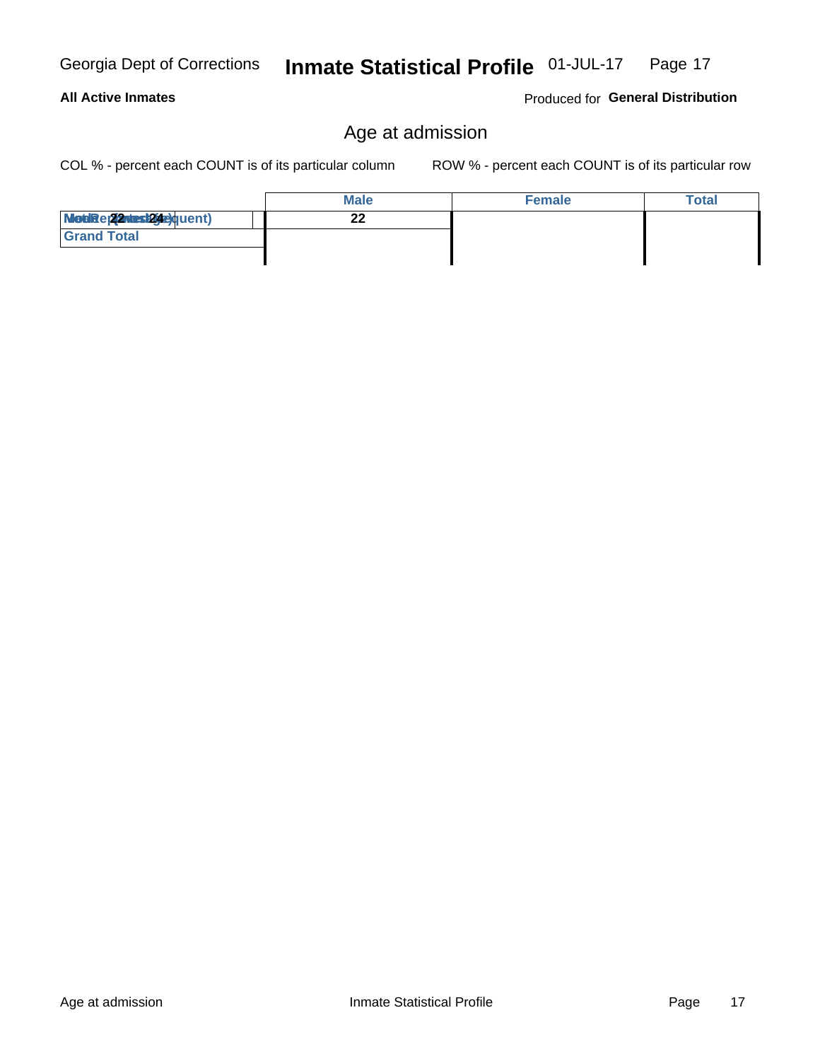## Age at admission

COL % - percent each COUNT is of its particular column ROW % - percent each COUNT is of its particular row

| | Male | Female | Total |
|---|---|---|---|
| Mode (most frequent) | 22 | | |
| Grand Total | | | |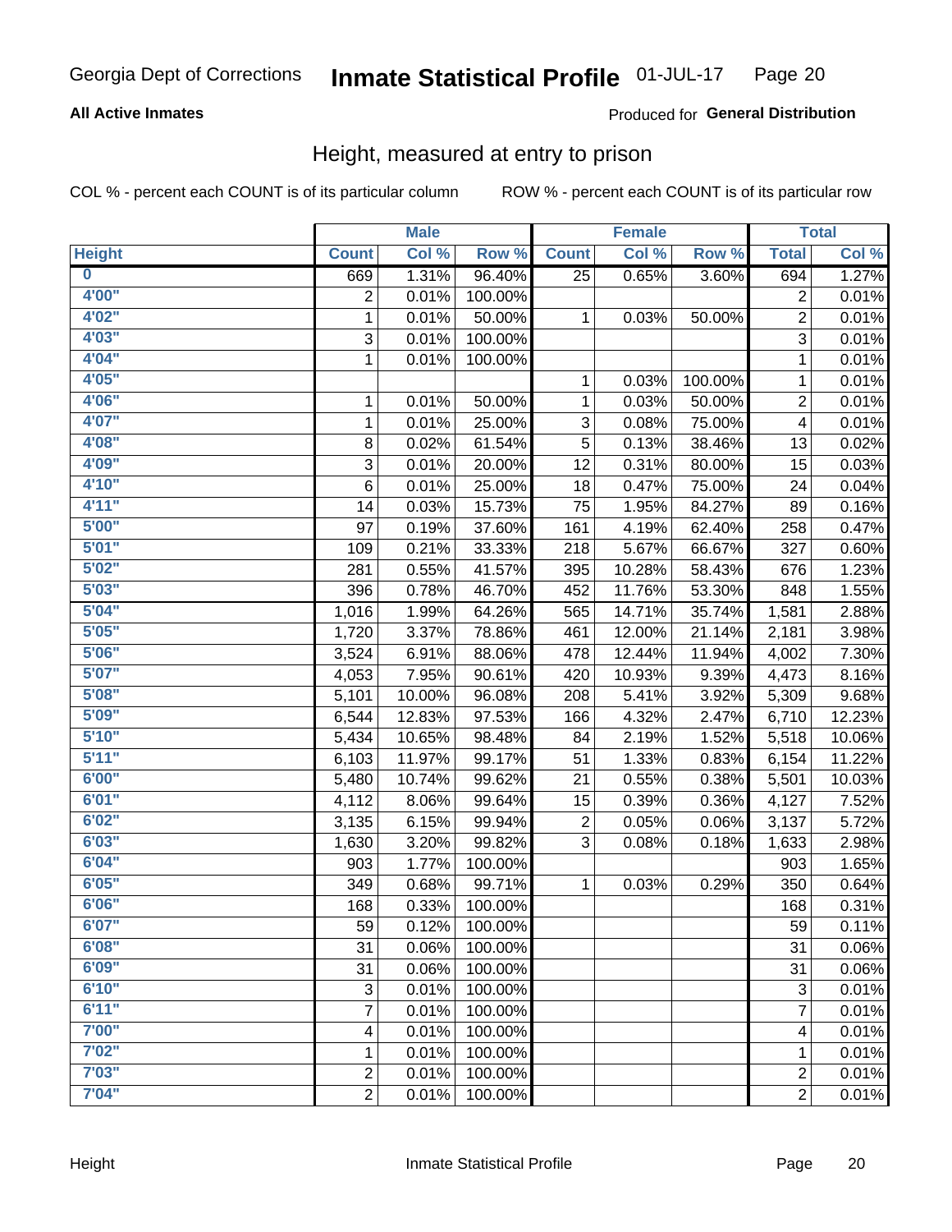Georgia Dept of Corrections **Inmate Statistical Profile** 01-JUL-17

**All Active Inmates**

Produced for **General Distribution**

## Height, measured at entry to prison

COL % - percent each COUNT is of its particular column ROW % - percent each COUNT is of its particular row

| Height | Male | | | Female | | | Total | |
|---|---|---|---|---|---|---|---|---|
| | Count | Col % | Row % | Count | Col % | Row % | Total | Col % |
| 0 | 669 | 1.31% | 96.40% | 25 | 0.65% | 3.60% | 694 | 1.27% |
| 4'00" | 2 | 0.01% | 100.00% | | | | 2 | 0.01% |
| 4'02" | 1 | 0.01% | 50.00% | 1 | 0.03% | 50.00% | 2 | 0.01% |
| 4'03" | 3 | 0.01% | 100.00% | | | | 3 | 0.01% |
| 4'04" | 1 | 0.01% | 100.00% | | | | 1 | 0.01% |
| 4'05" | | | | 1 | 0.03% | 100.00% | 1 | 0.01% |
| 4'06" | 1 | 0.01% | 50.00% | 1 | 0.03% | 50.00% | 2 | 0.01% |
| 4'07" | 1 | 0.01% | 25.00% | 3 | 0.08% | 75.00% | 4 | 0.01% |
| 4'08" | 8 | 0.02% | 61.54% | 5 | 0.13% | 38.46% | 13 | 0.02% |
| 4'09" | 3 | 0.01% | 20.00% | 12 | 0.31% | 80.00% | 15 | 0.03% |
| 4'10" | 6 | 0.01% | 25.00% | 18 | 0.47% | 75.00% | 24 | 0.04% |
| 4'11" | 14 | 0.03% | 15.73% | 75 | 1.95% | 84.27% | 89 | 0.16% |
| 5'00" | 97 | 0.19% | 37.60% | 161 | 4.19% | 62.40% | 258 | 0.47% |
| 5'01" | 109 | 0.21% | 33.33% | 218 | 5.67% | 66.67% | 327 | 0.60% |
| 5'02" | 281 | 0.55% | 41.57% | 395 | 10.28% | 58.43% | 676 | 1.23% |
| 5'03" | 396 | 0.78% | 46.70% | 452 | 11.76% | 53.30% | 848 | 1.55% |
| 5'04" | 1,016 | 1.99% | 64.26% | 565 | 14.71% | 35.74% | 1,581 | 2.88% |
| 5'05" | 1,720 | 3.37% | 78.86% | 461 | 12.00% | 21.14% | 2,181 | 3.98% |
| 5'06" | 3,524 | 6.91% | 88.06% | 478 | 12.44% | 11.94% | 4,002 | 7.30% |
| 5'07" | 4,053 | 7.95% | 90.61% | 420 | 10.93% | 9.39% | 4,473 | 8.16% |
| 5'08" | 5,101 | 10.00% | 96.08% | 208 | 5.41% | 3.92% | 5,309 | 9.68% |
| 5'09" | 6,544 | 12.83% | 97.53% | 166 | 4.32% | 2.47% | 6,710 | 12.23% |
| 5'10" | 5,434 | 10.65% | 98.48% | 84 | 2.19% | 1.52% | 5,518 | 10.06% |
| 5'11" | 6,103 | 11.97% | 99.17% | 51 | 1.33% | 0.83% | 6,154 | 11.22% |
| 6'00" | 5,480 | 10.74% | 99.62% | 21 | 0.55% | 0.38% | 5,501 | 10.03% |
| 6'01" | 4,112 | 8.06% | 99.64% | 15 | 0.39% | 0.36% | 4,127 | 7.52% |
| 6'02" | 3,135 | 6.15% | 99.94% | 2 | 0.05% | 0.06% | 3,137 | 5.72% |
| 6'03" | 1,630 | 3.20% | 99.82% | 3 | 0.08% | 0.18% | 1,633 | 2.98% |
| 6'04" | 903 | 1.77% | 100.00% | | | | 903 | 1.65% |
| 6'05" | 349 | 0.68% | 99.71% | 1 | 0.03% | 0.29% | 350 | 0.64% |
| 6'06" | 168 | 0.33% | 100.00% | | | | 168 | 0.31% |
| 6'07" | 59 | 0.12% | 100.00% | | | | 59 | 0.11% |
| 6'08" | 31 | 0.06% | 100.00% | | | | 31 | 0.06% |
| 6'09" | 31 | 0.06% | 100.00% | | | | 31 | 0.06% |
| 6'10" | 3 | 0.01% | 100.00% | | | | 3 | 0.01% |
| 6'11" | 7 | 0.01% | 100.00% | | | | 7 | 0.01% |
| 7'00" | 4 | 0.01% | 100.00% | | | | 4 | 0.01% |
| 7'02" | 1 | 0.01% | 100.00% | | | | 1 | 0.01% |
| 7'03" | 2 | 0.01% | 100.00% | | | | 2 | 0.01% |
| 7'04" | 2 | 0.01% | 100.00% | | | | 2 | 0.01% |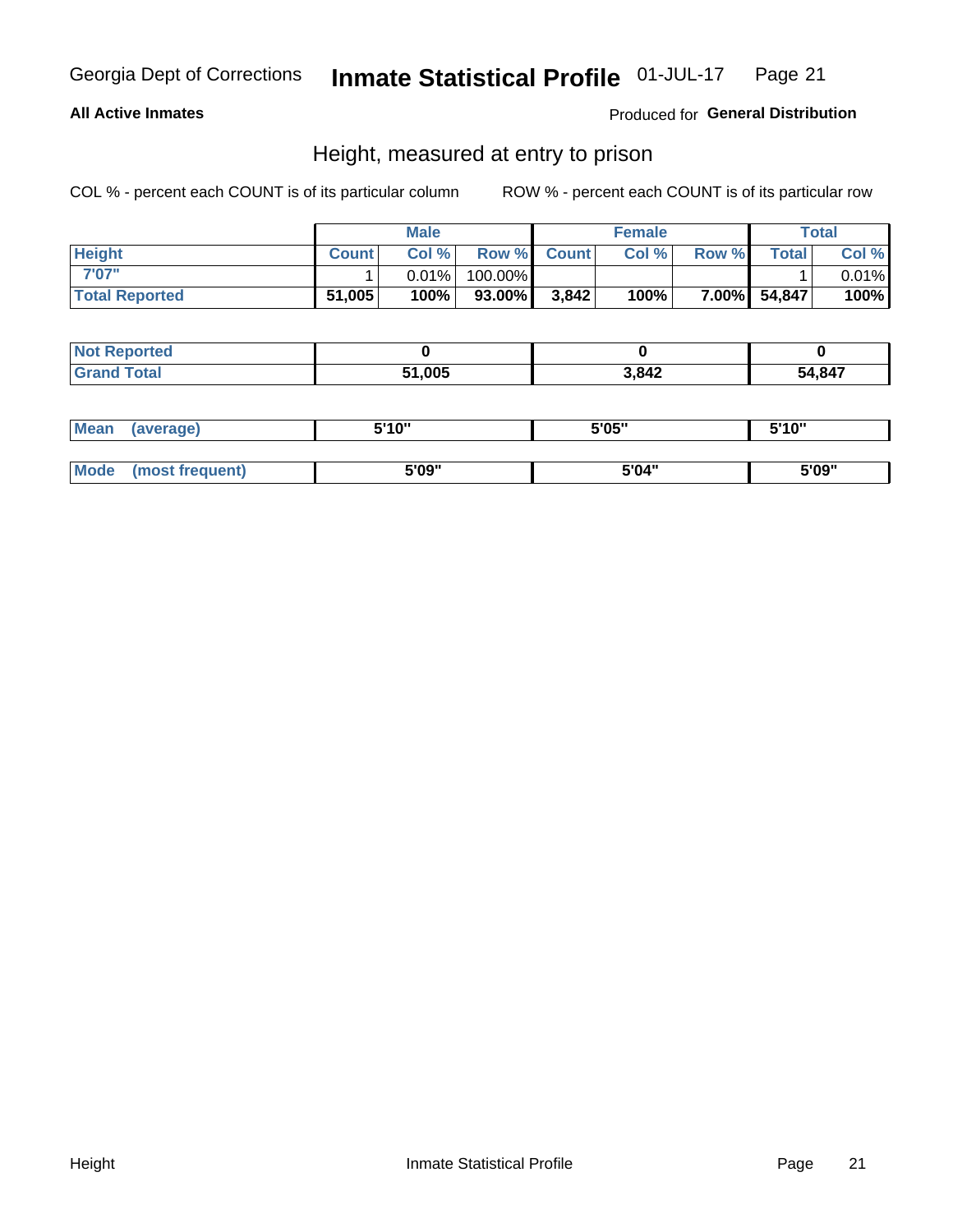**All Active Inmates**

Produced for **General Distribution**

## Height, measured at entry to prison

COL % - percent each COUNT is of its particular column

ROW % - percent each COUNT is of its particular row

| | Male | | | Female | | | Total | |
|---|---|---|---|---|---|---|---|---|
| **Height** | **Count** | **Col %** | **Row %** | **Count** | **Col %** | **Row %** | **Total** | **Col %** |
| **7'07"** | 1 | 0.01% | 100.00% | | | | 1 | 0.01% |
| **Total Reported** | **51,005** | **100%** | **93.00%** | **3,842** | **100%** | **7.00%** | **54,847** | **100%** |

| | Male | Female | Total |
|---|---|---|---|
| **Not Reported** | **0** | **0** | **0** |
| **Grand Total** | **51,005** | **3,842** | **54,847** |

| | Male | Female | Total |
|---|---|---|---|
| **Mean (average)** | **5'10"** | **5'05"** | **5'10"** |
| **Mode (most frequent)** | **5'09"** | **5'04"** | **5'09"** |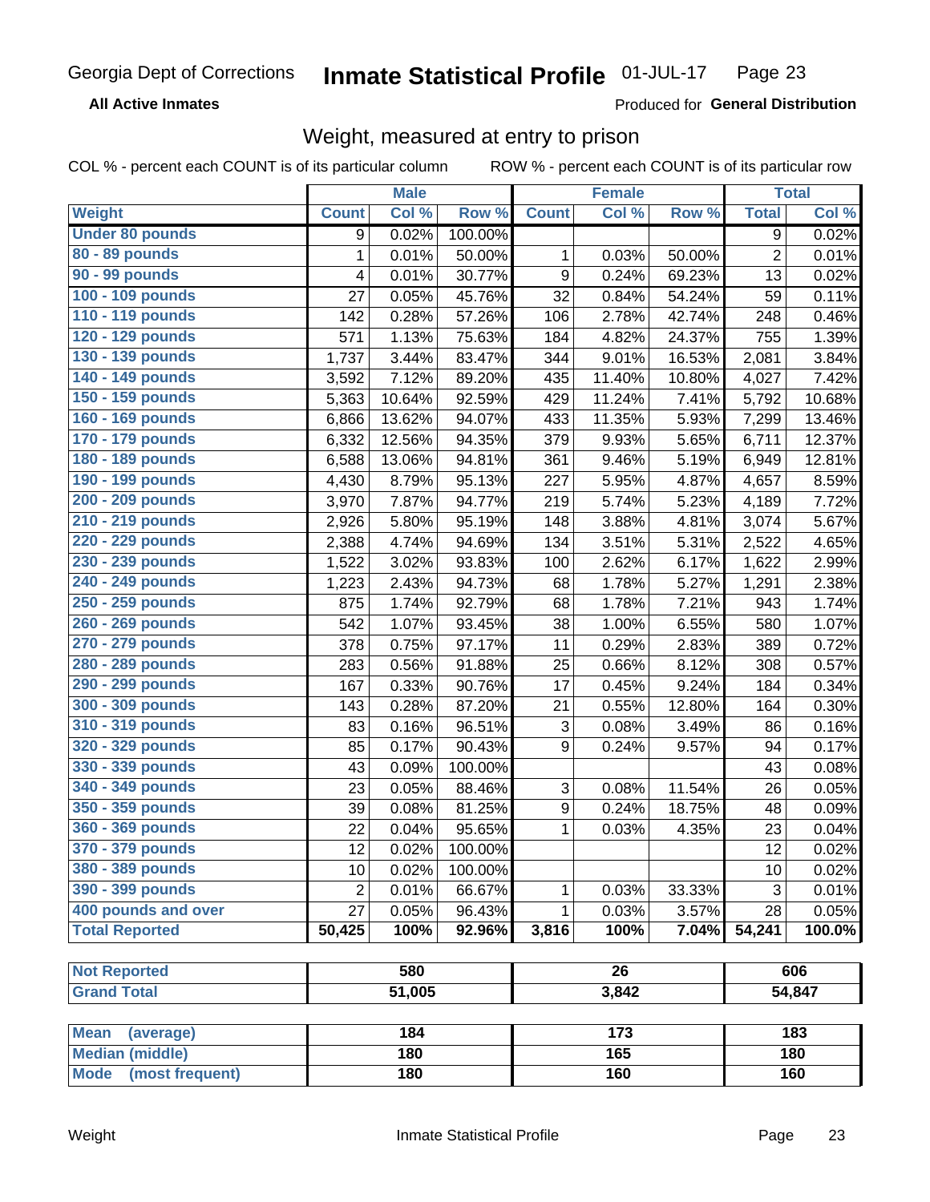Georgia Dept of Corrections **Inmate Statistical Profile** 01-JUL-17

**All Active Inmates**

Produced for **General Distribution**

## Weight, measured at entry to prison

COL % - percent each COUNT is of its particular column    ROW % - percent each COUNT is of its particular row

| | Male | | | Female | | | Total | |
|---|---|---|---|---|---|---|---|---|
| **Weight** | **Count** | **Col %** | **Row %** | **Count** | **Col %** | **Row %** | **Total** | **Col %** |
| **Under 80 pounds** | 9 | 0.02% | 100.00% | | | | 9 | 0.02% |
| **80 - 89 pounds** | 1 | 0.01% | 50.00% | 1 | 0.03% | 50.00% | 2 | 0.01% |
| **90 - 99 pounds** | 4 | 0.01% | 30.77% | 9 | 0.24% | 69.23% | 13 | 0.02% |
| **100 - 109 pounds** | 27 | 0.05% | 45.76% | 32 | 0.84% | 54.24% | 59 | 0.11% |
| **110 - 119 pounds** | 142 | 0.28% | 57.26% | 106 | 2.78% | 42.74% | 248 | 0.46% |
| **120 - 129 pounds** | 571 | 1.13% | 75.63% | 184 | 4.82% | 24.37% | 755 | 1.39% |
| **130 - 139 pounds** | 1,737 | 3.44% | 83.47% | 344 | 9.01% | 16.53% | 2,081 | 3.84% |
| **140 - 149 pounds** | 3,592 | 7.12% | 89.20% | 435 | 11.40% | 10.80% | 4,027 | 7.42% |
| **150 - 159 pounds** | 5,363 | 10.64% | 92.59% | 429 | 11.24% | 7.41% | 5,792 | 10.68% |
| **160 - 169 pounds** | 6,866 | 13.62% | 94.07% | 433 | 11.35% | 5.93% | 7,299 | 13.46% |
| **170 - 179 pounds** | 6,332 | 12.56% | 94.35% | 379 | 9.93% | 5.65% | 6,711 | 12.37% |
| **180 - 189 pounds** | 6,588 | 13.06% | 94.81% | 361 | 9.46% | 5.19% | 6,949 | 12.81% |
| **190 - 199 pounds** | 4,430 | 8.79% | 95.13% | 227 | 5.95% | 4.87% | 4,657 | 8.59% |
| **200 - 209 pounds** | 3,970 | 7.87% | 94.77% | 219 | 5.74% | 5.23% | 4,189 | 7.72% |
| **210 - 219 pounds** | 2,926 | 5.80% | 95.19% | 148 | 3.88% | 4.81% | 3,074 | 5.67% |
| **220 - 229 pounds** | 2,388 | 4.74% | 94.69% | 134 | 3.51% | 5.31% | 2,522 | 4.65% |
| **230 - 239 pounds** | 1,522 | 3.02% | 93.83% | 100 | 2.62% | 6.17% | 1,622 | 2.99% |
| **240 - 249 pounds** | 1,223 | 2.43% | 94.73% | 68 | 1.78% | 5.27% | 1,291 | 2.38% |
| **250 - 259 pounds** | 875 | 1.74% | 92.79% | 68 | 1.78% | 7.21% | 943 | 1.74% |
| **260 - 269 pounds** | 542 | 1.07% | 93.45% | 38 | 1.00% | 6.55% | 580 | 1.07% |
| **270 - 279 pounds** | 378 | 0.75% | 97.17% | 11 | 0.29% | 2.83% | 389 | 0.72% |
| **280 - 289 pounds** | 283 | 0.56% | 91.88% | 25 | 0.66% | 8.12% | 308 | 0.57% |
| **290 - 299 pounds** | 167 | 0.33% | 90.76% | 17 | 0.45% | 9.24% | 184 | 0.34% |
| **300 - 309 pounds** | 143 | 0.28% | 87.20% | 21 | 0.55% | 12.80% | 164 | 0.30% |
| **310 - 319 pounds** | 83 | 0.16% | 96.51% | 3 | 0.08% | 3.49% | 86 | 0.16% |
| **320 - 329 pounds** | 85 | 0.17% | 90.43% | 9 | 0.24% | 9.57% | 94 | 0.17% |
| **330 - 339 pounds** | 43 | 0.09% | 100.00% | | | | 43 | 0.08% |
| **340 - 349 pounds** | 23 | 0.05% | 88.46% | 3 | 0.08% | 11.54% | 26 | 0.05% |
| **350 - 359 pounds** | 39 | 0.08% | 81.25% | 9 | 0.24% | 18.75% | 48 | 0.09% |
| **360 - 369 pounds** | 22 | 0.04% | 95.65% | 1 | 0.03% | 4.35% | 23 | 0.04% |
| **370 - 379 pounds** | 12 | 0.02% | 100.00% | | | | 12 | 0.02% |
| **380 - 389 pounds** | 10 | 0.02% | 100.00% | | | | 10 | 0.02% |
| **390 - 399 pounds** | 2 | 0.01% | 66.67% | 1 | 0.03% | 33.33% | 3 | 0.01% |
| **400 pounds and over** | 27 | 0.05% | 96.43% | 1 | 0.03% | 3.57% | 28 | 0.05% |
| **Total Reported** | **50,425** | **100%** | **92.96%** | **3,816** | **100%** | **7.04%** | **54,241** | **100.0%** |

| | Male | Female | Total |
|---|---|---|---|
| **Not Reported** | **580** | **26** | **606** |
| **Grand Total** | **51,005** | **3,842** | **54,847** |

| | Male | Female | Total |
|---|---|---|---|
| **Mean (average)** | **184** | **173** | **183** |
| **Median (middle)** | **180** | **165** | **180** |
| **Mode (most frequent)** | **180** | **160** | **160** |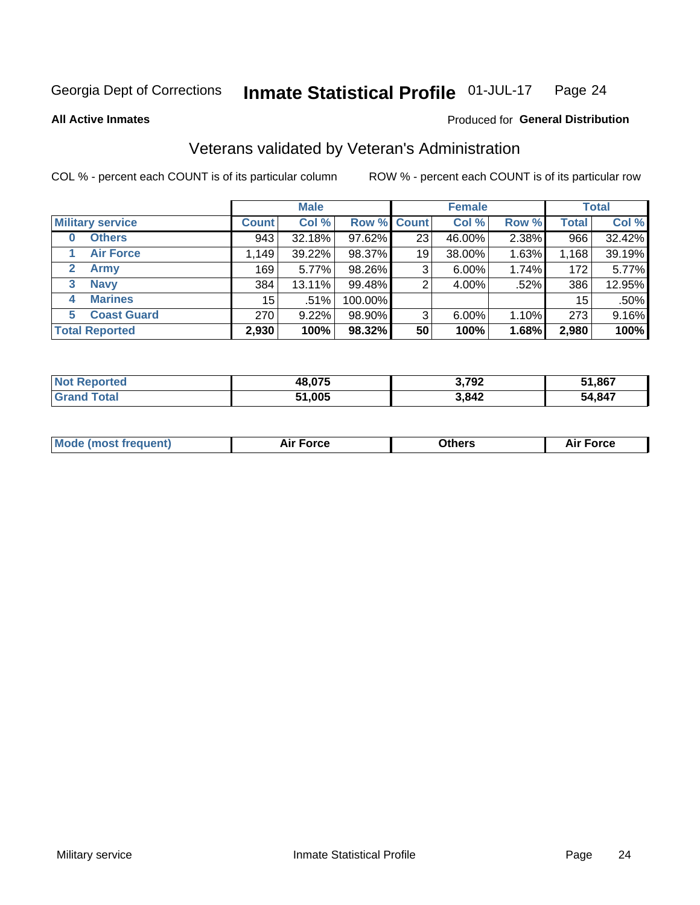Georgia Dept of Corrections **Inmate Statistical Profile** 01-JUL-17

**All Active Inmates**

Produced for **General Distribution**

## Veterans validated by Veteran's Administration

COL % - percent each COUNT is of its particular column     ROW % - percent each COUNT is of its particular row

| | Male | | | Female | | | Total | |
|---|---|---|---|---|---|---|---|---|
| **Military service** | **Count** | **Col %** | **Row %** | **Count** | **Col %** | **Row %** | **Total** | **Col %** |
| **0 Others** | 943 | 32.18% | 97.62% | 23 | 46.00% | 2.38% | 966 | 32.42% |
| **1 Air Force** | 1,149 | 39.22% | 98.37% | 19 | 38.00% | 1.63% | 1,168 | 39.19% |
| **2 Army** | 169 | 5.77% | 98.26% | 3 | 6.00% | 1.74% | 172 | 5.77% |
| **3 Navy** | 384 | 13.11% | 99.48% | 2 | 4.00% | .52% | 386 | 12.95% |
| **4 Marines** | 15 | .51% | 100.00% | | | | 15 | .50% |
| **5 Coast Guard** | 270 | 9.22% | 98.90% | 3 | 6.00% | 1.10% | 273 | 9.16% |
| **Total Reported** | **2,930** | **100%** | **98.32%** | **50** | **100%** | **1.68%** | **2,980** | **100%** |

| | Male | Female | Total |
|---|---|---|---|
| **Not Reported** | **48,075** | **3,792** | **51,867** |
| **Grand Total** | **51,005** | **3,842** | **54,847** |

| | Male | Female | Total |
|---|---|---|---|
| **Mode (most frequent)** | **Air Force** | **Others** | **Air Force** |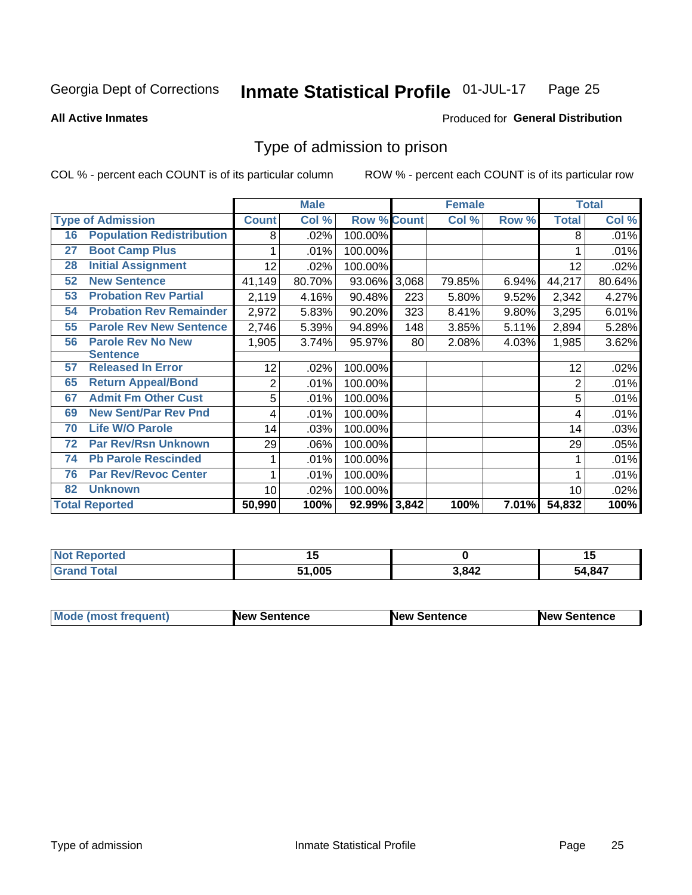Georgia Dept of Corrections **Inmate Statistical Profile** 01-JUL-17

**All Active Inmates**

Produced for **General Distribution**

## Type of admission to prison

COL % - percent each COUNT is of its particular column    ROW % - percent each COUNT is of its particular row

| Type of Admission | | Male | | | Female | | | Total | |
|---|---|---|---|---|---|---|---|---|---|
| | | Count | Col % | Row % | Count | Col % | Row % | Total | Col % |
| 16 | Population Redistribution | 8 | .02% | 100.00% | | | | 8 | .01% |
| 27 | Boot Camp Plus | 1 | .01% | 100.00% | | | | 1 | .01% |
| 28 | Initial Assignment | 12 | .02% | 100.00% | | | | 12 | .02% |
| 52 | New Sentence | 41,149 | 80.70% | 93.06% | 3,068 | 79.85% | 6.94% | 44,217 | 80.64% |
| 53 | Probation Rev Partial | 2,119 | 4.16% | 90.48% | 223 | 5.80% | 9.52% | 2,342 | 4.27% |
| 54 | Probation Rev Remainder | 2,972 | 5.83% | 90.20% | 323 | 8.41% | 9.80% | 3,295 | 6.01% |
| 55 | Parole Rev New Sentence | 2,746 | 5.39% | 94.89% | 148 | 3.85% | 5.11% | 2,894 | 5.28% |
| 56 | Parole Rev No New Sentence | 1,905 | 3.74% | 95.97% | 80 | 2.08% | 4.03% | 1,985 | 3.62% |
| 57 | Released In Error | 12 | .02% | 100.00% | | | | 12 | .02% |
| 65 | Return Appeal/Bond | 2 | .01% | 100.00% | | | | 2 | .01% |
| 67 | Admit Fm Other Cust | 5 | .01% | 100.00% | | | | 5 | .01% |
| 69 | New Sent/Par Rev Pnd | 4 | .01% | 100.00% | | | | 4 | .01% |
| 70 | Life W/O Parole | 14 | .03% | 100.00% | | | | 14 | .03% |
| 72 | Par Rev/Rsn Unknown | 29 | .06% | 100.00% | | | | 29 | .05% |
| 74 | Pb Parole Rescinded | 1 | .01% | 100.00% | | | | 1 | .01% |
| 76 | Par Rev/Revoc Center | 1 | .01% | 100.00% | | | | 1 | .01% |
| 82 | Unknown | 10 | .02% | 100.00% | | | | 10 | .02% |
| **Total Reported** | | **50,990** | **100%** | **92.99%** | **3,842** | **100%** | **7.01%** | **54,832** | **100%** |

| | Male | Female | Total |
|---|---|---|---|
| Not Reported | 15 | 0 | 15 |
| Grand Total | 51,005 | 3,842 | 54,847 |

| | Male | Female | Total |
|---|---|---|---|
| Mode (most frequent) | New Sentence | New Sentence | New Sentence |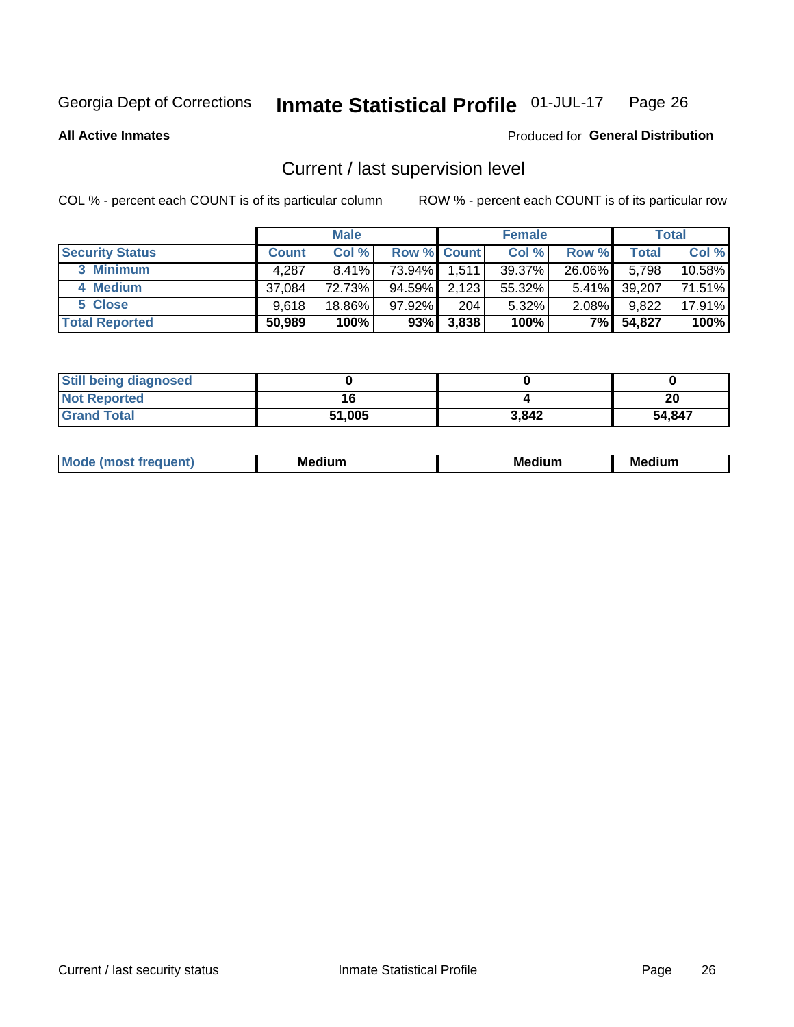Georgia Dept of Corrections **Inmate Statistical Profile** 01-JUL-17

**All Active Inmates** Produced for **General Distribution**

## Current / last supervision level

COL % - percent each COUNT is of its particular column ROW % - percent each COUNT is of its particular row

| | Male | | | Female | | | Total | |
|---|---|---|---|---|---|---|---|---|
| **Security Status** | **Count** | **Col %** | **Row %** | **Count** | **Col %** | **Row %** | **Total** | **Col %** |
| 3 Minimum | 4,287 | 8.41% | 73.94% | 1,511 | 39.37% | 26.06% | 5,798 | 10.58% |
| 4 Medium | 37,084 | 72.73% | 94.59% | 2,123 | 55.32% | 5.41% | 39,207 | 71.51% |
| 5 Close | 9,618 | 18.86% | 97.92% | 204 | 5.32% | 2.08% | 9,822 | 17.91% |
| **Total Reported** | **50,989** | **100%** | **93%** | **3,838** | **100%** | **7%** | **54,827** | **100%** |

| | Male | Female | Total |
|---|---|---|---|
| **Still being diagnosed** | **0** | **0** | **0** |
| **Not Reported** | **16** | **4** | **20** |
| **Grand Total** | **51,005** | **3,842** | **54,847** |

| | Male | Female | Total |
|---|---|---|---|
| **Mode (most frequent)** | **Medium** | **Medium** | **Medium** |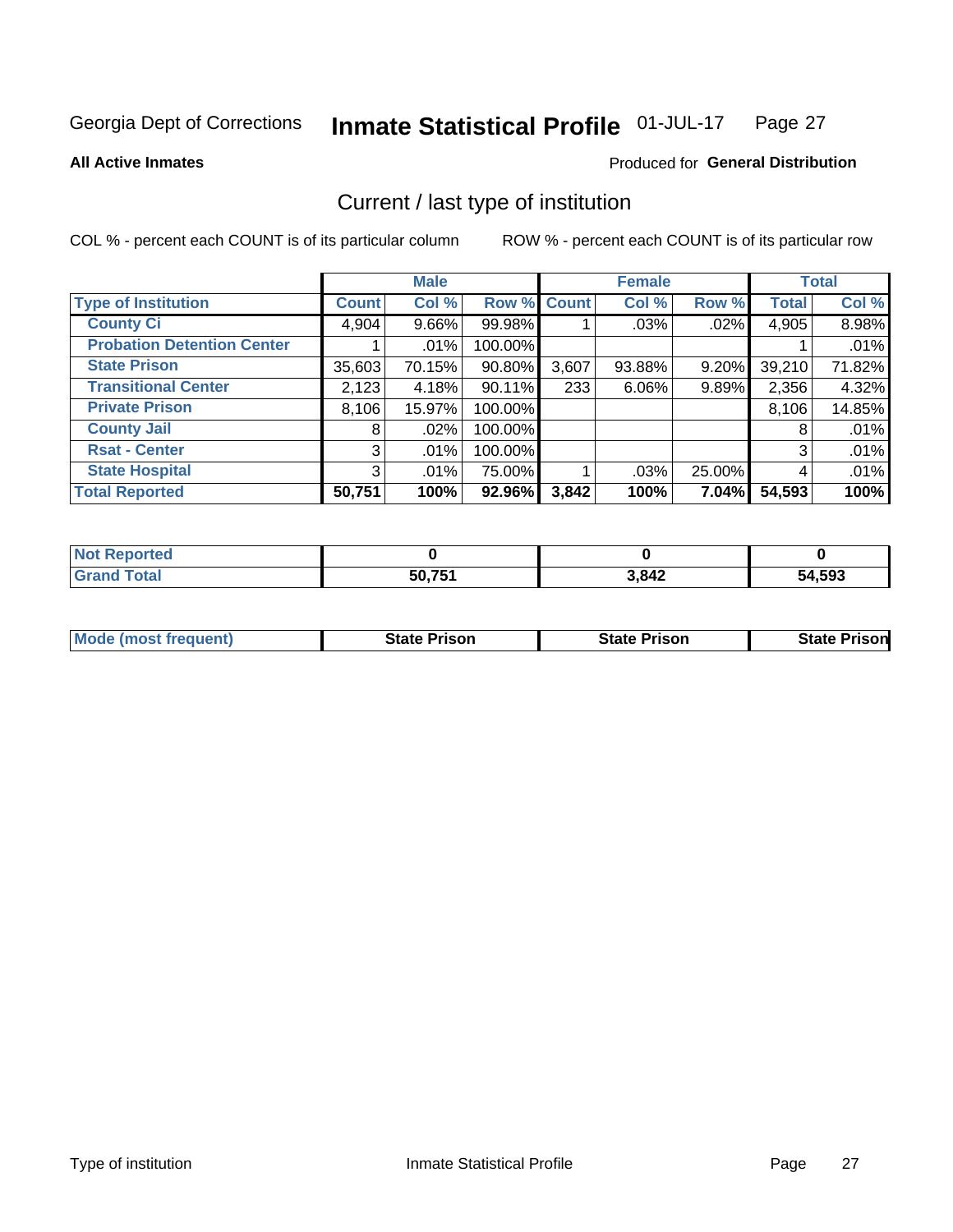Georgia Dept of Corrections **Inmate Statistical Profile** 01-JUL-17

**All Active Inmates**

Produced for **General Distribution**

## Current / last type of institution

COL % - percent each COUNT is of its particular column     ROW % - percent each COUNT is of its particular row

| | Male | | | Female | | | Total | |
|---|---|---|---|---|---|---|---|---|
| **Type of Institution** | **Count** | **Col %** | **Row %** | **Count** | **Col %** | **Row %** | **Total** | **Col %** |
| **County Ci** | 4,904 | 9.66% | 99.98% | 1 | .03% | .02% | 4,905 | 8.98% |
| **Probation Detention Center** | 1 | .01% | 100.00% | | | | 1 | .01% |
| **State Prison** | 35,603 | 70.15% | 90.80% | 3,607 | 93.88% | 9.20% | 39,210 | 71.82% |
| **Transitional Center** | 2,123 | 4.18% | 90.11% | 233 | 6.06% | 9.89% | 2,356 | 4.32% |
| **Private Prison** | 8,106 | 15.97% | 100.00% | | | | 8,106 | 14.85% |
| **County Jail** | 8 | .02% | 100.00% | | | | 8 | .01% |
| **Rsat - Center** | 3 | .01% | 100.00% | | | | 3 | .01% |
| **State Hospital** | 3 | .01% | 75.00% | 1 | .03% | 25.00% | 4 | .01% |
| **Total Reported** | **50,751** | **100%** | **92.96%** | **3,842** | **100%** | **7.04%** | **54,593** | **100%** |

| | Male | Female | Total |
|---|---|---|---|
| **Not Reported** | **0** | **0** | **0** |
| **Grand Total** | **50,751** | **3,842** | **54,593** |

| | Male | Female | Total |
|---|---|---|---|
| **Mode (most frequent)** | **State Prison** | **State Prison** | **State Prison** |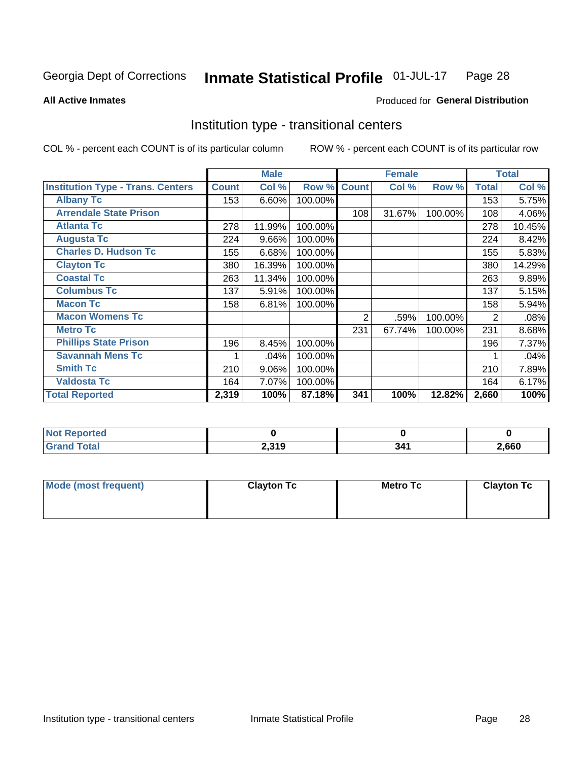Georgia Dept of Corrections **Inmate Statistical Profile** 01-JUL-17

**All Active Inmates**

Produced for **General Distribution**

## Institution type - transitional centers

COL % - percent each COUNT is of its particular column ROW % - percent each COUNT is of its particular row

| | Male | | | Female | | | Total | |
|---|---|---|---|---|---|---|---|---|
| **Institution Type - Trans. Centers** | **Count** | **Col %** | **Row %** | **Count** | **Col %** | **Row %** | **Total** | **Col %** |
| **Albany Tc** | 153 | 6.60% | 100.00% | | | | 153 | 5.75% |
| **Arrendale State Prison** | | | | 108 | 31.67% | 100.00% | 108 | 4.06% |
| **Atlanta Tc** | 278 | 11.99% | 100.00% | | | | 278 | 10.45% |
| **Augusta Tc** | 224 | 9.66% | 100.00% | | | | 224 | 8.42% |
| **Charles D. Hudson Tc** | 155 | 6.68% | 100.00% | | | | 155 | 5.83% |
| **Clayton Tc** | 380 | 16.39% | 100.00% | | | | 380 | 14.29% |
| **Coastal Tc** | 263 | 11.34% | 100.00% | | | | 263 | 9.89% |
| **Columbus Tc** | 137 | 5.91% | 100.00% | | | | 137 | 5.15% |
| **Macon Tc** | 158 | 6.81% | 100.00% | | | | 158 | 5.94% |
| **Macon Womens Tc** | | | | 2 | .59% | 100.00% | 2 | .08% |
| **Metro Tc** | | | | 231 | 67.74% | 100.00% | 231 | 8.68% |
| **Phillips State Prison** | 196 | 8.45% | 100.00% | | | | 196 | 7.37% |
| **Savannah Mens Tc** | 1 | .04% | 100.00% | | | | 1 | .04% |
| **Smith Tc** | 210 | 9.06% | 100.00% | | | | 210 | 7.89% |
| **Valdosta Tc** | 164 | 7.07% | 100.00% | | | | 164 | 6.17% |
| **Total Reported** | **2,319** | **100%** | **87.18%** | **341** | **100%** | **12.82%** | **2,660** | **100%** |

| | Male | Female | Total |
|---|---|---|---|
| **Not Reported** | **0** | **0** | **0** |
| **Grand Total** | **2,319** | **341** | **2,660** |

| | Male | Female | Total |
|---|---|---|---|
| **Mode (most frequent)** | **Clayton Tc** | **Metro Tc** | **Clayton Tc** |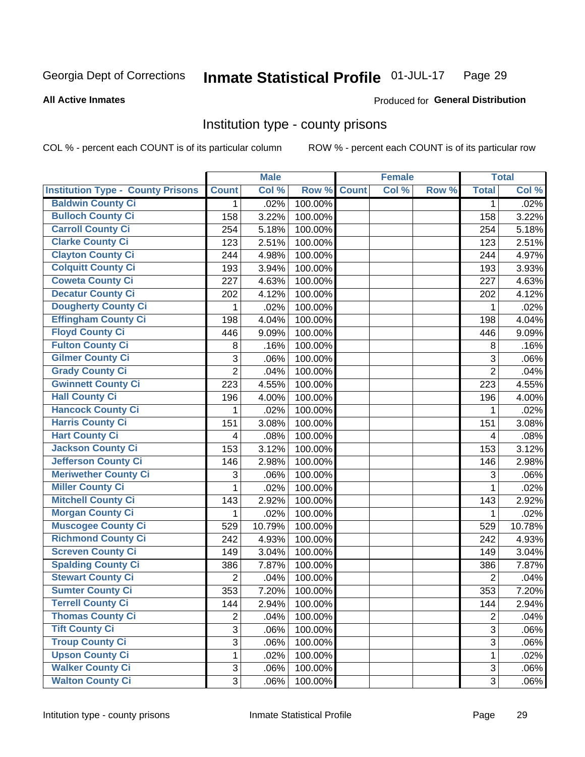# Georgia Dept of Corrections — Inmate Statistical Profile 01-JUL-17

**All Active Inmates**

Produced for **General Distribution**

## Institution type - county prisons

COL % - percent each COUNT is of its particular column

ROW % - percent each COUNT is of its particular row

| Institution Type - County Prisons | Male | | | Female | | | Total | |
|---|---|---|---|---|---|---|---|---|
| | Count | Col % | Row % | Count | Col % | Row % | Total | Col % |
| Baldwin County Ci | 1 | .02% | 100.00% | | | | 1 | .02% |
| Bulloch County Ci | 158 | 3.22% | 100.00% | | | | 158 | 3.22% |
| Carroll County Ci | 254 | 5.18% | 100.00% | | | | 254 | 5.18% |
| Clarke County Ci | 123 | 2.51% | 100.00% | | | | 123 | 2.51% |
| Clayton County Ci | 244 | 4.98% | 100.00% | | | | 244 | 4.97% |
| Colquitt County Ci | 193 | 3.94% | 100.00% | | | | 193 | 3.93% |
| Coweta County Ci | 227 | 4.63% | 100.00% | | | | 227 | 4.63% |
| Decatur County Ci | 202 | 4.12% | 100.00% | | | | 202 | 4.12% |
| Dougherty County Ci | 1 | .02% | 100.00% | | | | 1 | .02% |
| Effingham County Ci | 198 | 4.04% | 100.00% | | | | 198 | 4.04% |
| Floyd County Ci | 446 | 9.09% | 100.00% | | | | 446 | 9.09% |
| Fulton County Ci | 8 | .16% | 100.00% | | | | 8 | .16% |
| Gilmer County Ci | 3 | .06% | 100.00% | | | | 3 | .06% |
| Grady County Ci | 2 | .04% | 100.00% | | | | 2 | .04% |
| Gwinnett County Ci | 223 | 4.55% | 100.00% | | | | 223 | 4.55% |
| Hall County Ci | 196 | 4.00% | 100.00% | | | | 196 | 4.00% |
| Hancock County Ci | 1 | .02% | 100.00% | | | | 1 | .02% |
| Harris County Ci | 151 | 3.08% | 100.00% | | | | 151 | 3.08% |
| Hart County Ci | 4 | .08% | 100.00% | | | | 4 | .08% |
| Jackson County Ci | 153 | 3.12% | 100.00% | | | | 153 | 3.12% |
| Jefferson County Ci | 146 | 2.98% | 100.00% | | | | 146 | 2.98% |
| Meriwether County Ci | 3 | .06% | 100.00% | | | | 3 | .06% |
| Miller County Ci | 1 | .02% | 100.00% | | | | 1 | .02% |
| Mitchell County Ci | 143 | 2.92% | 100.00% | | | | 143 | 2.92% |
| Morgan County Ci | 1 | .02% | 100.00% | | | | 1 | .02% |
| Muscogee County Ci | 529 | 10.79% | 100.00% | | | | 529 | 10.78% |
| Richmond County Ci | 242 | 4.93% | 100.00% | | | | 242 | 4.93% |
| Screven County Ci | 149 | 3.04% | 100.00% | | | | 149 | 3.04% |
| Spalding County Ci | 386 | 7.87% | 100.00% | | | | 386 | 7.87% |
| Stewart County Ci | 2 | .04% | 100.00% | | | | 2 | .04% |
| Sumter County Ci | 353 | 7.20% | 100.00% | | | | 353 | 7.20% |
| Terrell County Ci | 144 | 2.94% | 100.00% | | | | 144 | 2.94% |
| Thomas County Ci | 2 | .04% | 100.00% | | | | 2 | .04% |
| Tift County Ci | 3 | .06% | 100.00% | | | | 3 | .06% |
| Troup County Ci | 3 | .06% | 100.00% | | | | 3 | .06% |
| Upson County Ci | 1 | .02% | 100.00% | | | | 1 | .02% |
| Walker County Ci | 3 | .06% | 100.00% | | | | 3 | .06% |
| Walton County Ci | 3 | .06% | 100.00% | | | | 3 | .06% |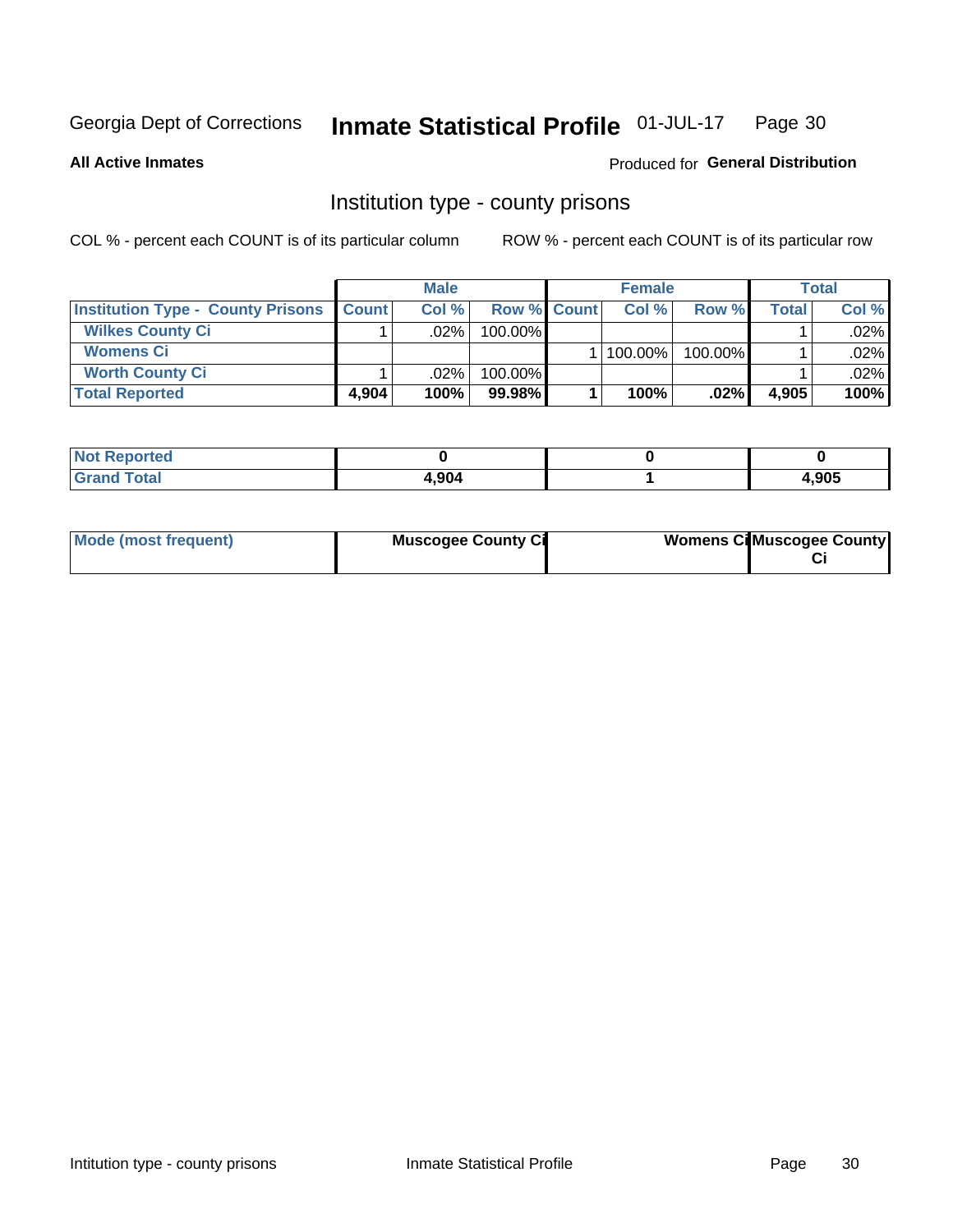Georgia Dept of Corrections **Inmate Statistical Profile** 01-JUL-17 Page 30

**All Active Inmates**

Produced for **General Distribution**

## Institution type - county prisons

COL % - percent each COUNT is of its particular column

ROW % - percent each COUNT is of its particular row

| | Male | | | Female | | | Total | |
|---|---|---|---|---|---|---|---|---|
| **Institution Type - County Prisons** | **Count** | **Col %** | **Row %** | **Count** | **Col %** | **Row %** | **Total** | **Col %** |
| **Wilkes County Ci** | 1 | .02% | 100.00% | | | | 1 | .02% |
| **Womens Ci** | | | | 1 | 100.00% | 100.00% | 1 | .02% |
| **Worth County Ci** | 1 | .02% | 100.00% | | | | 1 | .02% |
| **Total Reported** | **4,904** | **100%** | **99.98%** | **1** | **100%** | **.02%** | **4,905** | **100%** |

| | Male | Female | Total |
|---|---|---|---|
| **Not Reported** | **0** | **0** | **0** |
| **Grand Total** | **4,904** | **1** | **4,905** |

| | Male | Female | Total |
|---|---|---|---|
| **Mode (most frequent)** | **Muscogee County Ci** | **Womens Ci** | **Muscogee County Ci** |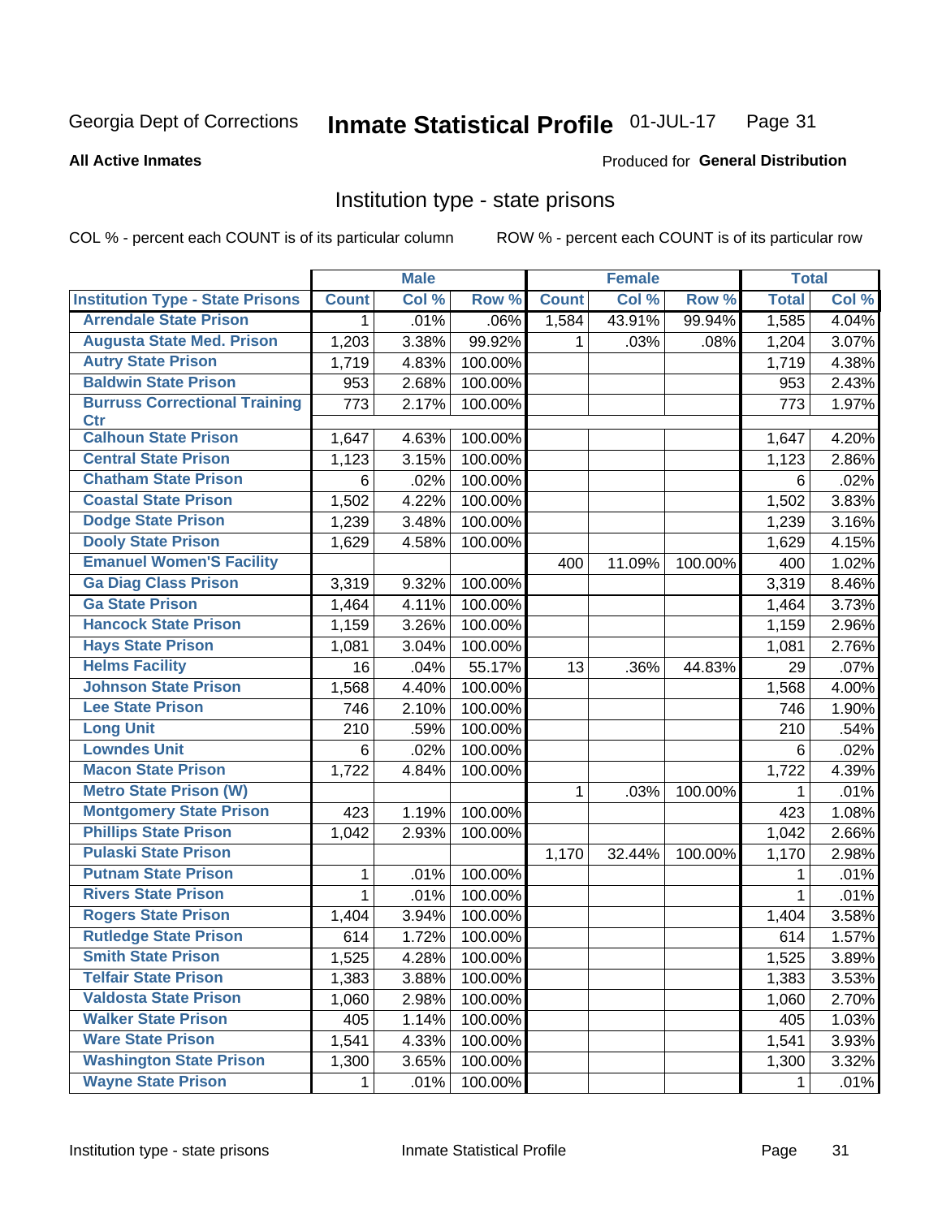Georgia Dept of Corrections **Inmate Statistical Profile** 01-JUL-17

**All Active Inmates**

Produced for **General Distribution**

## Institution type - state prisons

COL % - percent each COUNT is of its particular column ROW % - percent each COUNT is of its particular row

| | Male | | | Female | | | Total | |
|---|---|---|---|---|---|---|---|---|
| **Institution Type - State Prisons** | **Count** | **Col %** | **Row %** | **Count** | **Col %** | **Row %** | **Total** | **Col %** |
| **Arrendale State Prison** | 1 | .01% | .06% | 1,584 | 43.91% | 99.94% | 1,585 | 4.04% |
| **Augusta State Med. Prison** | 1,203 | 3.38% | 99.92% | 1 | .03% | .08% | 1,204 | 3.07% |
| **Autry State Prison** | 1,719 | 4.83% | 100.00% | | | | 1,719 | 4.38% |
| **Baldwin State Prison** | 953 | 2.68% | 100.00% | | | | 953 | 2.43% |
| **Burruss Correctional Training Ctr** | 773 | 2.17% | 100.00% | | | | 773 | 1.97% |
| **Calhoun State Prison** | 1,647 | 4.63% | 100.00% | | | | 1,647 | 4.20% |
| **Central State Prison** | 1,123 | 3.15% | 100.00% | | | | 1,123 | 2.86% |
| **Chatham State Prison** | 6 | .02% | 100.00% | | | | 6 | .02% |
| **Coastal State Prison** | 1,502 | 4.22% | 100.00% | | | | 1,502 | 3.83% |
| **Dodge State Prison** | 1,239 | 3.48% | 100.00% | | | | 1,239 | 3.16% |
| **Dooly State Prison** | 1,629 | 4.58% | 100.00% | | | | 1,629 | 4.15% |
| **Emanuel Women'S Facility** | | | | 400 | 11.09% | 100.00% | 400 | 1.02% |
| **Ga Diag Class Prison** | 3,319 | 9.32% | 100.00% | | | | 3,319 | 8.46% |
| **Ga State Prison** | 1,464 | 4.11% | 100.00% | | | | 1,464 | 3.73% |
| **Hancock State Prison** | 1,159 | 3.26% | 100.00% | | | | 1,159 | 2.96% |
| **Hays State Prison** | 1,081 | 3.04% | 100.00% | | | | 1,081 | 2.76% |
| **Helms Facility** | 16 | .04% | 55.17% | 13 | .36% | 44.83% | 29 | .07% |
| **Johnson State Prison** | 1,568 | 4.40% | 100.00% | | | | 1,568 | 4.00% |
| **Lee State Prison** | 746 | 2.10% | 100.00% | | | | 746 | 1.90% |
| **Long Unit** | 210 | .59% | 100.00% | | | | 210 | .54% |
| **Lowndes Unit** | 6 | .02% | 100.00% | | | | 6 | .02% |
| **Macon State Prison** | 1,722 | 4.84% | 100.00% | | | | 1,722 | 4.39% |
| **Metro State Prison (W)** | | | | 1 | .03% | 100.00% | 1 | .01% |
| **Montgomery State Prison** | 423 | 1.19% | 100.00% | | | | 423 | 1.08% |
| **Phillips State Prison** | 1,042 | 2.93% | 100.00% | | | | 1,042 | 2.66% |
| **Pulaski State Prison** | | | | 1,170 | 32.44% | 100.00% | 1,170 | 2.98% |
| **Putnam State Prison** | 1 | .01% | 100.00% | | | | 1 | .01% |
| **Rivers State Prison** | 1 | .01% | 100.00% | | | | 1 | .01% |
| **Rogers State Prison** | 1,404 | 3.94% | 100.00% | | | | 1,404 | 3.58% |
| **Rutledge State Prison** | 614 | 1.72% | 100.00% | | | | 614 | 1.57% |
| **Smith State Prison** | 1,525 | 4.28% | 100.00% | | | | 1,525 | 3.89% |
| **Telfair State Prison** | 1,383 | 3.88% | 100.00% | | | | 1,383 | 3.53% |
| **Valdosta State Prison** | 1,060 | 2.98% | 100.00% | | | | 1,060 | 2.70% |
| **Walker State Prison** | 405 | 1.14% | 100.00% | | | | 405 | 1.03% |
| **Ware State Prison** | 1,541 | 4.33% | 100.00% | | | | 1,541 | 3.93% |
| **Washington State Prison** | 1,300 | 3.65% | 100.00% | | | | 1,300 | 3.32% |
| **Wayne State Prison** | 1 | .01% | 100.00% | | | | 1 | .01% |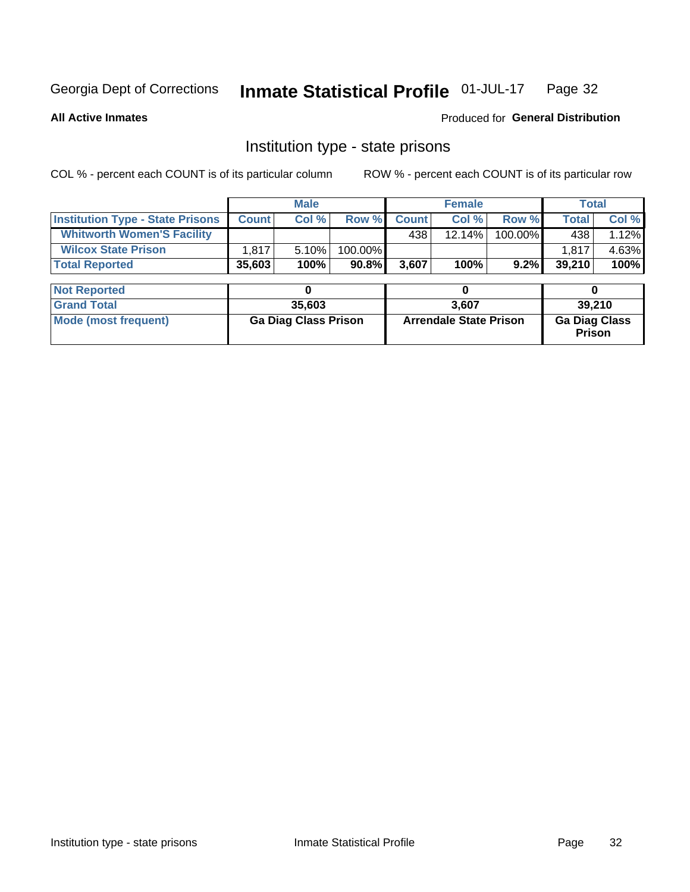Georgia Dept of Corrections **Inmate Statistical Profile** 01-JUL-17

**All Active Inmates** Produced for **General Distribution**

## Institution type - state prisons

COL % - percent each COUNT is of its particular column ROW % - percent each COUNT is of its particular row

| | Male | | | Female | | | Total | |
|---|---|---|---|---|---|---|---|---|
| **Institution Type - State Prisons** | **Count** | **Col %** | **Row %** | **Count** | **Col %** | **Row %** | **Total** | **Col %** |
| **Whitworth Women'S Facility** | | | | 438 | 12.14% | 100.00% | 438 | 1.12% |
| **Wilcox State Prison** | 1,817 | 5.10% | 100.00% | | | | 1,817 | 4.63% |
| **Total Reported** | **35,603** | **100%** | **90.8%** | **3,607** | **100%** | **9.2%** | **39,210** | **100%** |

| | Male | Female | Total |
|---|---|---|---|
| **Not Reported** | **0** | **0** | **0** |
| **Grand Total** | **35,603** | **3,607** | **39,210** |
| **Mode (most frequent)** | **Ga Diag Class Prison** | **Arrendale State Prison** | **Ga Diag Class Prison** |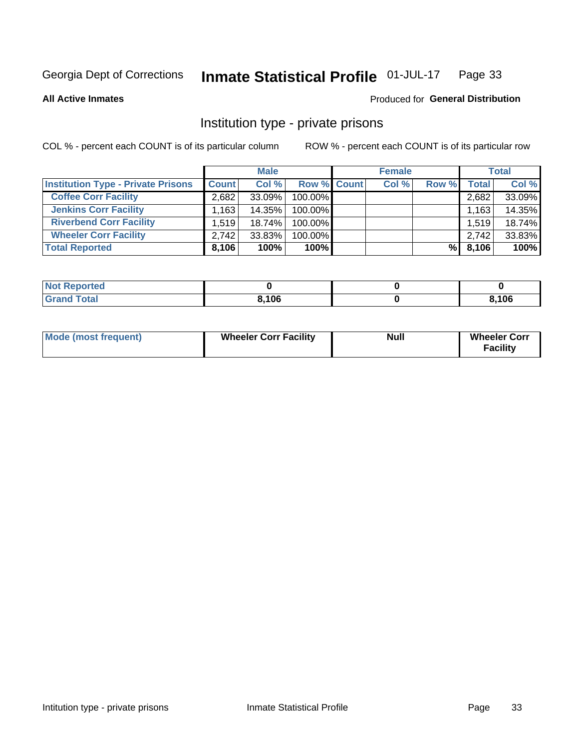Georgia Dept of Corrections **Inmate Statistical Profile** 01-JUL-17

**All Active Inmates**

Produced for **General Distribution**

## Institution type - private prisons

COL % - percent each COUNT is of its particular column

ROW % - percent each COUNT is of its particular row

| | Male | | | Female | | | Total | |
|---|---|---|---|---|---|---|---|---|
| **Institution Type - Private Prisons** | **Count** | **Col %** | **Row %** | **Count** | **Col %** | **Row %** | **Total** | **Col %** |
| **Coffee Corr Facility** | 2,682 | 33.09% | 100.00% | | | | 2,682 | 33.09% |
| **Jenkins Corr Facility** | 1,163 | 14.35% | 100.00% | | | | 1,163 | 14.35% |
| **Riverbend Corr Facility** | 1,519 | 18.74% | 100.00% | | | | 1,519 | 18.74% |
| **Wheeler Corr Facility** | 2,742 | 33.83% | 100.00% | | | | 2,742 | 33.83% |
| **Total Reported** | **8,106** | **100%** | **100%** | | | **%** | **8,106** | **100%** |

| | Male | Female | Total |
|---|---|---|---|
| **Not Reported** | **0** | **0** | **0** |
| **Grand Total** | **8,106** | **0** | **8,106** |

| | Male | Female | Total |
|---|---|---|---|
| **Mode (most frequent)** | **Wheeler Corr Facility** | **Null** | **Wheeler Corr Facility** |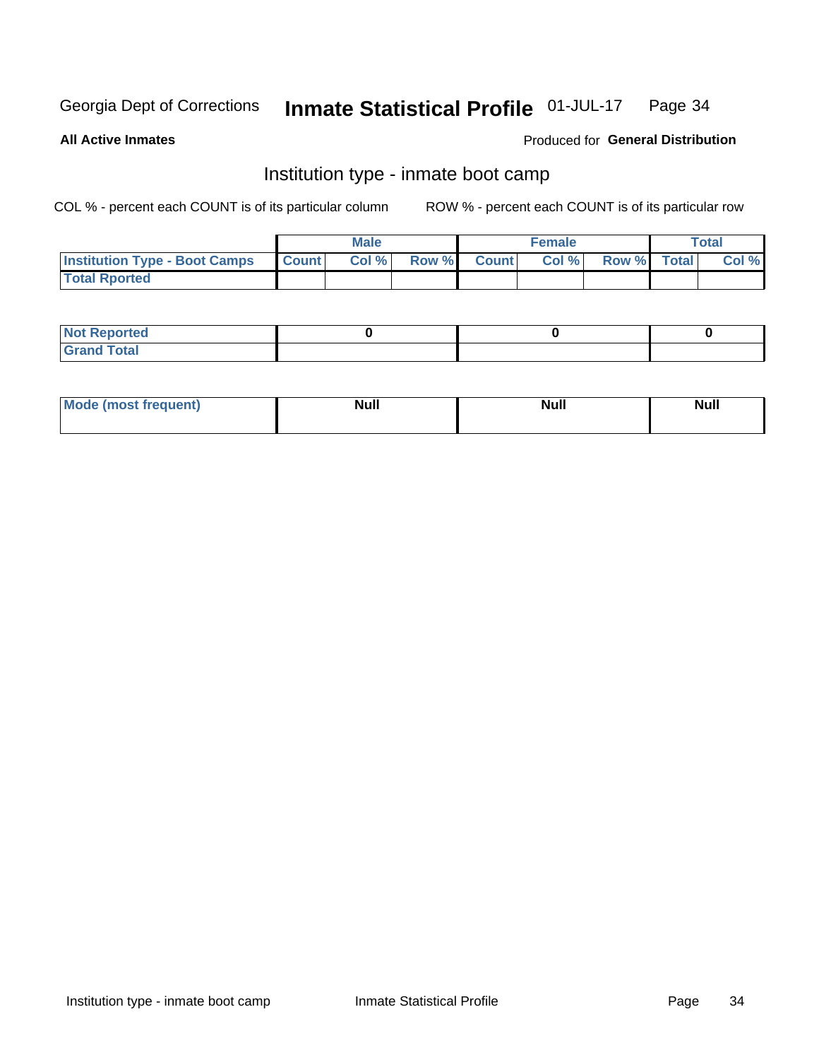Georgia Dept of Corrections **Inmate Statistical Profile** 01-JUL-17

**All Active Inmates**

Produced for **General Distribution**

## Institution type - inmate boot camp

COL % - percent each COUNT is of its particular column

ROW % - percent each COUNT is of its particular row

| | Male | | | Female | | | Total | |
|---|---|---|---|---|---|---|---|---|
| **Institution Type - Boot Camps** | **Count** | **Col %** | **Row %** | **Count** | **Col %** | **Row %** | **Total** | **Col %** |
| **Total Rported** | | | | | | | | |

| | Male | Female | Total |
|---|---|---|---|
| **Not Reported** | 0 | 0 | 0 |
| **Grand Total** | | | |

| | Male | Female | Total |
|---|---|---|---|
| **Mode (most frequent)** | Null | Null | Null |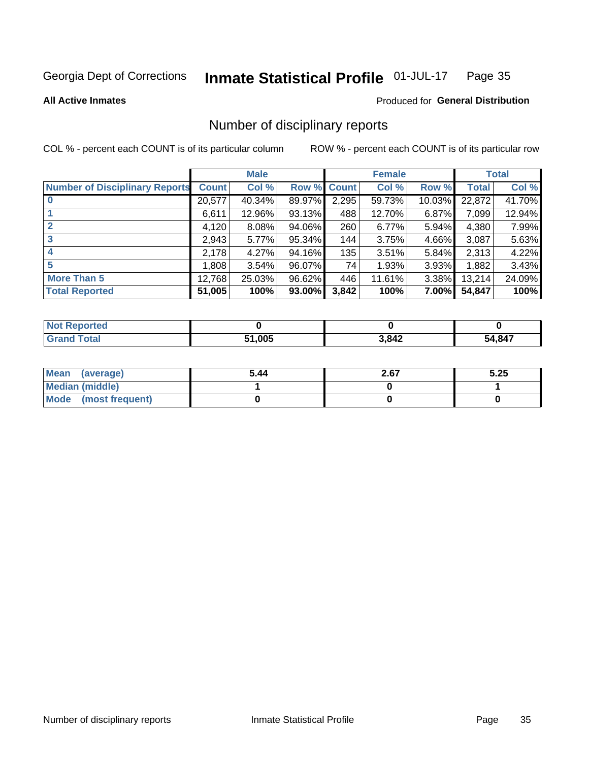Georgia Dept of Corrections **Inmate Statistical Profile** 01-JUL-17

**All Active Inmates**

Produced for **General Distribution**

## Number of disciplinary reports

COL % - percent each COUNT is of its particular column

ROW % - percent each COUNT is of its particular row

| | Male | | | Female | | | Total | |
|---|---|---|---|---|---|---|---|---|
| **Number of Disciplinary Reports** | **Count** | **Col %** | **Row %** | **Count** | **Col %** | **Row %** | **Total** | **Col %** |
| **0** | 20,577 | 40.34% | 89.97% | 2,295 | 59.73% | 10.03% | 22,872 | 41.70% |
| **1** | 6,611 | 12.96% | 93.13% | 488 | 12.70% | 6.87% | 7,099 | 12.94% |
| **2** | 4,120 | 8.08% | 94.06% | 260 | 6.77% | 5.94% | 4,380 | 7.99% |
| **3** | 2,943 | 5.77% | 95.34% | 144 | 3.75% | 4.66% | 3,087 | 5.63% |
| **4** | 2,178 | 4.27% | 94.16% | 135 | 3.51% | 5.84% | 2,313 | 4.22% |
| **5** | 1,808 | 3.54% | 96.07% | 74 | 1.93% | 3.93% | 1,882 | 3.43% |
| **More Than 5** | 12,768 | 25.03% | 96.62% | 446 | 11.61% | 3.38% | 13,214 | 24.09% |
| **Total Reported** | **51,005** | **100%** | **93.00%** | **3,842** | **100%** | **7.00%** | **54,847** | **100%** |

| | Male | Female | Total |
|---|---|---|---|
| **Not Reported** | **0** | **0** | **0** |
| **Grand Total** | **51,005** | **3,842** | **54,847** |

| | Male | Female | Total |
|---|---|---|---|
| **Mean (average)** | **5.44** | **2.67** | **5.25** |
| **Median (middle)** | **1** | **0** | **1** |
| **Mode (most frequent)** | **0** | **0** | **0** |

Number of disciplinary reports Inmate Statistical Profile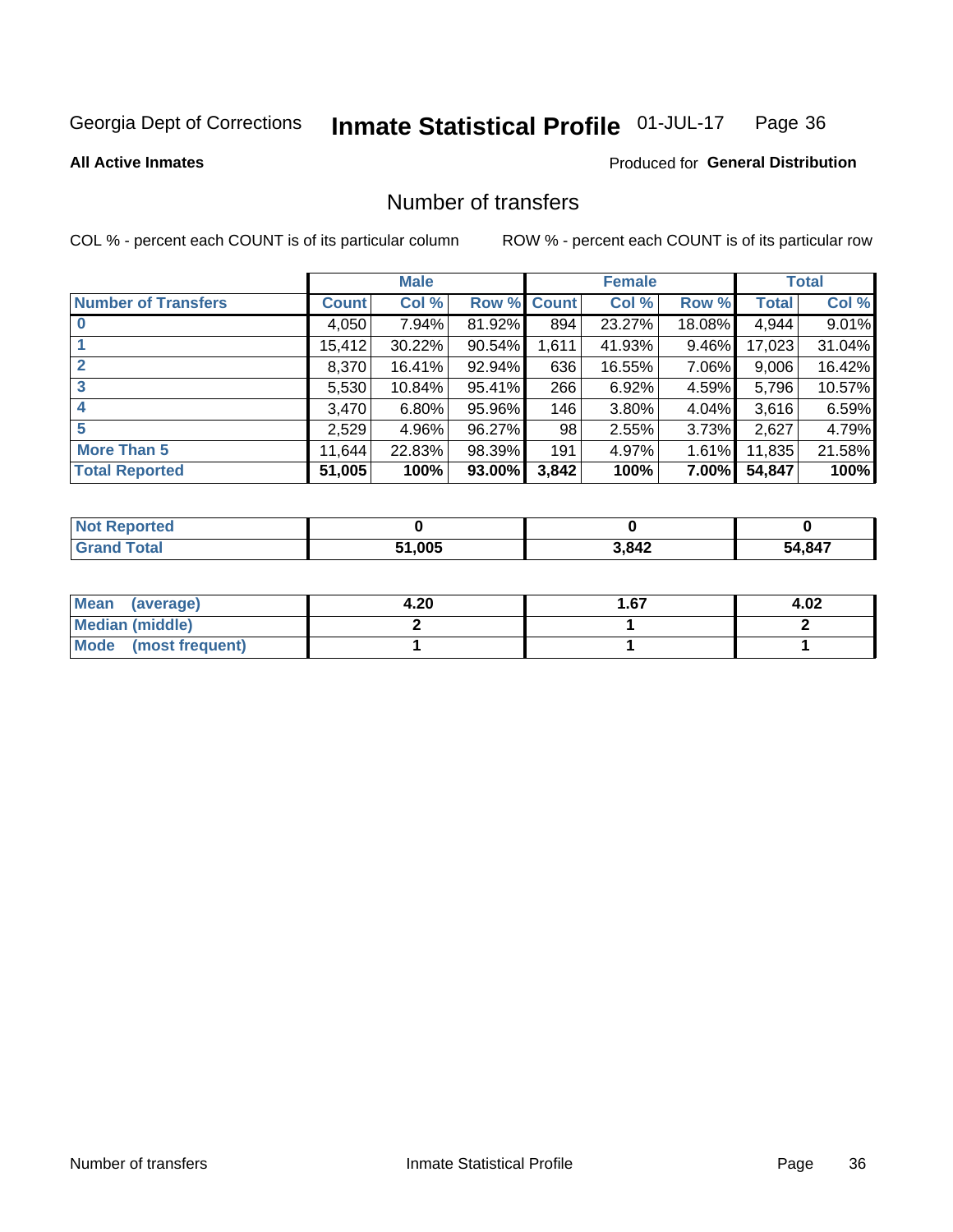Georgia Dept of Corrections **Inmate Statistical Profile** 01-JUL-17

**All Active Inmates**

Produced for **General Distribution**

## Number of transfers

COL % - percent each COUNT is of its particular column    ROW % - percent each COUNT is of its particular row

| | Male | | | Female | | | Total | |
|---|---|---|---|---|---|---|---|---|
| **Number of Transfers** | **Count** | **Col %** | **Row %** | **Count** | **Col %** | **Row %** | **Total** | **Col %** |
| **0** | 4,050 | 7.94% | 81.92% | 894 | 23.27% | 18.08% | 4,944 | 9.01% |
| **1** | 15,412 | 30.22% | 90.54% | 1,611 | 41.93% | 9.46% | 17,023 | 31.04% |
| **2** | 8,370 | 16.41% | 92.94% | 636 | 16.55% | 7.06% | 9,006 | 16.42% |
| **3** | 5,530 | 10.84% | 95.41% | 266 | 6.92% | 4.59% | 5,796 | 10.57% |
| **4** | 3,470 | 6.80% | 95.96% | 146 | 3.80% | 4.04% | 3,616 | 6.59% |
| **5** | 2,529 | 4.96% | 96.27% | 98 | 2.55% | 3.73% | 2,627 | 4.79% |
| **More Than 5** | 11,644 | 22.83% | 98.39% | 191 | 4.97% | 1.61% | 11,835 | 21.58% |
| **Total Reported** | **51,005** | **100%** | **93.00%** | **3,842** | **100%** | **7.00%** | **54,847** | **100%** |

| | Male | Female | Total |
|---|---|---|---|
| **Not Reported** | **0** | **0** | **0** |
| **Grand Total** | **51,005** | **3,842** | **54,847** |

| | Male | Female | Total |
|---|---|---|---|
| **Mean (average)** | **4.20** | **1.67** | **4.02** |
| **Median (middle)** | **2** | **1** | **2** |
| **Mode (most frequent)** | **1** | **1** | **1** |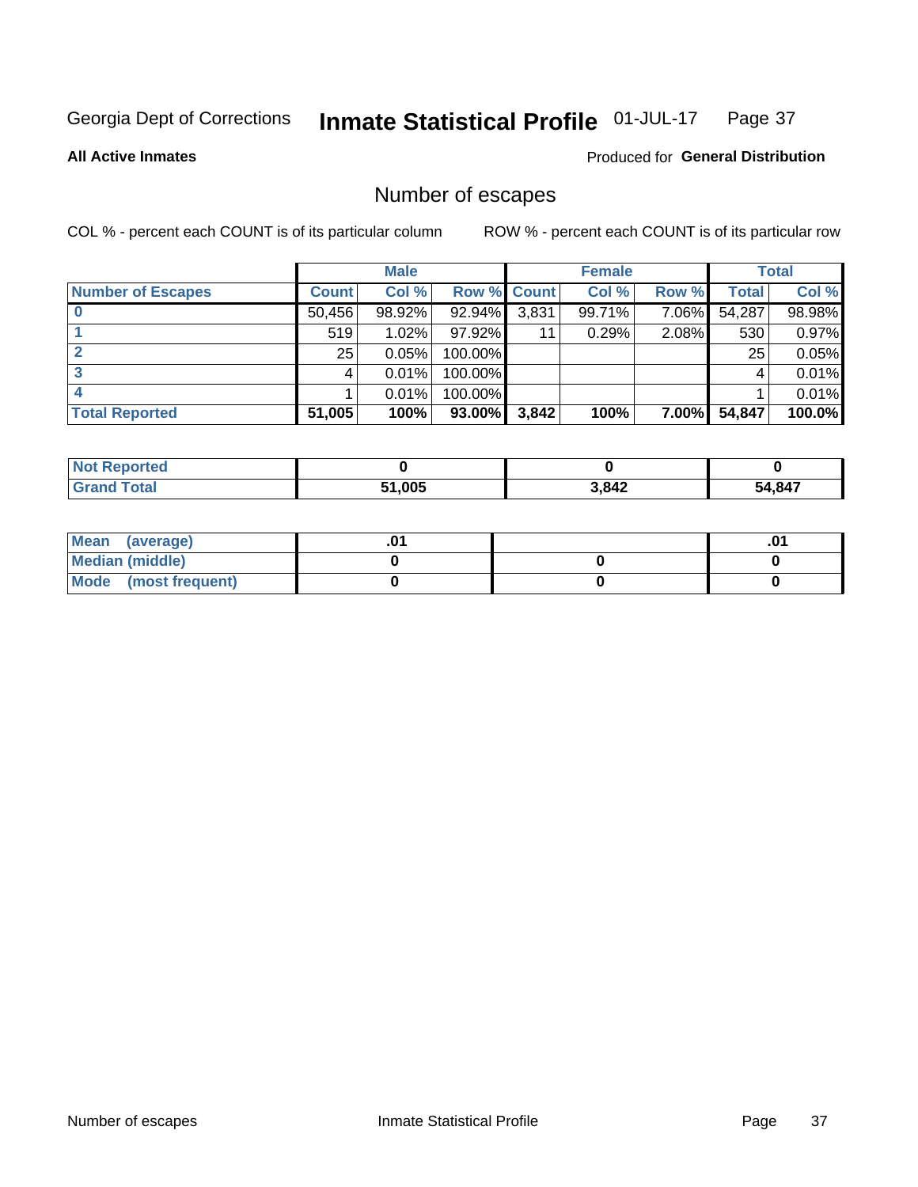Georgia Dept of Corrections **Inmate Statistical Profile** 01-JUL-17

**All Active Inmates**

Produced for **General Distribution**

## Number of escapes

COL % - percent each COUNT is of its particular column ROW % - percent each COUNT is of its particular row

| | Male | | | Female | | | Total | |
|---|---|---|---|---|---|---|---|---|
| **Number of Escapes** | **Count** | **Col %** | **Row %** | **Count** | **Col %** | **Row %** | **Total** | **Col %** |
| **0** | 50,456 | 98.92% | 92.94% | 3,831 | 99.71% | 7.06% | 54,287 | 98.98% |
| **1** | 519 | 1.02% | 97.92% | 11 | 0.29% | 2.08% | 530 | 0.97% |
| **2** | 25 | 0.05% | 100.00% | | | | 25 | 0.05% |
| **3** | 4 | 0.01% | 100.00% | | | | 4 | 0.01% |
| **4** | 1 | 0.01% | 100.00% | | | | 1 | 0.01% |
| **Total Reported** | **51,005** | **100%** | **93.00%** | **3,842** | **100%** | **7.00%** | **54,847** | **100.0%** |

| | Male | Female | Total |
|---|---|---|---|
| **Not Reported** | **0** | **0** | **0** |
| **Grand Total** | **51,005** | **3,842** | **54,847** |

| | Male | Female | Total |
|---|---|---|---|
| **Mean (average)** | **.01** | | **.01** |
| **Median (middle)** | **0** | **0** | **0** |
| **Mode (most frequent)** | **0** | **0** | **0** |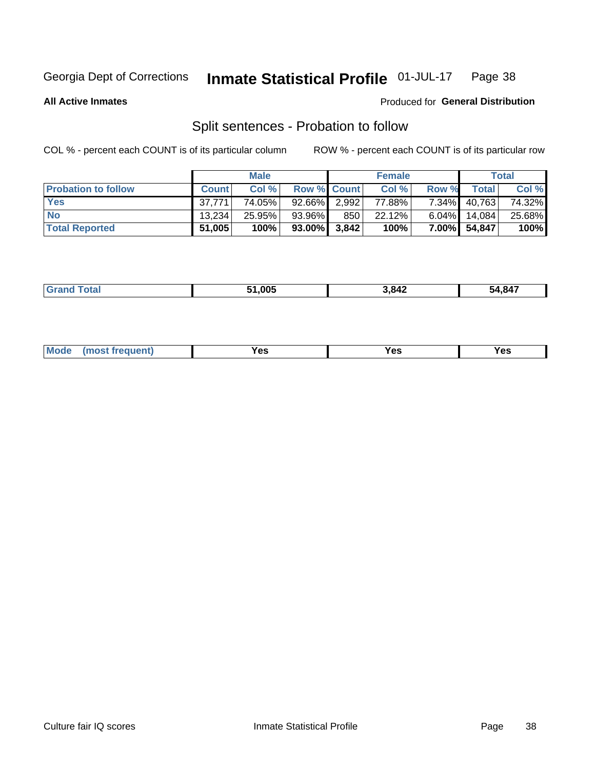Georgia Dept of Corrections **Inmate Statistical Profile** 01-JUL-17

**All Active Inmates**

Produced for **General Distribution**

## Split sentences - Probation to follow

COL % - percent each COUNT is of its particular column

ROW % - percent each COUNT is of its particular row

| | Male | | | Female | | | Total | |
|---|---|---|---|---|---|---|---|---|
| **Probation to follow** | **Count** | **Col %** | **Row %** | **Count** | **Col %** | **Row %** | **Total** | **Col %** |
| **Yes** | 37,771 | 74.05% | 92.66% | 2,992 | 77.88% | 7.34% | 40,763 | 74.32% |
| **No** | 13,234 | 25.95% | 93.96% | 850 | 22.12% | 6.04% | 14,084 | 25.68% |
| **Total Reported** | **51,005** | **100%** | **93.00%** | **3,842** | **100%** | **7.00%** | **54,847** | **100%** |

| | | | |
|---|---|---|---|
| **Grand Total** | **51,005** | **3,842** | **54,847** |

| | | | |
|---|---|---|---|
| **Mode (most frequent)** | **Yes** | **Yes** | **Yes** |

Culture fair IQ scores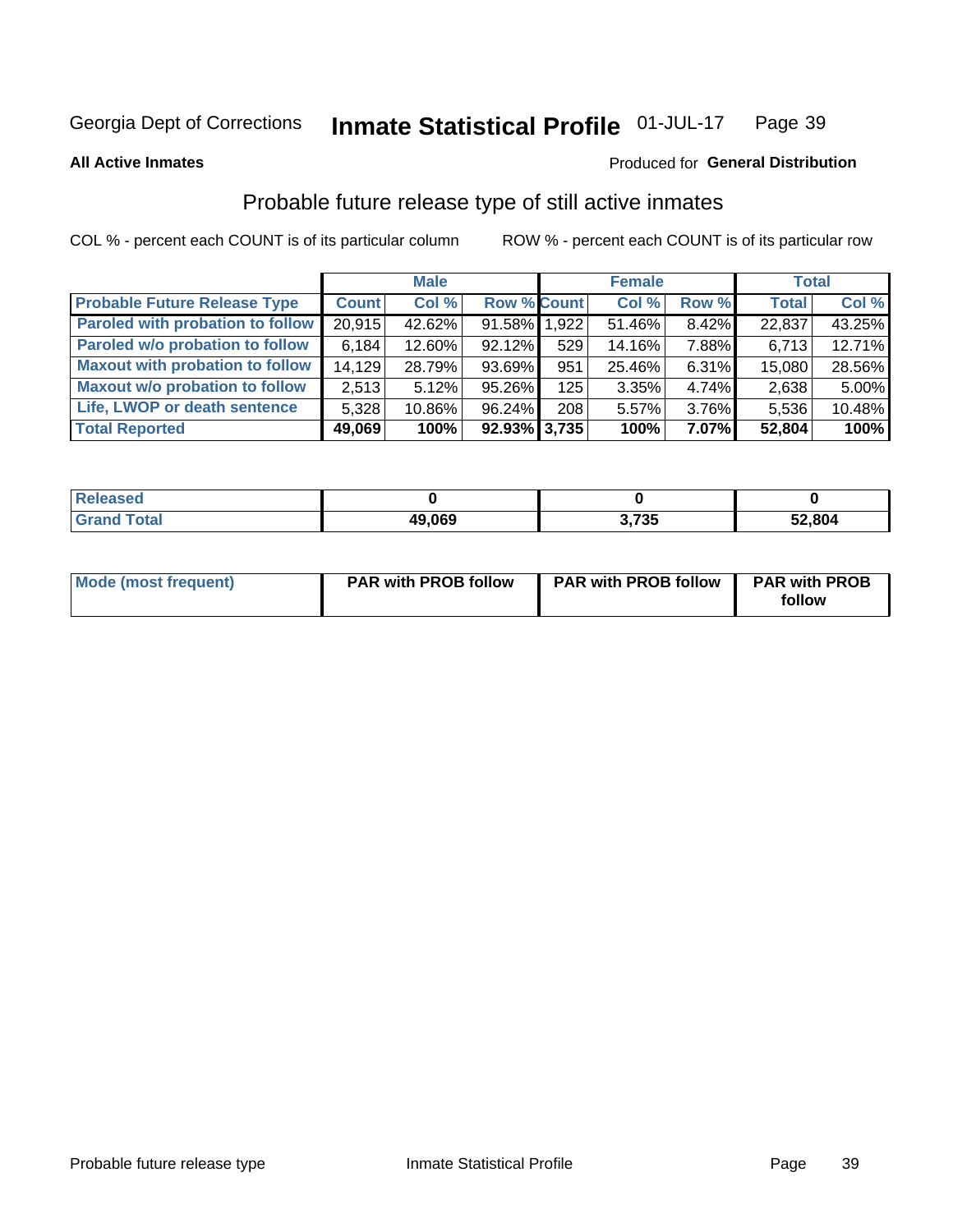Georgia Dept of Corrections **Inmate Statistical Profile** 01-JUL-17

**All Active Inmates**

Produced for **General Distribution**

## Probable future release type of still active inmates

COL % - percent each COUNT is of its particular column     ROW % - percent each COUNT is of its particular row

| | Male | | | Female | | | Total | |
|---|---|---|---|---|---|---|---|---|
| **Probable Future Release Type** | **Count** | **Col %** | **Row %** | **Count** | **Col %** | **Row %** | **Total** | **Col %** |
| **Paroled with probation to follow** | 20,915 | 42.62% | 91.58% | 1,922 | 51.46% | 8.42% | 22,837 | 43.25% |
| **Paroled w/o probation to follow** | 6,184 | 12.60% | 92.12% | 529 | 14.16% | 7.88% | 6,713 | 12.71% |
| **Maxout with probation to follow** | 14,129 | 28.79% | 93.69% | 951 | 25.46% | 6.31% | 15,080 | 28.56% |
| **Maxout w/o probation to follow** | 2,513 | 5.12% | 95.26% | 125 | 3.35% | 4.74% | 2,638 | 5.00% |
| **Life, LWOP or death sentence** | 5,328 | 10.86% | 96.24% | 208 | 5.57% | 3.76% | 5,536 | 10.48% |
| **Total Reported** | **49,069** | **100%** | **92.93%** | **3,735** | **100%** | **7.07%** | **52,804** | **100%** |

| | Male | Female | Total |
|---|---|---|---|
| **Released** | **0** | **0** | **0** |
| **Grand Total** | **49,069** | **3,735** | **52,804** |

| | Male | Female | Total |
|---|---|---|---|
| **Mode (most frequent)** | **PAR with PROB follow** | **PAR with PROB follow** | **PAR with PROB follow** |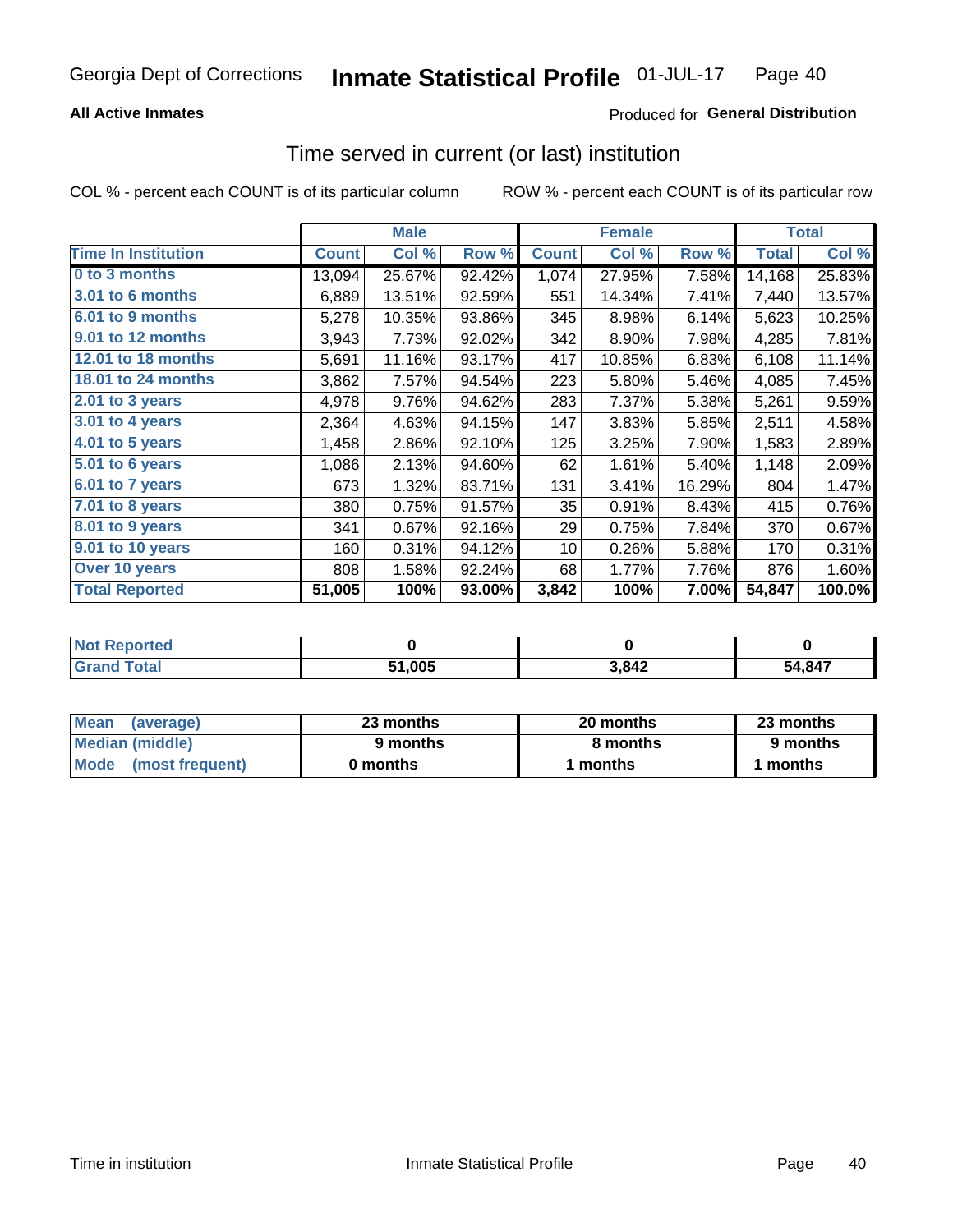Georgia Dept of Corrections **Inmate Statistical Profile** 01-JUL-17

**All Active Inmates** Produced for **General Distribution**

## Time served in current (or last) institution

COL % - percent each COUNT is of its particular column ROW % - percent each COUNT is of its particular row

| | Male | | | Female | | | Total | |
|---|---|---|---|---|---|---|---|---|
| **Time In Institution** | **Count** | **Col %** | **Row %** | **Count** | **Col %** | **Row %** | **Total** | **Col %** |
| 0 to 3 months | 13,094 | 25.67% | 92.42% | 1,074 | 27.95% | 7.58% | 14,168 | 25.83% |
| 3.01 to 6 months | 6,889 | 13.51% | 92.59% | 551 | 14.34% | 7.41% | 7,440 | 13.57% |
| 6.01 to 9 months | 5,278 | 10.35% | 93.86% | 345 | 8.98% | 6.14% | 5,623 | 10.25% |
| 9.01 to 12 months | 3,943 | 7.73% | 92.02% | 342 | 8.90% | 7.98% | 4,285 | 7.81% |
| 12.01 to 18 months | 5,691 | 11.16% | 93.17% | 417 | 10.85% | 6.83% | 6,108 | 11.14% |
| 18.01 to 24 months | 3,862 | 7.57% | 94.54% | 223 | 5.80% | 5.46% | 4,085 | 7.45% |
| 2.01 to 3 years | 4,978 | 9.76% | 94.62% | 283 | 7.37% | 5.38% | 5,261 | 9.59% |
| 3.01 to 4 years | 2,364 | 4.63% | 94.15% | 147 | 3.83% | 5.85% | 2,511 | 4.58% |
| 4.01 to 5 years | 1,458 | 2.86% | 92.10% | 125 | 3.25% | 7.90% | 1,583 | 2.89% |
| 5.01 to 6 years | 1,086 | 2.13% | 94.60% | 62 | 1.61% | 5.40% | 1,148 | 2.09% |
| 6.01 to 7 years | 673 | 1.32% | 83.71% | 131 | 3.41% | 16.29% | 804 | 1.47% |
| 7.01 to 8 years | 380 | 0.75% | 91.57% | 35 | 0.91% | 8.43% | 415 | 0.76% |
| 8.01 to 9 years | 341 | 0.67% | 92.16% | 29 | 0.75% | 7.84% | 370 | 0.67% |
| 9.01 to 10 years | 160 | 0.31% | 94.12% | 10 | 0.26% | 5.88% | 170 | 0.31% |
| Over 10 years | 808 | 1.58% | 92.24% | 68 | 1.77% | 7.76% | 876 | 1.60% |
| **Total Reported** | **51,005** | **100%** | **93.00%** | **3,842** | **100%** | **7.00%** | **54,847** | **100.0%** |

| | Male | Female | Total |
|---|---|---|---|
| Not Reported | 0 | 0 | 0 |
| Grand Total | 51,005 | 3,842 | 54,847 |

| | Male | Female | Total |
|---|---|---|---|
| Mean (average) | 23 months | 20 months | 23 months |
| Median (middle) | 9 months | 8 months | 9 months |
| Mode (most frequent) | 0 months | 1 months | 1 months |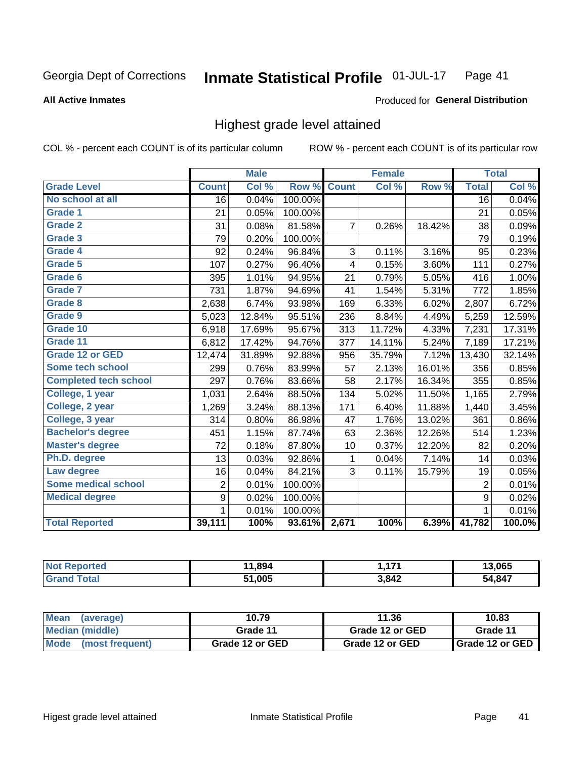Georgia Dept of Corrections **Inmate Statistical Profile** 01-JUL-17

**All Active Inmates**

Produced for **General Distribution**

## Highest grade level attained

COL % - percent each COUNT is of its particular column

ROW % - percent each COUNT is of its particular row

| | Male | | | Female | | | Total | |
|---|---|---|---|---|---|---|---|---|
| **Grade Level** | **Count** | **Col %** | **Row %** | **Count** | **Col %** | **Row %** | **Total** | **Col %** |
| No school at all | 16 | 0.04% | 100.00% | | | | 16 | 0.04% |
| Grade 1 | 21 | 0.05% | 100.00% | | | | 21 | 0.05% |
| Grade 2 | 31 | 0.08% | 81.58% | 7 | 0.26% | 18.42% | 38 | 0.09% |
| Grade 3 | 79 | 0.20% | 100.00% | | | | 79 | 0.19% |
| Grade 4 | 92 | 0.24% | 96.84% | 3 | 0.11% | 3.16% | 95 | 0.23% |
| Grade 5 | 107 | 0.27% | 96.40% | 4 | 0.15% | 3.60% | 111 | 0.27% |
| Grade 6 | 395 | 1.01% | 94.95% | 21 | 0.79% | 5.05% | 416 | 1.00% |
| Grade 7 | 731 | 1.87% | 94.69% | 41 | 1.54% | 5.31% | 772 | 1.85% |
| Grade 8 | 2,638 | 6.74% | 93.98% | 169 | 6.33% | 6.02% | 2,807 | 6.72% |
| Grade 9 | 5,023 | 12.84% | 95.51% | 236 | 8.84% | 4.49% | 5,259 | 12.59% |
| Grade 10 | 6,918 | 17.69% | 95.67% | 313 | 11.72% | 4.33% | 7,231 | 17.31% |
| Grade 11 | 6,812 | 17.42% | 94.76% | 377 | 14.11% | 5.24% | 7,189 | 17.21% |
| Grade 12 or GED | 12,474 | 31.89% | 92.88% | 956 | 35.79% | 7.12% | 13,430 | 32.14% |
| Some tech school | 299 | 0.76% | 83.99% | 57 | 2.13% | 16.01% | 356 | 0.85% |
| Completed tech school | 297 | 0.76% | 83.66% | 58 | 2.17% | 16.34% | 355 | 0.85% |
| College, 1 year | 1,031 | 2.64% | 88.50% | 134 | 5.02% | 11.50% | 1,165 | 2.79% |
| College, 2 year | 1,269 | 3.24% | 88.13% | 171 | 6.40% | 11.88% | 1,440 | 3.45% |
| College, 3 year | 314 | 0.80% | 86.98% | 47 | 1.76% | 13.02% | 361 | 0.86% |
| Bachelor's degree | 451 | 1.15% | 87.74% | 63 | 2.36% | 12.26% | 514 | 1.23% |
| Master's degree | 72 | 0.18% | 87.80% | 10 | 0.37% | 12.20% | 82 | 0.20% |
| Ph.D. degree | 13 | 0.03% | 92.86% | 1 | 0.04% | 7.14% | 14 | 0.03% |
| Law degree | 16 | 0.04% | 84.21% | 3 | 0.11% | 15.79% | 19 | 0.05% |
| Some medical school | 2 | 0.01% | 100.00% | | | | 2 | 0.01% |
| Medical degree | 9 | 0.02% | 100.00% | | | | 9 | 0.02% |
| | 1 | 0.01% | 100.00% | | | | 1 | 0.01% |
| **Total Reported** | **39,111** | **100%** | **93.61%** | **2,671** | **100%** | **6.39%** | **41,782** | **100.0%** |

| | Male | Female | Total |
|---|---|---|---|
| Not Reported | 11,894 | 1,171 | 13,065 |
| Grand Total | 51,005 | 3,842 | 54,847 |

| | Male | Female | Total |
|---|---|---|---|
| Mean (average) | 10.79 | 11.36 | 10.83 |
| Median (middle) | Grade 11 | Grade 12 or GED | Grade 11 |
| Mode (most frequent) | Grade 12 or GED | Grade 12 or GED | Grade 12 or GED |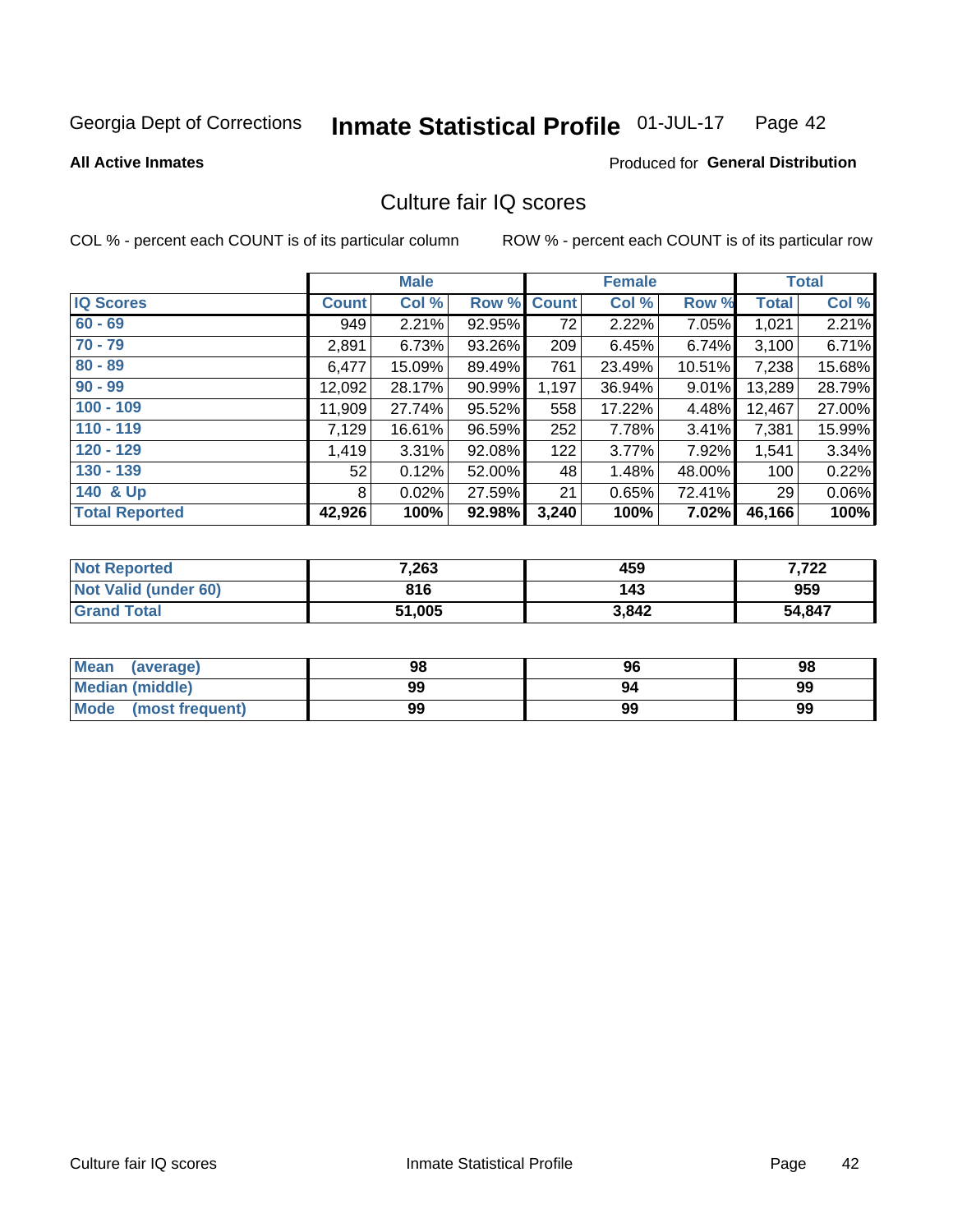Georgia Dept of Corrections **Inmate Statistical Profile** 01-JUL-17

**All Active Inmates**

Produced for **General Distribution**

## Culture fair IQ scores

COL % - percent each COUNT is of its particular column ROW % - percent each COUNT is of its particular row

| | Male | | | Female | | | Total | |
|---|---|---|---|---|---|---|---|---|
| **IQ Scores** | **Count** | **Col %** | **Row %** | **Count** | **Col %** | **Row %** | **Total** | **Col %** |
| 60 - 69 | 949 | 2.21% | 92.95% | 72 | 2.22% | 7.05% | 1,021 | 2.21% |
| 70 - 79 | 2,891 | 6.73% | 93.26% | 209 | 6.45% | 6.74% | 3,100 | 6.71% |
| 80 - 89 | 6,477 | 15.09% | 89.49% | 761 | 23.49% | 10.51% | 7,238 | 15.68% |
| 90 - 99 | 12,092 | 28.17% | 90.99% | 1,197 | 36.94% | 9.01% | 13,289 | 28.79% |
| 100 - 109 | 11,909 | 27.74% | 95.52% | 558 | 17.22% | 4.48% | 12,467 | 27.00% |
| 110 - 119 | 7,129 | 16.61% | 96.59% | 252 | 7.78% | 3.41% | 7,381 | 15.99% |
| 120 - 129 | 1,419 | 3.31% | 92.08% | 122 | 3.77% | 7.92% | 1,541 | 3.34% |
| 130 - 139 | 52 | 0.12% | 52.00% | 48 | 1.48% | 48.00% | 100 | 0.22% |
| 140 & Up | 8 | 0.02% | 27.59% | 21 | 0.65% | 72.41% | 29 | 0.06% |
| **Total Reported** | **42,926** | **100%** | **92.98%** | **3,240** | **100%** | **7.02%** | **46,166** | **100%** |

| | Male | Female | Total |
|---|---|---|---|
| Not Reported | 7,263 | 459 | 7,722 |
| Not Valid (under 60) | 816 | 143 | 959 |
| Grand Total | 51,005 | 3,842 | 54,847 |

| | Male | Female | Total |
|---|---|---|---|
| Mean (average) | 98 | 96 | 98 |
| Median (middle) | 99 | 94 | 99 |
| Mode (most frequent) | 99 | 99 | 99 |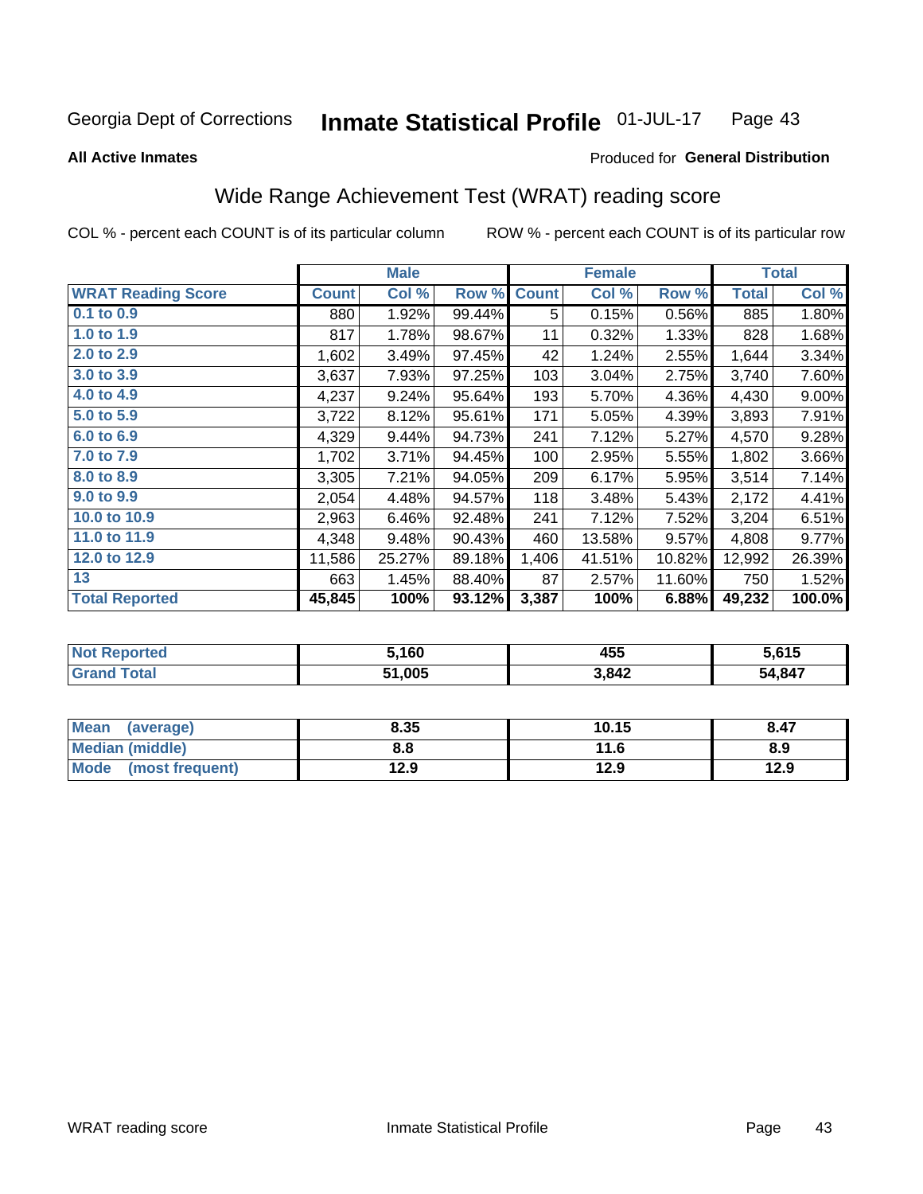Georgia Dept of Corrections **Inmate Statistical Profile** 01-JUL-17

**All Active Inmates**

Produced for **General Distribution**

## Wide Range Achievement Test (WRAT) reading score

COL % - percent each COUNT is of its particular column ROW % - percent each COUNT is of its particular row

| | Male | | | Female | | | Total | |
|---|---|---|---|---|---|---|---|---|
| **WRAT Reading Score** | **Count** | **Col %** | **Row %** | **Count** | **Col %** | **Row %** | **Total** | **Col %** |
| **0.1 to 0.9** | 880 | 1.92% | 99.44% | 5 | 0.15% | 0.56% | 885 | 1.80% |
| **1.0 to 1.9** | 817 | 1.78% | 98.67% | 11 | 0.32% | 1.33% | 828 | 1.68% |
| **2.0 to 2.9** | 1,602 | 3.49% | 97.45% | 42 | 1.24% | 2.55% | 1,644 | 3.34% |
| **3.0 to 3.9** | 3,637 | 7.93% | 97.25% | 103 | 3.04% | 2.75% | 3,740 | 7.60% |
| **4.0 to 4.9** | 4,237 | 9.24% | 95.64% | 193 | 5.70% | 4.36% | 4,430 | 9.00% |
| **5.0 to 5.9** | 3,722 | 8.12% | 95.61% | 171 | 5.05% | 4.39% | 3,893 | 7.91% |
| **6.0 to 6.9** | 4,329 | 9.44% | 94.73% | 241 | 7.12% | 5.27% | 4,570 | 9.28% |
| **7.0 to 7.9** | 1,702 | 3.71% | 94.45% | 100 | 2.95% | 5.55% | 1,802 | 3.66% |
| **8.0 to 8.9** | 3,305 | 7.21% | 94.05% | 209 | 6.17% | 5.95% | 3,514 | 7.14% |
| **9.0 to 9.9** | 2,054 | 4.48% | 94.57% | 118 | 3.48% | 5.43% | 2,172 | 4.41% |
| **10.0 to 10.9** | 2,963 | 6.46% | 92.48% | 241 | 7.12% | 7.52% | 3,204 | 6.51% |
| **11.0 to 11.9** | 4,348 | 9.48% | 90.43% | 460 | 13.58% | 9.57% | 4,808 | 9.77% |
| **12.0 to 12.9** | 11,586 | 25.27% | 89.18% | 1,406 | 41.51% | 10.82% | 12,992 | 26.39% |
| **13** | 663 | 1.45% | 88.40% | 87 | 2.57% | 11.60% | 750 | 1.52% |
| **Total Reported** | **45,845** | **100%** | **93.12%** | **3,387** | **100%** | **6.88%** | **49,232** | **100.0%** |

| | Male | Female | Total |
|---|---|---|---|
| **Not Reported** | 5,160 | 455 | 5,615 |
| **Grand Total** | 51,005 | 3,842 | 54,847 |

| | Male | Female | Total |
|---|---|---|---|
| **Mean (average)** | 8.35 | 10.15 | 8.47 |
| **Median (middle)** | 8.8 | 11.6 | 8.9 |
| **Mode (most frequent)** | 12.9 | 12.9 | 12.9 |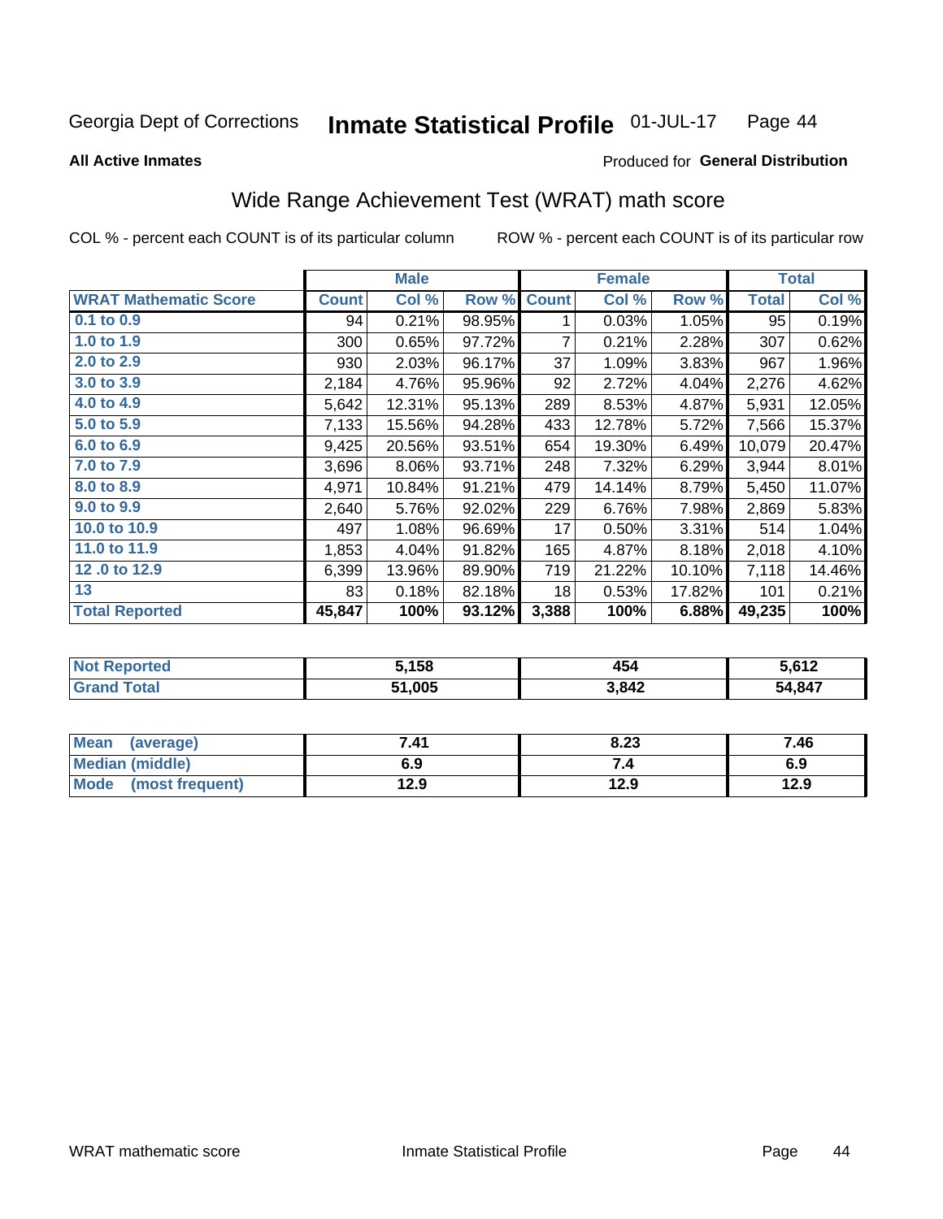Georgia Dept of Corrections **Inmate Statistical Profile** 01-JUL-17

**All Active Inmates**

Produced for **General Distribution**

## Wide Range Achievement Test (WRAT) math score

COL % - percent each COUNT is of its particular column    ROW % - percent each COUNT is of its particular row

| | Male | | | Female | | | Total | |
|---|---|---|---|---|---|---|---|---|
| **WRAT Mathematic Score** | **Count** | **Col %** | **Row %** | **Count** | **Col %** | **Row %** | **Total** | **Col %** |
| 0.1 to 0.9 | 94 | 0.21% | 98.95% | 1 | 0.03% | 1.05% | 95 | 0.19% |
| 1.0 to 1.9 | 300 | 0.65% | 97.72% | 7 | 0.21% | 2.28% | 307 | 0.62% |
| 2.0 to 2.9 | 930 | 2.03% | 96.17% | 37 | 1.09% | 3.83% | 967 | 1.96% |
| 3.0 to 3.9 | 2,184 | 4.76% | 95.96% | 92 | 2.72% | 4.04% | 2,276 | 4.62% |
| 4.0 to 4.9 | 5,642 | 12.31% | 95.13% | 289 | 8.53% | 4.87% | 5,931 | 12.05% |
| 5.0 to 5.9 | 7,133 | 15.56% | 94.28% | 433 | 12.78% | 5.72% | 7,566 | 15.37% |
| 6.0 to 6.9 | 9,425 | 20.56% | 93.51% | 654 | 19.30% | 6.49% | 10,079 | 20.47% |
| 7.0 to 7.9 | 3,696 | 8.06% | 93.71% | 248 | 7.32% | 6.29% | 3,944 | 8.01% |
| 8.0 to 8.9 | 4,971 | 10.84% | 91.21% | 479 | 14.14% | 8.79% | 5,450 | 11.07% |
| 9.0 to 9.9 | 2,640 | 5.76% | 92.02% | 229 | 6.76% | 7.98% | 2,869 | 5.83% |
| 10.0 to 10.9 | 497 | 1.08% | 96.69% | 17 | 0.50% | 3.31% | 514 | 1.04% |
| 11.0 to 11.9 | 1,853 | 4.04% | 91.82% | 165 | 4.87% | 8.18% | 2,018 | 4.10% |
| 12 .0 to 12.9 | 6,399 | 13.96% | 89.90% | 719 | 21.22% | 10.10% | 7,118 | 14.46% |
| 13 | 83 | 0.18% | 82.18% | 18 | 0.53% | 17.82% | 101 | 0.21% |
| **Total Reported** | **45,847** | **100%** | **93.12%** | **3,388** | **100%** | **6.88%** | **49,235** | **100%** |

| | Male | Female | Total |
|---|---|---|---|
| Not Reported | 5,158 | 454 | 5,612 |
| Grand Total | 51,005 | 3,842 | 54,847 |

| | Male | Female | Total |
|---|---|---|---|
| Mean (average) | 7.41 | 8.23 | 7.46 |
| Median (middle) | 6.9 | 7.4 | 6.9 |
| Mode (most frequent) | 12.9 | 12.9 | 12.9 |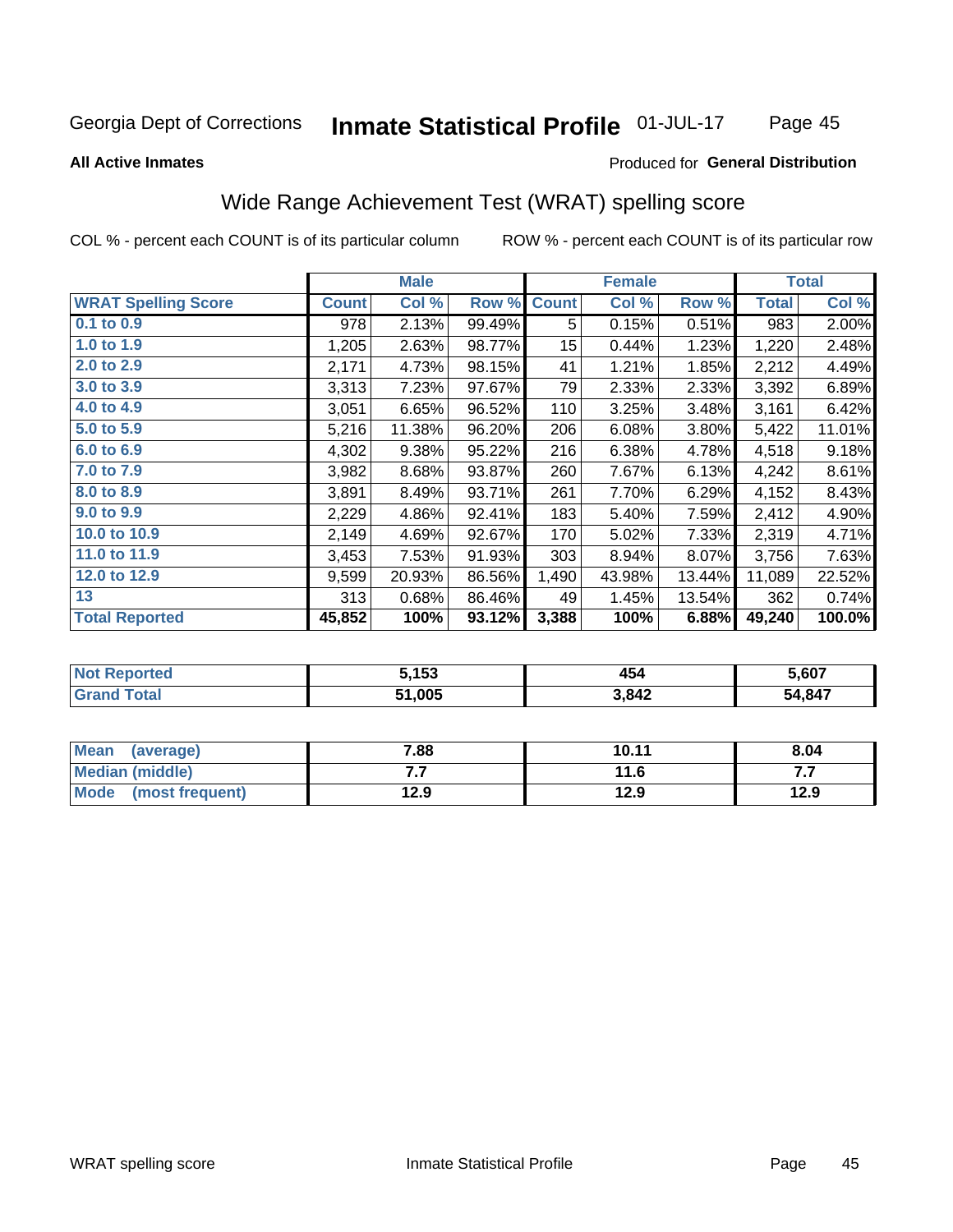Georgia Dept of Corrections **Inmate Statistical Profile** 01-JUL-17

**All Active Inmates**

Produced for **General Distribution**

## Wide Range Achievement Test (WRAT) spelling score

COL % - percent each COUNT is of its particular column ROW % - percent each COUNT is of its particular row

| | Male | | | Female | | | Total | |
|---|---|---|---|---|---|---|---|---|
| **WRAT Spelling Score** | **Count** | **Col %** | **Row %** | **Count** | **Col %** | **Row %** | **Total** | **Col %** |
| **0.1 to 0.9** | 978 | 2.13% | 99.49% | 5 | 0.15% | 0.51% | 983 | 2.00% |
| **1.0 to 1.9** | 1,205 | 2.63% | 98.77% | 15 | 0.44% | 1.23% | 1,220 | 2.48% |
| **2.0 to 2.9** | 2,171 | 4.73% | 98.15% | 41 | 1.21% | 1.85% | 2,212 | 4.49% |
| **3.0 to 3.9** | 3,313 | 7.23% | 97.67% | 79 | 2.33% | 2.33% | 3,392 | 6.89% |
| **4.0 to 4.9** | 3,051 | 6.65% | 96.52% | 110 | 3.25% | 3.48% | 3,161 | 6.42% |
| **5.0 to 5.9** | 5,216 | 11.38% | 96.20% | 206 | 6.08% | 3.80% | 5,422 | 11.01% |
| **6.0 to 6.9** | 4,302 | 9.38% | 95.22% | 216 | 6.38% | 4.78% | 4,518 | 9.18% |
| **7.0 to 7.9** | 3,982 | 8.68% | 93.87% | 260 | 7.67% | 6.13% | 4,242 | 8.61% |
| **8.0 to 8.9** | 3,891 | 8.49% | 93.71% | 261 | 7.70% | 6.29% | 4,152 | 8.43% |
| **9.0 to 9.9** | 2,229 | 4.86% | 92.41% | 183 | 5.40% | 7.59% | 2,412 | 4.90% |
| **10.0 to 10.9** | 2,149 | 4.69% | 92.67% | 170 | 5.02% | 7.33% | 2,319 | 4.71% |
| **11.0 to 11.9** | 3,453 | 7.53% | 91.93% | 303 | 8.94% | 8.07% | 3,756 | 7.63% |
| **12.0 to 12.9** | 9,599 | 20.93% | 86.56% | 1,490 | 43.98% | 13.44% | 11,089 | 22.52% |
| **13** | 313 | 0.68% | 86.46% | 49 | 1.45% | 13.54% | 362 | 0.74% |
| **Total Reported** | **45,852** | **100%** | **93.12%** | **3,388** | **100%** | **6.88%** | **49,240** | **100.0%** |

| | Male | Female | Total |
|---|---|---|---|
| **Not Reported** | **5,153** | **454** | **5,607** |
| **Grand Total** | **51,005** | **3,842** | **54,847** |

| | Male | Female | Total |
|---|---|---|---|
| **Mean (average)** | **7.88** | **10.11** | **8.04** |
| **Median (middle)** | **7.7** | **11.6** | **7.7** |
| **Mode (most frequent)** | **12.9** | **12.9** | **12.9** |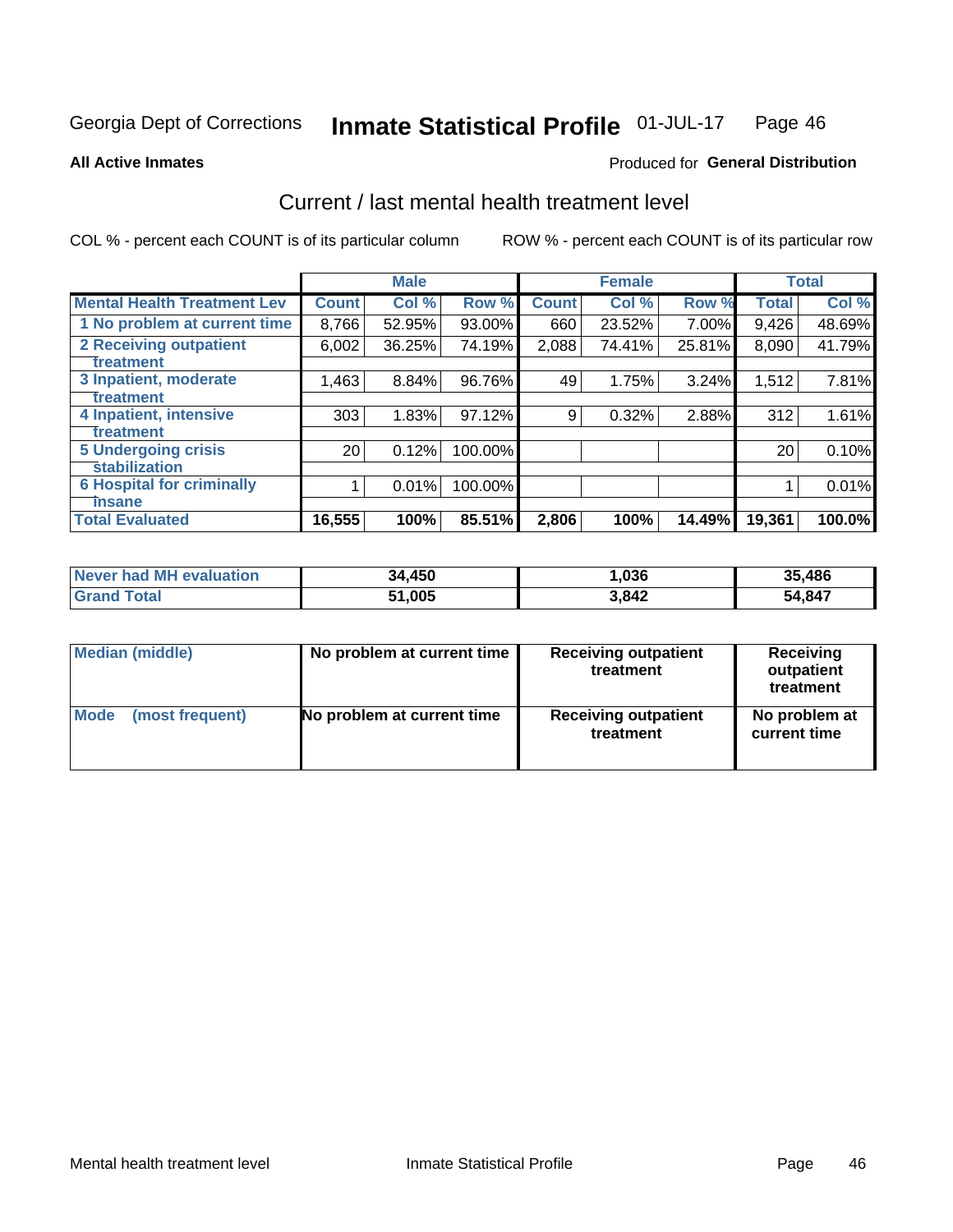Georgia Dept of Corrections **Inmate Statistical Profile** 01-JUL-17

**All Active Inmates**

Produced for **General Distribution**

## Current / last mental health treatment level

COL % - percent each COUNT is of its particular column

ROW % - percent each COUNT is of its particular row

| | Male | | | Female | | | Total | |
|---|---|---|---|---|---|---|---|---|
| **Mental Health Treatment Lev** | **Count** | **Col %** | **Row %** | **Count** | **Col %** | **Row %** | **Total** | **Col %** |
| 1 No problem at current time | 8,766 | 52.95% | 93.00% | 660 | 23.52% | 7.00% | 9,426 | 48.69% |
| 2 Receiving outpatient treatment | 6,002 | 36.25% | 74.19% | 2,088 | 74.41% | 25.81% | 8,090 | 41.79% |
| 3 Inpatient, moderate treatment | 1,463 | 8.84% | 96.76% | 49 | 1.75% | 3.24% | 1,512 | 7.81% |
| 4 Inpatient, intensive treatment | 303 | 1.83% | 97.12% | 9 | 0.32% | 2.88% | 312 | 1.61% |
| 5 Undergoing crisis stabilization | 20 | 0.12% | 100.00% | | | | 20 | 0.10% |
| 6 Hospital for criminally insane | 1 | 0.01% | 100.00% | | | | 1 | 0.01% |
| **Total Evaluated** | **16,555** | **100%** | **85.51%** | **2,806** | **100%** | **14.49%** | **19,361** | **100.0%** |

| | Male | Female | Total |
|---|---|---|---|
| Never had MH evaluation | 34,450 | 1,036 | 35,486 |
| Grand Total | 51,005 | 3,842 | 54,847 |

| | Male | Female | Total |
|---|---|---|---|
| Median (middle) | No problem at current time | Receiving outpatient treatment | Receiving outpatient treatment |
| Mode (most frequent) | No problem at current time | Receiving outpatient treatment | No problem at current time |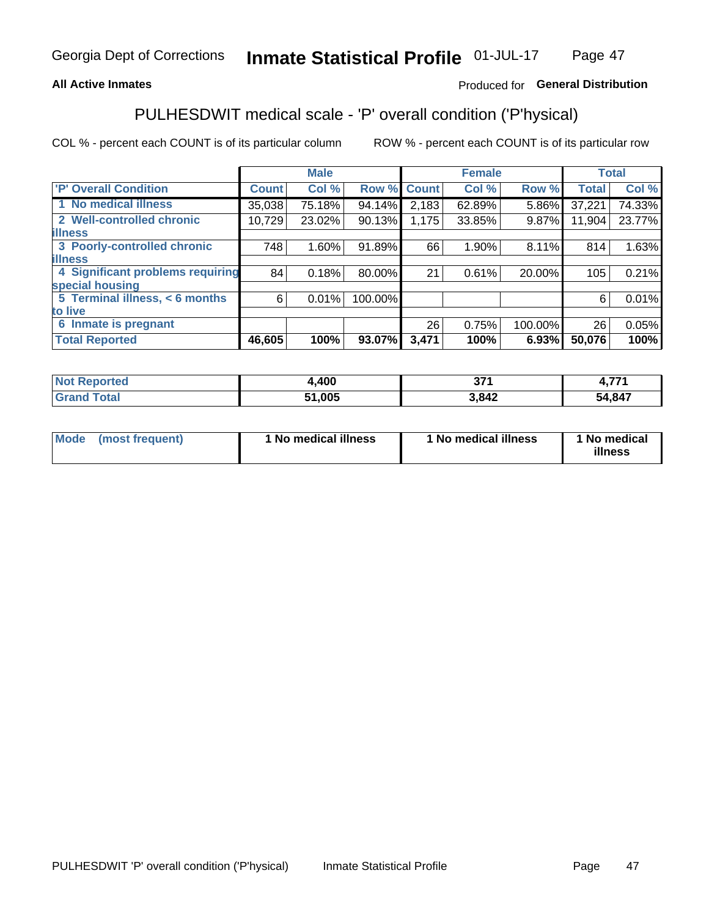Georgia Dept of Corrections **Inmate Statistical Profile** 01-JUL-17

**All Active Inmates**

Produced for **General Distribution**

## PULHESDWIT medical scale - 'P' overall condition ('P'hysical)

COL % - percent each COUNT is of its particular column

ROW % - percent each COUNT is of its particular row

| | Male | | | Female | | | Total | |
|---|---|---|---|---|---|---|---|---|
| **'P' Overall Condition** | **Count** | **Col %** | **Row %** | **Count** | **Col %** | **Row %** | **Total** | **Col %** |
| **1 No medical illness** | 35,038 | 75.18% | 94.14% | 2,183 | 62.89% | 5.86% | 37,221 | 74.33% |
| **2 Well-controlled chronic illness** | 10,729 | 23.02% | 90.13% | 1,175 | 33.85% | 9.87% | 11,904 | 23.77% |
| **3 Poorly-controlled chronic illness** | 748 | 1.60% | 91.89% | 66 | 1.90% | 8.11% | 814 | 1.63% |
| **4 Significant problems requiring special housing** | 84 | 0.18% | 80.00% | 21 | 0.61% | 20.00% | 105 | 0.21% |
| **5 Terminal illness, < 6 months to live** | 6 | 0.01% | 100.00% | | | | 6 | 0.01% |
| **6 Inmate is pregnant** | | | | 26 | 0.75% | 100.00% | 26 | 0.05% |
| **Total Reported** | **46,605** | **100%** | **93.07%** | **3,471** | **100%** | **6.93%** | **50,076** | **100%** |

| | Male | Female | Total |
|---|---|---|---|
| **Not Reported** | **4,400** | **371** | **4,771** |
| **Grand Total** | **51,005** | **3,842** | **54,847** |

| | Male | Female | Total |
|---|---|---|---|
| **Mode (most frequent)** | **1 No medical illness** | **1 No medical illness** | **1 No medical illness** |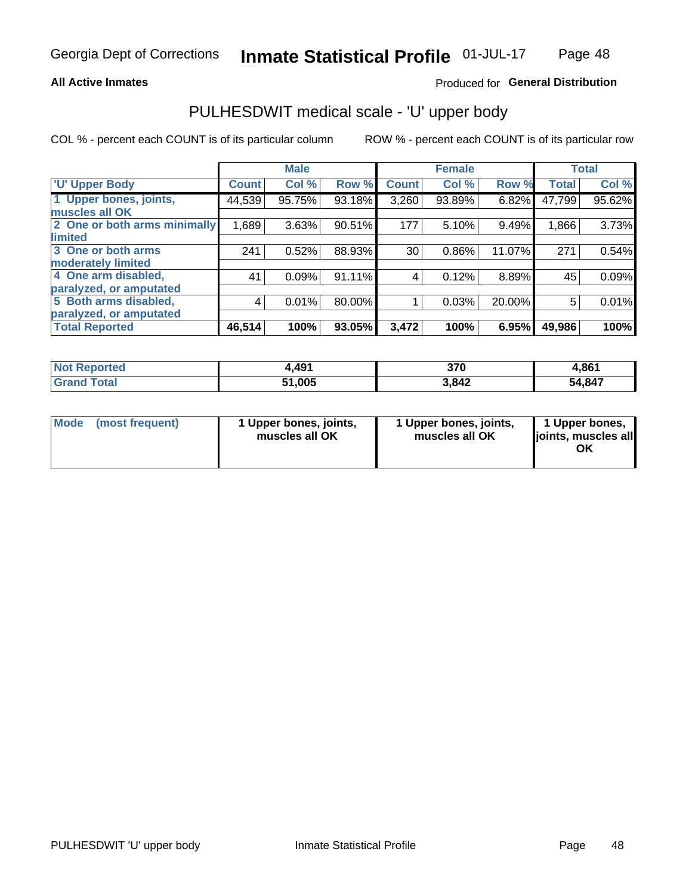Georgia Dept of Corrections **Inmate Statistical Profile** 01-JUL-17

**All Active Inmates**

Produced for **General Distribution**

## PULHESDWIT medical scale - 'U' upper body

COL % - percent each COUNT is of its particular column

ROW % - percent each COUNT is of its particular row

| | Male | | | Female | | | Total | |
|---|---|---|---|---|---|---|---|---|
| 'U' Upper Body | Count | Col % | Row % | Count | Col % | Row % | Total | Col % |
| 1 Upper bones, joints, muscles all OK | 44,539 | 95.75% | 93.18% | 3,260 | 93.89% | 6.82% | 47,799 | 95.62% |
| 2 One or both arms minimally limited | 1,689 | 3.63% | 90.51% | 177 | 5.10% | 9.49% | 1,866 | 3.73% |
| 3 One or both arms moderately limited | 241 | 0.52% | 88.93% | 30 | 0.86% | 11.07% | 271 | 0.54% |
| 4 One arm disabled, paralyzed, or amputated | 41 | 0.09% | 91.11% | 4 | 0.12% | 8.89% | 45 | 0.09% |
| 5 Both arms disabled, paralyzed, or amputated | 4 | 0.01% | 80.00% | 1 | 0.03% | 20.00% | 5 | 0.01% |
| **Total Reported** | **46,514** | **100%** | **93.05%** | **3,472** | **100%** | **6.95%** | **49,986** | **100%** |

| | Male | Female | Total |
|---|---|---|---|
| Not Reported | 4,491 | 370 | 4,861 |
| Grand Total | 51,005 | 3,842 | 54,847 |

| | Male | Female | Total |
|---|---|---|---|
| Mode (most frequent) | 1 Upper bones, joints, muscles all OK | 1 Upper bones, joints, muscles all OK | 1 Upper bones, joints, muscles all OK |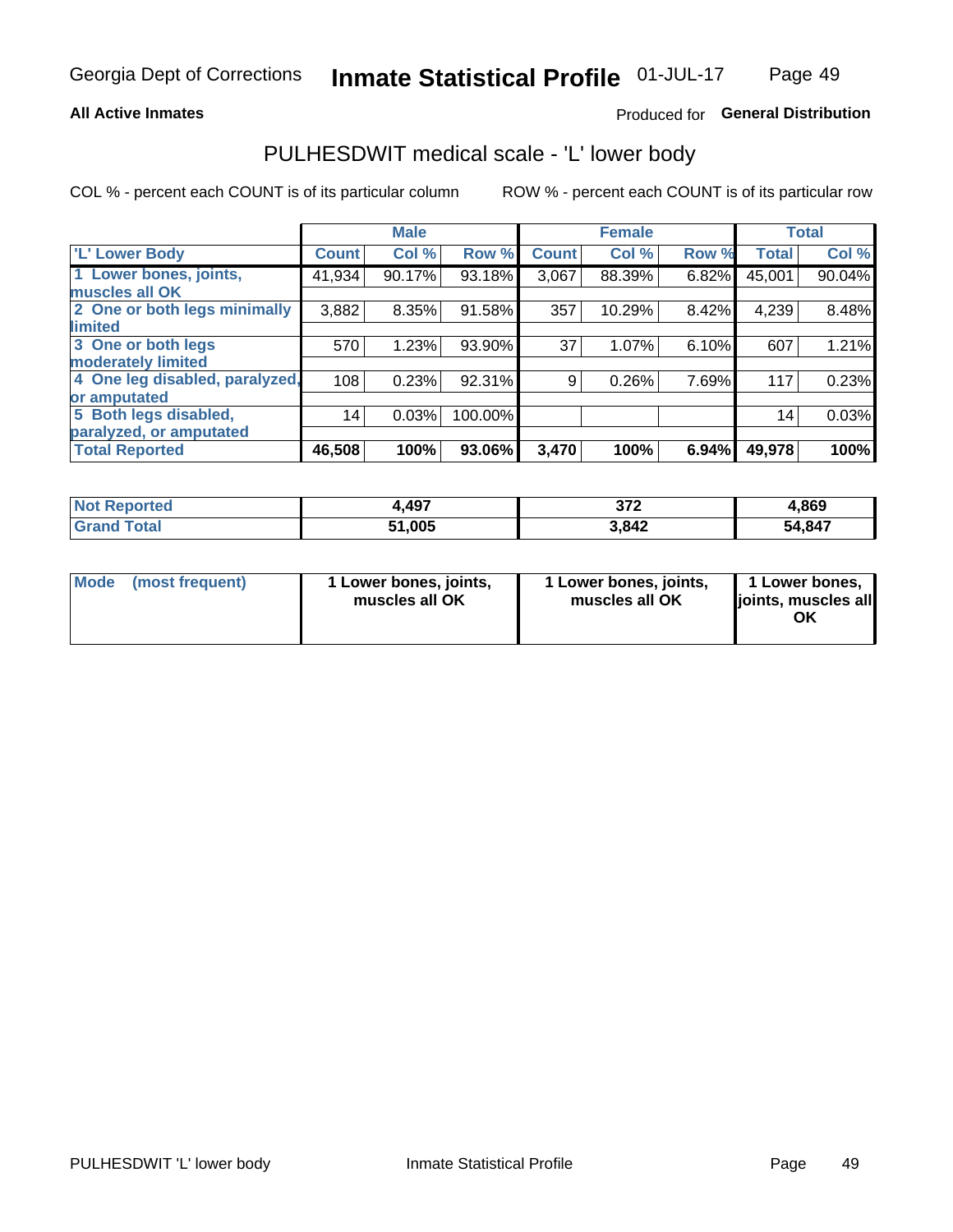Georgia Dept of Corrections **Inmate Statistical Profile** 01-JUL-17

**All Active Inmates**

Produced for **General Distribution**

## PULHESDWIT medical scale - 'L' lower body

COL % - percent each COUNT is of its particular column    ROW % - percent each COUNT is of its particular row

| | Male | | | Female | | | Total | |
|---|---|---|---|---|---|---|---|---|
| **'L' Lower Body** | **Count** | **Col %** | **Row %** | **Count** | **Col %** | **Row %** | **Total** | **Col %** |
| 1 Lower bones, joints, muscles all OK | 41,934 | 90.17% | 93.18% | 3,067 | 88.39% | 6.82% | 45,001 | 90.04% |
| 2 One or both legs minimally limited | 3,882 | 8.35% | 91.58% | 357 | 10.29% | 8.42% | 4,239 | 8.48% |
| 3 One or both legs moderately limited | 570 | 1.23% | 93.90% | 37 | 1.07% | 6.10% | 607 | 1.21% |
| 4 One leg disabled, paralyzed, or amputated | 108 | 0.23% | 92.31% | 9 | 0.26% | 7.69% | 117 | 0.23% |
| 5 Both legs disabled, paralyzed, or amputated | 14 | 0.03% | 100.00% | | | | 14 | 0.03% |
| **Total Reported** | **46,508** | **100%** | **93.06%** | **3,470** | **100%** | **6.94%** | **49,978** | **100%** |

| | Male | Female | Total |
|---|---|---|---|
| **Not Reported** | **4,497** | **372** | **4,869** |
| **Grand Total** | **51,005** | **3,842** | **54,847** |

| | Male | Female | Total |
|---|---|---|---|
| **Mode (most frequent)** | **1 Lower bones, joints, muscles all OK** | **1 Lower bones, joints, muscles all OK** | **1 Lower bones, joints, muscles all OK** |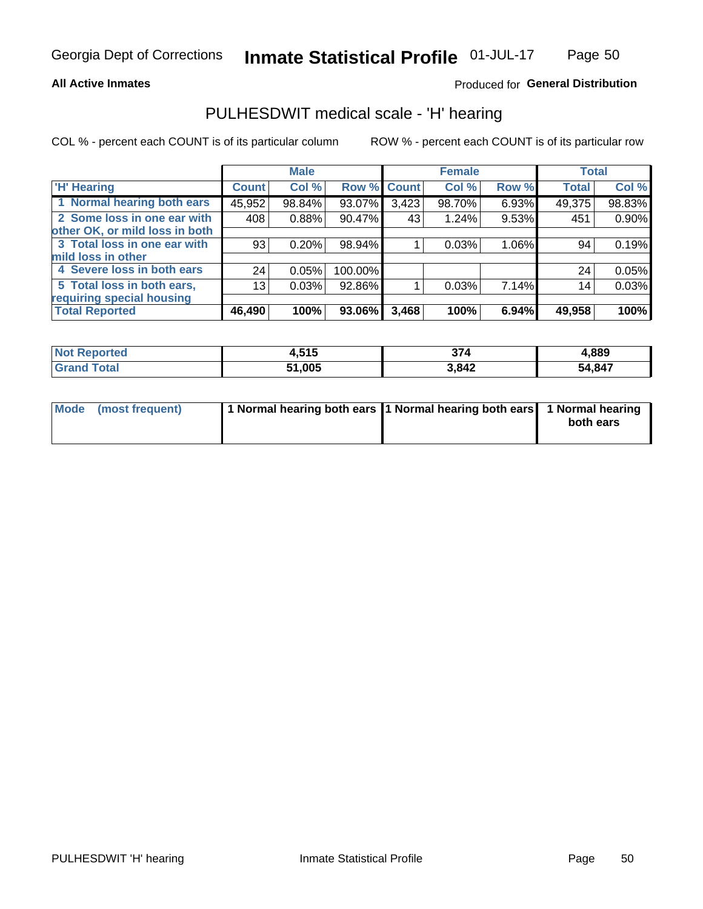**All Active Inmates** — Produced for **General Distribution**

# PULHESDWIT medical scale - 'H' hearing

COL % - percent each COUNT is of its particular column — ROW % - percent each COUNT is of its particular row

| 'H' Hearing | Male | | | Female | | | Total | |
|---|---|---|---|---|---|---|---|---|
| | Count | Col % | Row % | Count | Col % | Row % | Total | Col % |
| 1 Normal hearing both ears | 45,952 | 98.84% | 93.07% | 3,423 | 98.70% | 6.93% | 49,375 | 98.83% |
| 2 Some loss in one ear with other OK, or mild loss in both | 408 | 0.88% | 90.47% | 43 | 1.24% | 9.53% | 451 | 0.90% |
| 3 Total loss in one ear with mild loss in other | 93 | 0.20% | 98.94% | 1 | 0.03% | 1.06% | 94 | 0.19% |
| 4 Severe loss in both ears | 24 | 0.05% | 100.00% | | | | 24 | 0.05% |
| 5 Total loss in both ears, requiring special housing | 13 | 0.03% | 92.86% | 1 | 0.03% | 7.14% | 14 | 0.03% |
| **Total Reported** | **46,490** | **100%** | **93.06%** | **3,468** | **100%** | **6.94%** | **49,958** | **100%** |

| | Male | Female | Total |
|---|---|---|---|
| Not Reported | 4,515 | 374 | 4,889 |
| Grand Total | 51,005 | 3,842 | 54,847 |

| | Male | Female | Total |
|---|---|---|---|
| Mode (most frequent) | 1 Normal hearing both ears | 1 Normal hearing both ears | 1 Normal hearing both ears |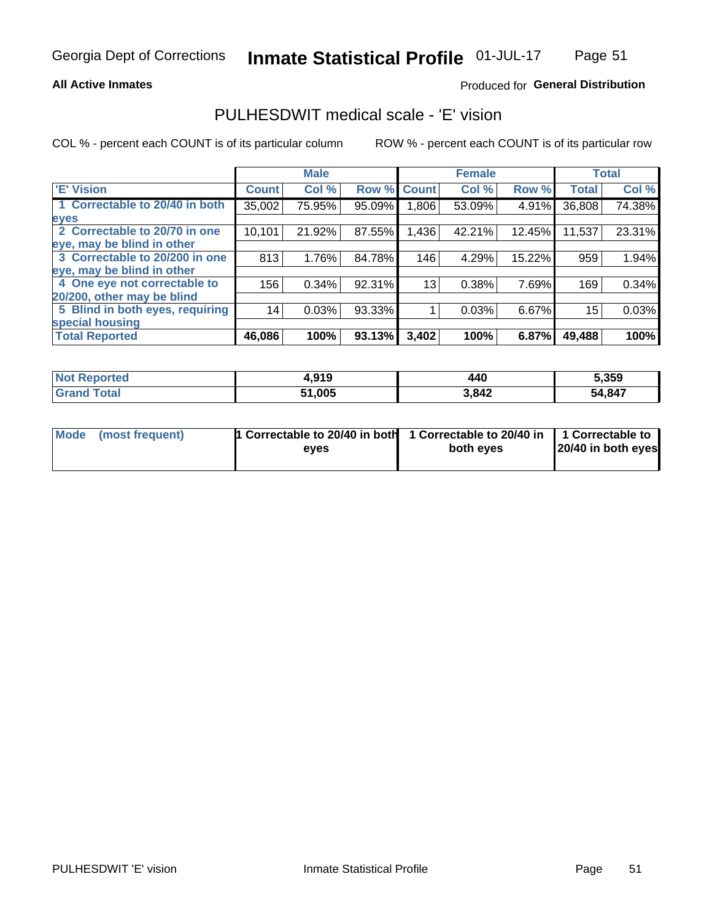Georgia Dept of Corrections **Inmate Statistical Profile** 01-JUL-17

**All Active Inmates**

Produced for **General Distribution**

## PULHESDWIT medical scale - 'E' vision

COL % - percent each COUNT is of its particular column

ROW % - percent each COUNT is of its particular row

| | Male | | | Female | | | Total | |
|---|---|---|---|---|---|---|---|---|
| 'E' Vision | Count | Col % | Row % | Count | Col % | Row % | Total | Col % |
| 1 Correctable to 20/40 in both eyes | 35,002 | 75.95% | 95.09% | 1,806 | 53.09% | 4.91% | 36,808 | 74.38% |
| 2 Correctable to 20/70 in one eye, may be blind in other | 10,101 | 21.92% | 87.55% | 1,436 | 42.21% | 12.45% | 11,537 | 23.31% |
| 3 Correctable to 20/200 in one eye, may be blind in other | 813 | 1.76% | 84.78% | 146 | 4.29% | 15.22% | 959 | 1.94% |
| 4 One eye not correctable to 20/200, other may be blind | 156 | 0.34% | 92.31% | 13 | 0.38% | 7.69% | 169 | 0.34% |
| 5 Blind in both eyes, requiring special housing | 14 | 0.03% | 93.33% | 1 | 0.03% | 6.67% | 15 | 0.03% |
| **Total Reported** | **46,086** | **100%** | **93.13%** | **3,402** | **100%** | **6.87%** | **49,488** | **100%** |

| | Male | Female | Total |
|---|---|---|---|
| **Not Reported** | **4,919** | **440** | **5,359** |
| **Grand Total** | **51,005** | **3,842** | **54,847** |

| | Male | Female | Total |
|---|---|---|---|
| **Mode (most frequent)** | **1 Correctable to 20/40 in both eyes** | **1 Correctable to 20/40 in both eyes** | **1 Correctable to 20/40 in both eyes** |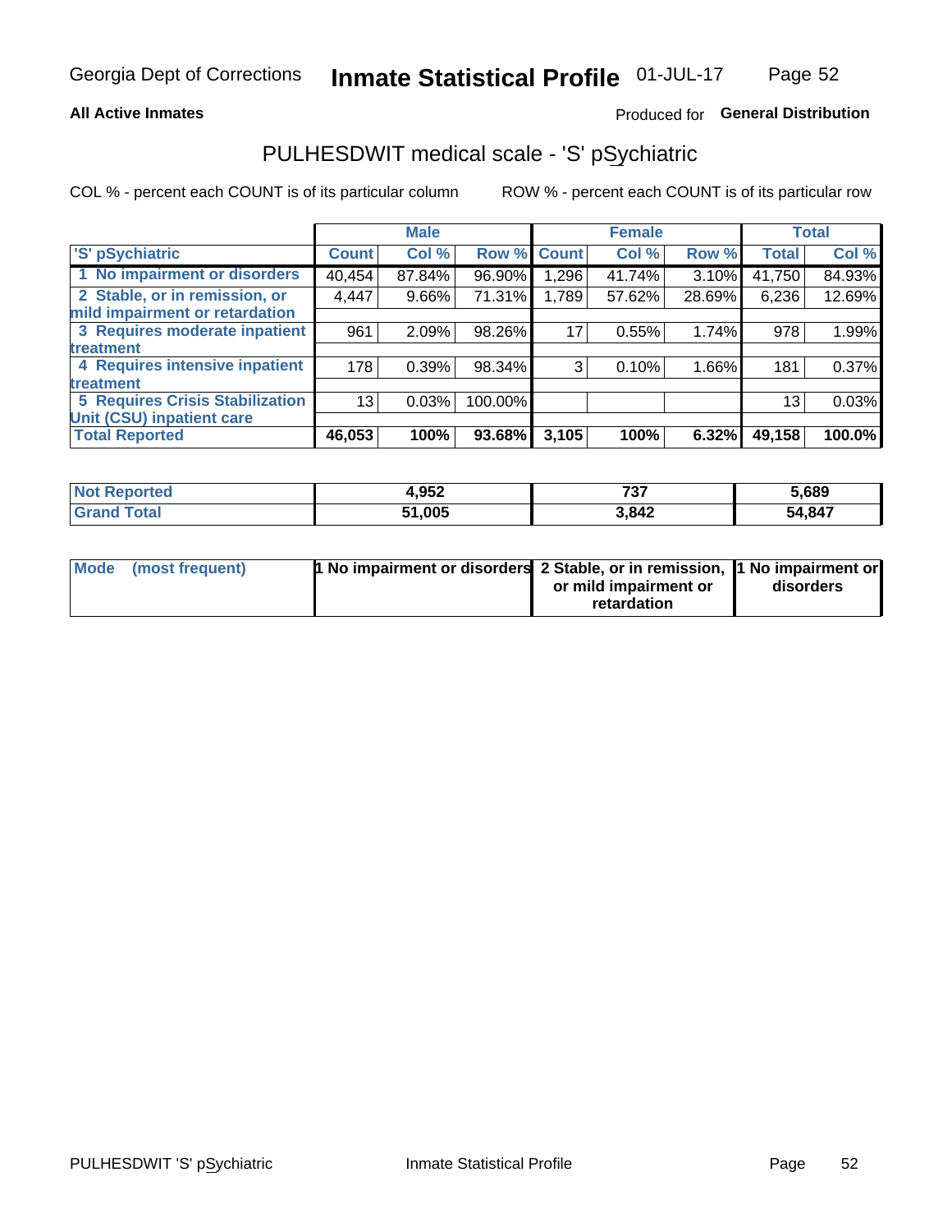**All Active Inmates** — Produced for **General Distribution**

## PULHESDWIT medical scale - 'S' pSychiatric

COL % - percent each COUNT is of its particular column — ROW % - percent each COUNT is of its particular row

| | Male | | | Female | | | Total | |
|---|---|---|---|---|---|---|---|---|
| 'S' pSychiatric | Count | Col % | Row % | Count | Col % | Row % | Total | Col % |
| 1 No impairment or disorders | 40,454 | 87.84% | 96.90% | 1,296 | 41.74% | 3.10% | 41,750 | 84.93% |
| 2 Stable, or in remission, or mild impairment or retardation | 4,447 | 9.66% | 71.31% | 1,789 | 57.62% | 28.69% | 6,236 | 12.69% |
| 3 Requires moderate inpatient treatment | 961 | 2.09% | 98.26% | 17 | 0.55% | 1.74% | 978 | 1.99% |
| 4 Requires intensive inpatient treatment | 178 | 0.39% | 98.34% | 3 | 0.10% | 1.66% | 181 | 0.37% |
| 5 Requires Crisis Stabilization Unit (CSU) inpatient care | 13 | 0.03% | 100.00% | | | | 13 | 0.03% |
| **Total Reported** | **46,053** | **100%** | **93.68%** | **3,105** | **100%** | **6.32%** | **49,158** | **100.0%** |

| | Male | Female | Total |
|---|---|---|---|
| Not Reported | 4,952 | 737 | 5,689 |
| Grand Total | 51,005 | 3,842 | 54,847 |

| | Male | Female | Total |
|---|---|---|---|
| Mode (most frequent) | 1 No impairment or disorders | 2 Stable, or in remission, or mild impairment or retardation | 1 No impairment or disorders |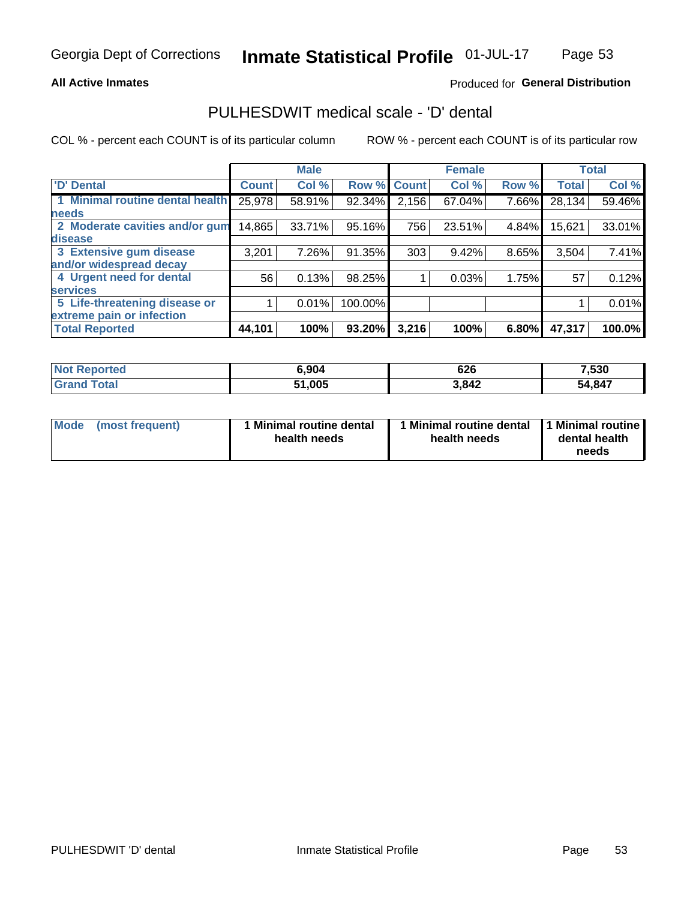Georgia Dept of Corrections **Inmate Statistical Profile** 01-JUL-17

**All Active Inmates**

Produced for **General Distribution**

## PULHESDWIT medical scale - 'D' dental

COL % - percent each COUNT is of its particular column ROW % - percent each COUNT is of its particular row

| | Male | | | Female | | | Total | |
|---|---|---|---|---|---|---|---|---|
| 'D' Dental | Count | Col % | Row % | Count | Col % | Row % | Total | Col % |
| 1 Minimal routine dental health needs | 25,978 | 58.91% | 92.34% | 2,156 | 67.04% | 7.66% | 28,134 | 59.46% |
| 2 Moderate cavities and/or gum disease | 14,865 | 33.71% | 95.16% | 756 | 23.51% | 4.84% | 15,621 | 33.01% |
| 3 Extensive gum disease and/or widespread decay | 3,201 | 7.26% | 91.35% | 303 | 9.42% | 8.65% | 3,504 | 7.41% |
| 4 Urgent need for dental services | 56 | 0.13% | 98.25% | 1 | 0.03% | 1.75% | 57 | 0.12% |
| 5 Life-threatening disease or extreme pain or infection | 1 | 0.01% | 100.00% | | | | 1 | 0.01% |
| **Total Reported** | **44,101** | **100%** | **93.20%** | **3,216** | **100%** | **6.80%** | **47,317** | **100.0%** |

| | Male | Female | Total |
|---|---|---|---|
| **Not Reported** | **6,904** | **626** | **7,530** |
| **Grand Total** | **51,005** | **3,842** | **54,847** |

| | Male | Female | Total |
|---|---|---|---|
| **Mode (most frequent)** | **1 Minimal routine dental health needs** | **1 Minimal routine dental health needs** | **1 Minimal routine dental health needs** |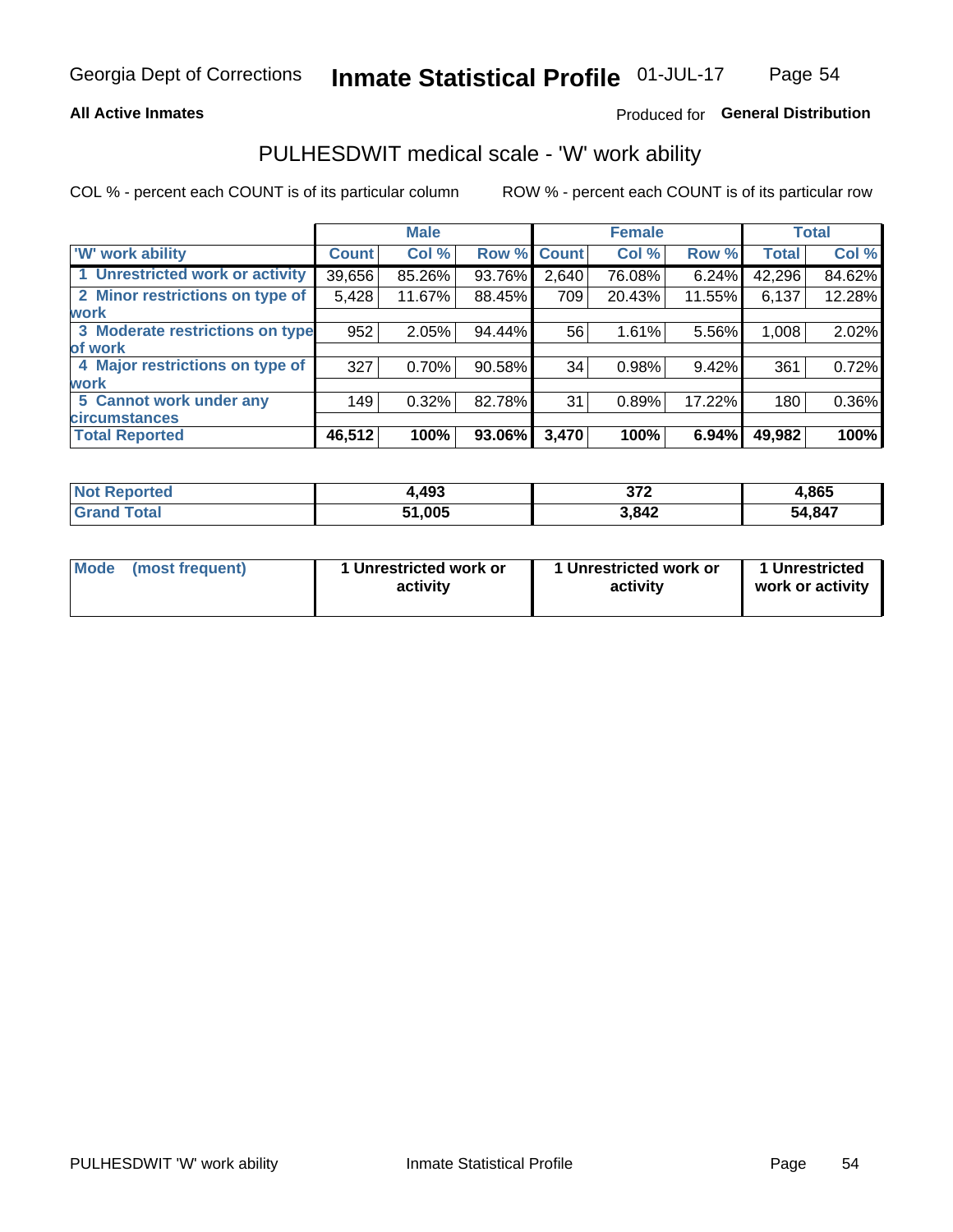Georgia Dept of Corrections **Inmate Statistical Profile** 01-JUL-17

**All Active Inmates**

Produced for **General Distribution**

## PULHESDWIT medical scale - 'W' work ability

COL % - percent each COUNT is of its particular column ROW % - percent each COUNT is of its particular row

| | Male | | | Female | | | Total | |
|---|---|---|---|---|---|---|---|---|
| 'W' work ability | Count | Col % | Row % | Count | Col % | Row % | Total | Col % |
| 1 Unrestricted work or activity | 39,656 | 85.26% | 93.76% | 2,640 | 76.08% | 6.24% | 42,296 | 84.62% |
| 2 Minor restrictions on type of work | 5,428 | 11.67% | 88.45% | 709 | 20.43% | 11.55% | 6,137 | 12.28% |
| 3 Moderate restrictions on type of work | 952 | 2.05% | 94.44% | 56 | 1.61% | 5.56% | 1,008 | 2.02% |
| 4 Major restrictions on type of work | 327 | 0.70% | 90.58% | 34 | 0.98% | 9.42% | 361 | 0.72% |
| 5 Cannot work under any circumstances | 149 | 0.32% | 82.78% | 31 | 0.89% | 17.22% | 180 | 0.36% |
| **Total Reported** | **46,512** | **100%** | **93.06%** | **3,470** | **100%** | **6.94%** | **49,982** | **100%** |

| | Male | Female | Total |
|---|---|---|---|
| Not Reported | 4,493 | 372 | 4,865 |
| Grand Total | 51,005 | 3,842 | 54,847 |

| | Male | Female | Total |
|---|---|---|---|
| Mode (most frequent) | 1 Unrestricted work or activity | 1 Unrestricted work or activity | 1 Unrestricted work or activity |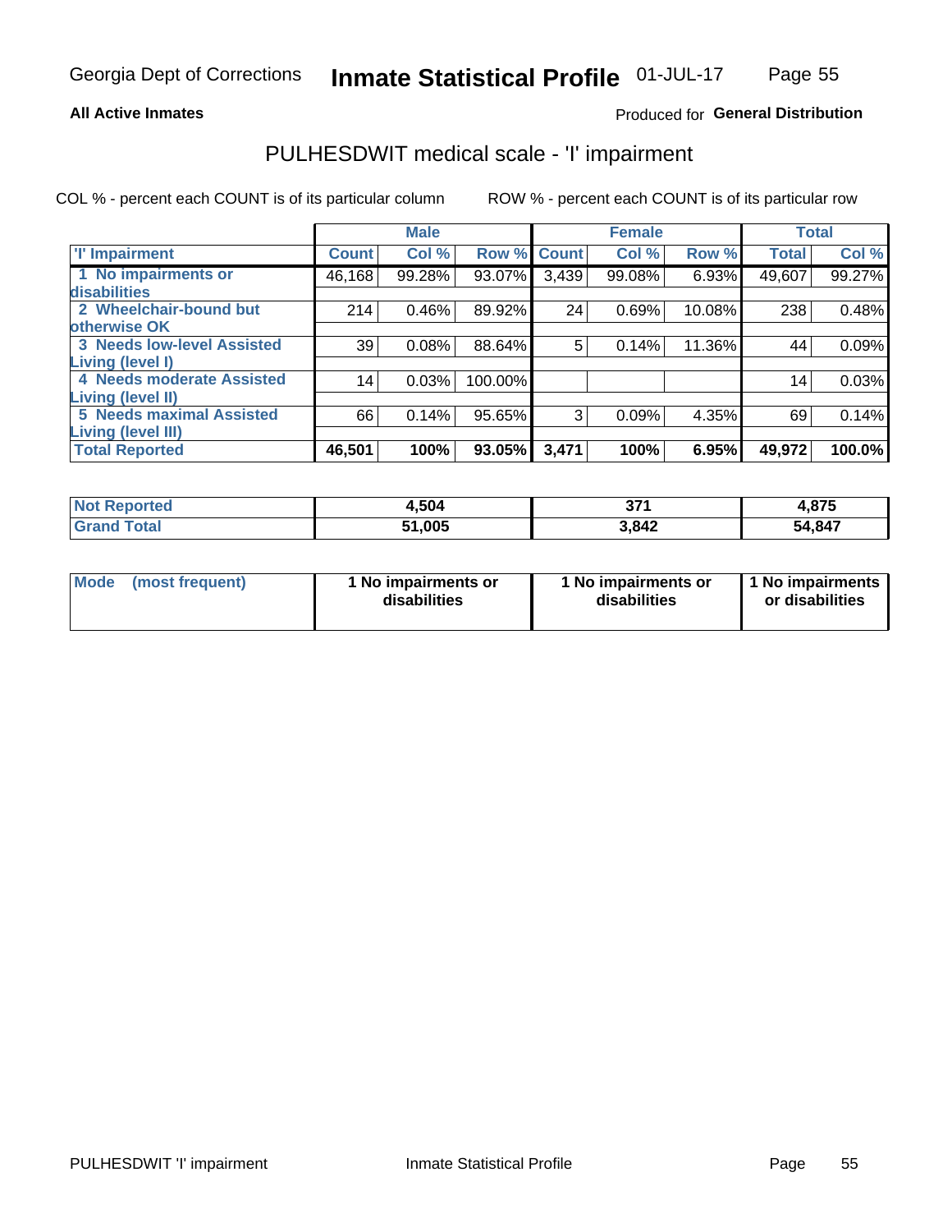**All Active Inmates**

Produced for **General Distribution**

## PULHESDWIT medical scale - 'I' impairment

COL % - percent each COUNT is of its particular column

ROW % - percent each COUNT is of its particular row

| | Male | | | Female | | | Total | |
|---|---|---|---|---|---|---|---|---|
| 'I' Impairment | Count | Col % | Row % | Count | Col % | Row % | Total | Col % |
| 1 No impairments or disabilities | 46,168 | 99.28% | 93.07% | 3,439 | 99.08% | 6.93% | 49,607 | 99.27% |
| 2 Wheelchair-bound but otherwise OK | 214 | 0.46% | 89.92% | 24 | 0.69% | 10.08% | 238 | 0.48% |
| 3 Needs low-level Assisted Living (level I) | 39 | 0.08% | 88.64% | 5 | 0.14% | 11.36% | 44 | 0.09% |
| 4 Needs moderate Assisted Living (level II) | 14 | 0.03% | 100.00% | | | | 14 | 0.03% |
| 5 Needs maximal Assisted Living (level III) | 66 | 0.14% | 95.65% | 3 | 0.09% | 4.35% | 69 | 0.14% |
| **Total Reported** | **46,501** | **100%** | **93.05%** | **3,471** | **100%** | **6.95%** | **49,972** | **100.0%** |

| | Male | Female | Total |
|---|---|---|---|
| Not Reported | 4,504 | 371 | 4,875 |
| Grand Total | 51,005 | 3,842 | 54,847 |

| | Male | Female | Total |
|---|---|---|---|
| Mode (most frequent) | 1 No impairments or disabilities | 1 No impairments or disabilities | 1 No impairments or disabilities |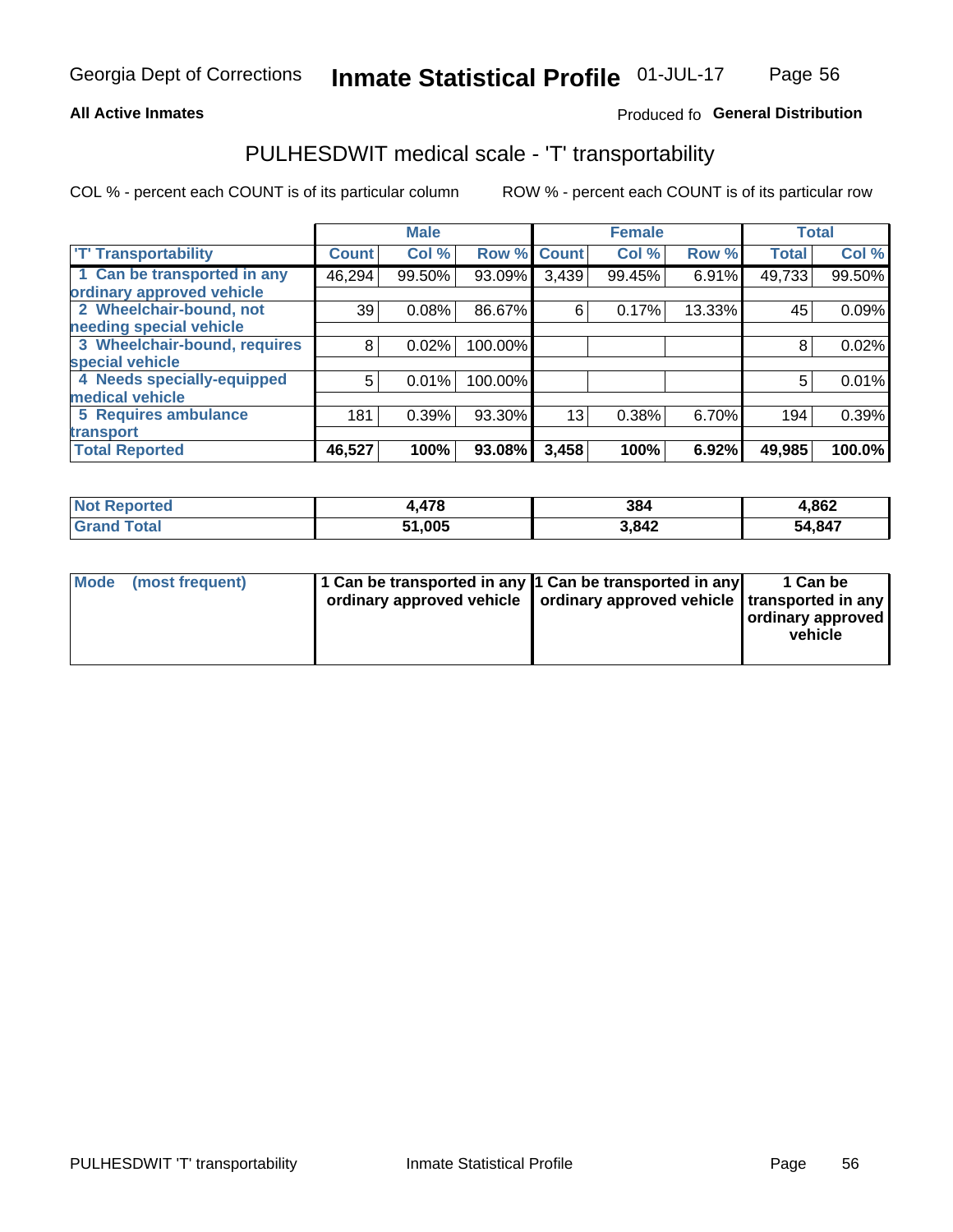Georgia Dept of Corrections **Inmate Statistical Profile** 01-JUL-17

**All Active Inmates** Produced fo **General Distribution**

## PULHESDWIT medical scale - 'T' transportability

COL % - percent each COUNT is of its particular column ROW % - percent each COUNT is of its particular row

| 'T' Transportability | Male | | | Female | | | Total | |
|---|---|---|---|---|---|---|---|---|
| | Count | Col % | Row % | Count | Col % | Row % | Total | Col % |
| 1 Can be transported in any ordinary approved vehicle | 46,294 | 99.50% | 93.09% | 3,439 | 99.45% | 6.91% | 49,733 | 99.50% |
| 2 Wheelchair-bound, not needing special vehicle | 39 | 0.08% | 86.67% | 6 | 0.17% | 13.33% | 45 | 0.09% |
| 3 Wheelchair-bound, requires special vehicle | 8 | 0.02% | 100.00% | | | | 8 | 0.02% |
| 4 Needs specially-equipped medical vehicle | 5 | 0.01% | 100.00% | | | | 5 | 0.01% |
| 5 Requires ambulance transport | 181 | 0.39% | 93.30% | 13 | 0.38% | 6.70% | 194 | 0.39% |
| **Total Reported** | **46,527** | **100%** | **93.08%** | **3,458** | **100%** | **6.92%** | **49,985** | **100.0%** |

| | Male | Female | Total |
|---|---|---|---|
| **Not Reported** | **4,478** | **384** | **4,862** |
| **Grand Total** | **51,005** | **3,842** | **54,847** |

| | Male | Female | Total |
|---|---|---|---|
| **Mode (most frequent)** | **1 Can be transported in any ordinary approved vehicle** | **1 Can be transported in any ordinary approved vehicle** | **1 Can be transported in any ordinary approved vehicle** |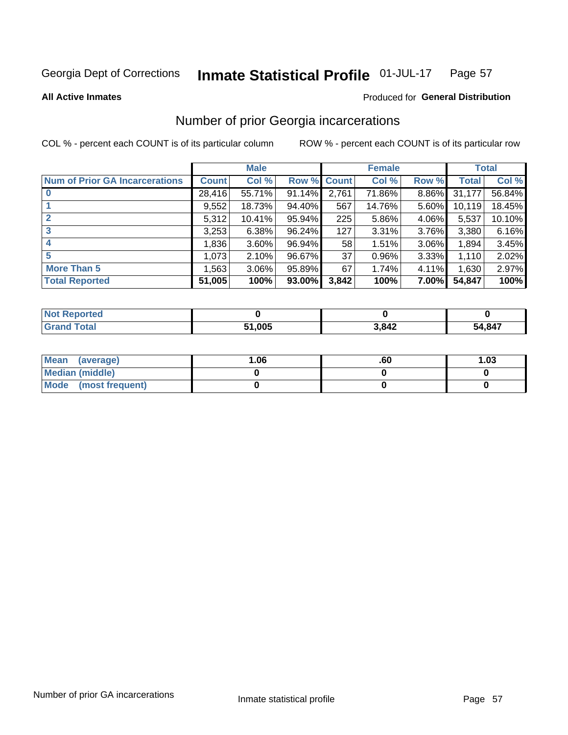Georgia Dept of Corrections **Inmate Statistical Profile** 01-JUL-17

**All Active Inmates**

Produced for **General Distribution**

## Number of prior Georgia incarcerations

COL % - percent each COUNT is of its particular column

ROW % - percent each COUNT is of its particular row

| | Male | | | Female | | | Total | |
|---|---|---|---|---|---|---|---|---|
| **Num of Prior GA Incarcerations** | **Count** | **Col %** | **Row %** | **Count** | **Col %** | **Row %** | **Total** | **Col %** |
| **0** | 28,416 | 55.71% | 91.14% | 2,761 | 71.86% | 8.86% | 31,177 | 56.84% |
| **1** | 9,552 | 18.73% | 94.40% | 567 | 14.76% | 5.60% | 10,119 | 18.45% |
| **2** | 5,312 | 10.41% | 95.94% | 225 | 5.86% | 4.06% | 5,537 | 10.10% |
| **3** | 3,253 | 6.38% | 96.24% | 127 | 3.31% | 3.76% | 3,380 | 6.16% |
| **4** | 1,836 | 3.60% | 96.94% | 58 | 1.51% | 3.06% | 1,894 | 3.45% |
| **5** | 1,073 | 2.10% | 96.67% | 37 | 0.96% | 3.33% | 1,110 | 2.02% |
| **More Than 5** | 1,563 | 3.06% | 95.89% | 67 | 1.74% | 4.11% | 1,630 | 2.97% |
| **Total Reported** | **51,005** | **100%** | **93.00%** | **3,842** | **100%** | **7.00%** | **54,847** | **100%** |

| | Male | Female | Total |
|---|---|---|---|
| **Not Reported** | **0** | **0** | **0** |
| **Grand Total** | **51,005** | **3,842** | **54,847** |

| | Male | Female | Total |
|---|---|---|---|
| **Mean (average)** | **1.06** | **.60** | **1.03** |
| **Median (middle)** | **0** | **0** | **0** |
| **Mode (most frequent)** | **0** | **0** | **0** |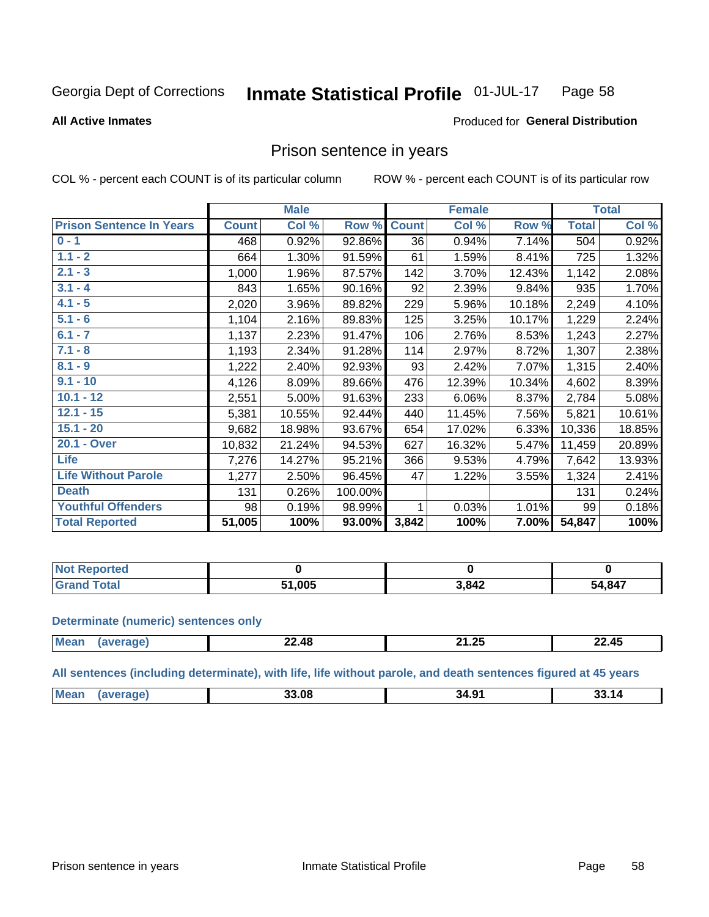Georgia Dept of Corrections **Inmate Statistical Profile** 01-JUL-17

**All Active Inmates**

Produced for **General Distribution**

## Prison sentence in years

COL % - percent each COUNT is of its particular column

ROW % - percent each COUNT is of its particular row

| | Male | | | Female | | | Total | |
|---|---|---|---|---|---|---|---|---|
| **Prison Sentence In Years** | **Count** | **Col %** | **Row %** | **Count** | **Col %** | **Row %** | **Total** | **Col %** |
| 0 - 1 | 468 | 0.92% | 92.86% | 36 | 0.94% | 7.14% | 504 | 0.92% |
| 1.1 - 2 | 664 | 1.30% | 91.59% | 61 | 1.59% | 8.41% | 725 | 1.32% |
| 2.1 - 3 | 1,000 | 1.96% | 87.57% | 142 | 3.70% | 12.43% | 1,142 | 2.08% |
| 3.1 - 4 | 843 | 1.65% | 90.16% | 92 | 2.39% | 9.84% | 935 | 1.70% |
| 4.1 - 5 | 2,020 | 3.96% | 89.82% | 229 | 5.96% | 10.18% | 2,249 | 4.10% |
| 5.1 - 6 | 1,104 | 2.16% | 89.83% | 125 | 3.25% | 10.17% | 1,229 | 2.24% |
| 6.1 - 7 | 1,137 | 2.23% | 91.47% | 106 | 2.76% | 8.53% | 1,243 | 2.27% |
| 7.1 - 8 | 1,193 | 2.34% | 91.28% | 114 | 2.97% | 8.72% | 1,307 | 2.38% |
| 8.1 - 9 | 1,222 | 2.40% | 92.93% | 93 | 2.42% | 7.07% | 1,315 | 2.40% |
| 9.1 - 10 | 4,126 | 8.09% | 89.66% | 476 | 12.39% | 10.34% | 4,602 | 8.39% |
| 10.1 - 12 | 2,551 | 5.00% | 91.63% | 233 | 6.06% | 8.37% | 2,784 | 5.08% |
| 12.1 - 15 | 5,381 | 10.55% | 92.44% | 440 | 11.45% | 7.56% | 5,821 | 10.61% |
| 15.1 - 20 | 9,682 | 18.98% | 93.67% | 654 | 17.02% | 6.33% | 10,336 | 18.85% |
| 20.1 - Over | 10,832 | 21.24% | 94.53% | 627 | 16.32% | 5.47% | 11,459 | 20.89% |
| Life | 7,276 | 14.27% | 95.21% | 366 | 9.53% | 4.79% | 7,642 | 13.93% |
| Life Without Parole | 1,277 | 2.50% | 96.45% | 47 | 1.22% | 3.55% | 1,324 | 2.41% |
| Death | 131 | 0.26% | 100.00% | | | | 131 | 0.24% |
| Youthful Offenders | 98 | 0.19% | 98.99% | 1 | 0.03% | 1.01% | 99 | 0.18% |
| **Total Reported** | **51,005** | **100%** | **93.00%** | **3,842** | **100%** | **7.00%** | **54,847** | **100%** |

| | Male | Female | Total |
|---|---|---|---|
| Not Reported | 0 | 0 | 0 |
| Grand Total | 51,005 | 3,842 | 54,847 |

**Determinate (numeric) sentences only**

| | Male | Female | Total |
|---|---|---|---|
| Mean (average) | 22.48 | 21.25 | 22.45 |

**All sentences (including determinate), with life, life without parole, and death sentences figured at 45 years**

| | Male | Female | Total |
|---|---|---|---|
| Mean (average) | 33.08 | 34.91 | 33.14 |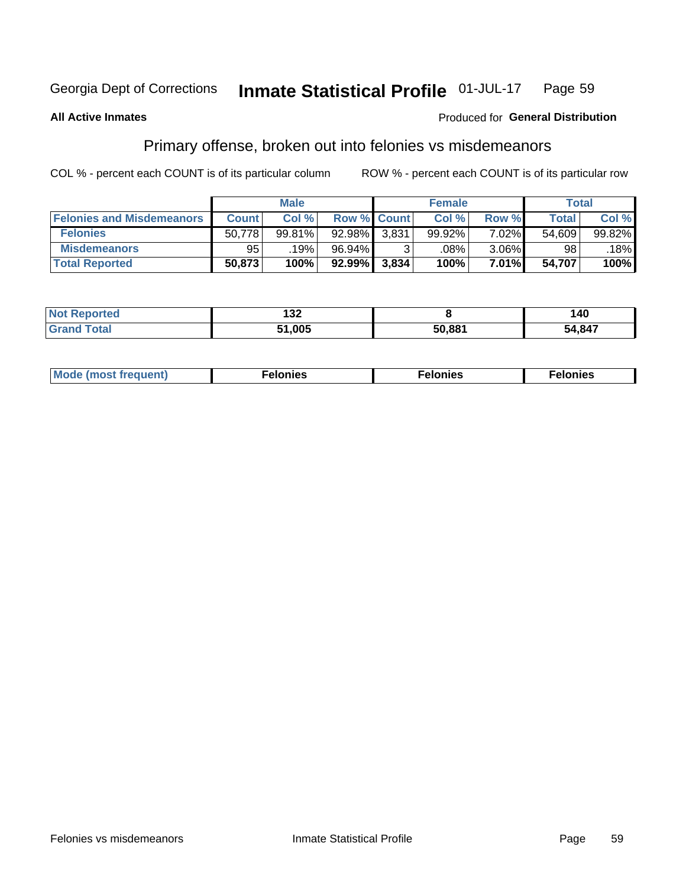Georgia Dept of Corrections **Inmate Statistical Profile** 01-JUL-17

**All Active Inmates** Produced for **General Distribution**

## Primary offense, broken out into felonies vs misdemeanors

COL % - percent each COUNT is of its particular column ROW % - percent each COUNT is of its particular row

| | Male | | | Female | | | Total | |
|---|---|---|---|---|---|---|---|---|
| **Felonies and Misdemeanors** | **Count** | **Col %** | **Row %** | **Count** | **Col %** | **Row %** | **Total** | **Col %** |
| **Felonies** | 50,778 | 99.81% | 92.98% | 3,831 | 99.92% | 7.02% | 54,609 | 99.82% |
| **Misdemeanors** | 95 | .19% | 96.94% | 3 | .08% | 3.06% | 98 | .18% |
| **Total Reported** | **50,873** | **100%** | **92.99%** | **3,834** | **100%** | **7.01%** | **54,707** | **100%** |

| | Male | Female | Total |
|---|---|---|---|
| **Not Reported** | **132** | **8** | **140** |
| **Grand Total** | **51,005** | **50,881** | **54,847** |

| | Male | Female | Total |
|---|---|---|---|
| **Mode (most frequent)** | **Felonies** | **Felonies** | **Felonies** |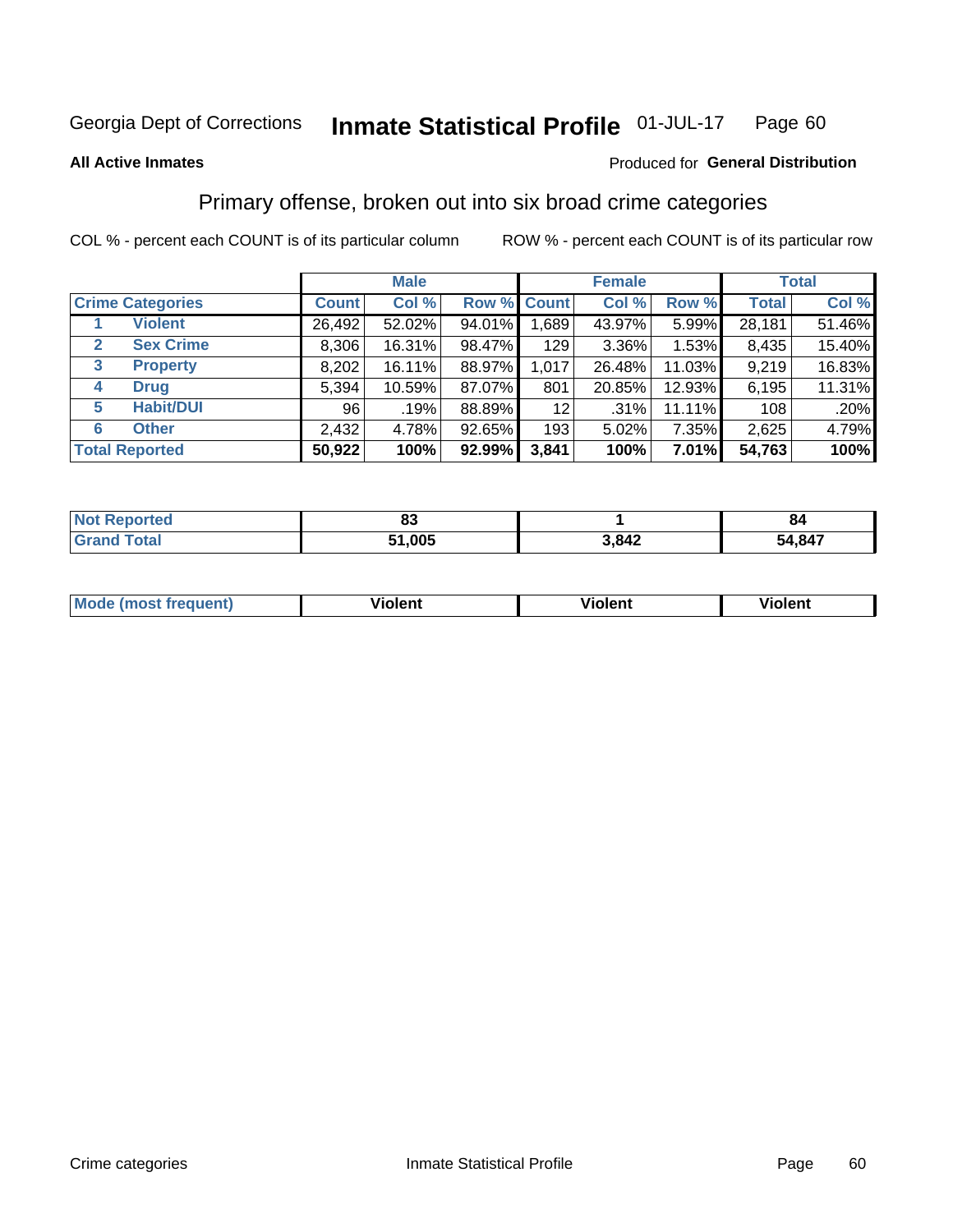Georgia Dept of Corrections **Inmate Statistical Profile** 01-JUL-17

**All Active Inmates**

Produced for **General Distribution**

## Primary offense, broken out into six broad crime categories

COL % - percent each COUNT is of its particular column

ROW % - percent each COUNT is of its particular row

| | | Male | | | Female | | | Total | |
|---|---|---|---|---|---|---|---|---|---|
| **Crime Categories** | | **Count** | **Col %** | **Row %** | **Count** | **Col %** | **Row %** | **Total** | **Col %** |
| 1 | **Violent** | 26,492 | 52.02% | 94.01% | 1,689 | 43.97% | 5.99% | 28,181 | 51.46% |
| 2 | **Sex Crime** | 8,306 | 16.31% | 98.47% | 129 | 3.36% | 1.53% | 8,435 | 15.40% |
| 3 | **Property** | 8,202 | 16.11% | 88.97% | 1,017 | 26.48% | 11.03% | 9,219 | 16.83% |
| 4 | **Drug** | 5,394 | 10.59% | 87.07% | 801 | 20.85% | 12.93% | 6,195 | 11.31% |
| 5 | **Habit/DUI** | 96 | .19% | 88.89% | 12 | .31% | 11.11% | 108 | .20% |
| 6 | **Other** | 2,432 | 4.78% | 92.65% | 193 | 5.02% | 7.35% | 2,625 | 4.79% |
| **Total Reported** | | **50,922** | **100%** | **92.99%** | **3,841** | **100%** | **7.01%** | **54,763** | **100%** |

| | Male | Female | Total |
|---|---|---|---|
| **Not Reported** | **83** | **1** | **84** |
| **Grand Total** | **51,005** | **3,842** | **54,847** |

| | Male | Female | Total |
|---|---|---|---|
| **Mode (most frequent)** | **Violent** | **Violent** | **Violent** |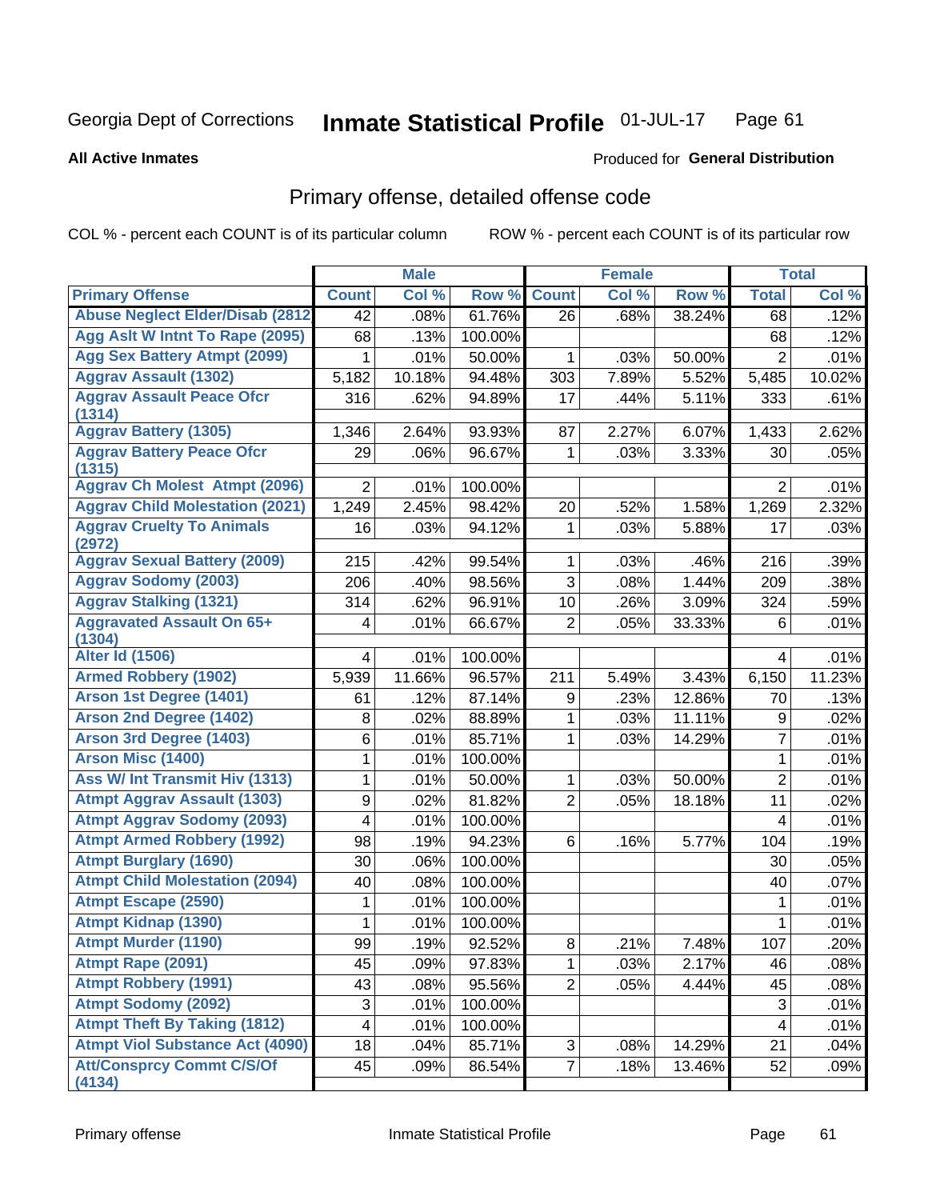Georgia Dept of Corrections **Inmate Statistical Profile** 01-JUL-17

**All Active Inmates**

Produced for **General Distribution**

## Primary offense, detailed offense code

COL % - percent each COUNT is of its particular column

ROW % - percent each COUNT is of its particular row

| | Male | | | Female | | | Total | |
|---|---|---|---|---|---|---|---|---|
| Primary Offense | Count | Col % | Row % | Count | Col % | Row % | Total | Col % |
| Abuse Neglect Elder/Disab (2812 | 42 | .08% | 61.76% | 26 | .68% | 38.24% | 68 | .12% |
| Agg Aslt W Intnt To Rape (2095) | 68 | .13% | 100.00% | | | | 68 | .12% |
| Agg Sex Battery Atmpt (2099) | 1 | .01% | 50.00% | 1 | .03% | 50.00% | 2 | .01% |
| Aggrav Assault (1302) | 5,182 | 10.18% | 94.48% | 303 | 7.89% | 5.52% | 5,485 | 10.02% |
| Aggrav Assault Peace Ofcr (1314) | 316 | .62% | 94.89% | 17 | .44% | 5.11% | 333 | .61% |
| Aggrav Battery (1305) | 1,346 | 2.64% | 93.93% | 87 | 2.27% | 6.07% | 1,433 | 2.62% |
| Aggrav Battery Peace Ofcr (1315) | 29 | .06% | 96.67% | 1 | .03% | 3.33% | 30 | .05% |
| Aggrav Ch Molest Atmpt (2096) | 2 | .01% | 100.00% | | | | 2 | .01% |
| Aggrav Child Molestation (2021) | 1,249 | 2.45% | 98.42% | 20 | .52% | 1.58% | 1,269 | 2.32% |
| Aggrav Cruelty To Animals (2972) | 16 | .03% | 94.12% | 1 | .03% | 5.88% | 17 | .03% |
| Aggrav Sexual Battery (2009) | 215 | .42% | 99.54% | 1 | .03% | .46% | 216 | .39% |
| Aggrav Sodomy (2003) | 206 | .40% | 98.56% | 3 | .08% | 1.44% | 209 | .38% |
| Aggrav Stalking (1321) | 314 | .62% | 96.91% | 10 | .26% | 3.09% | 324 | .59% |
| Aggravated Assault On 65+ (1304) | 4 | .01% | 66.67% | 2 | .05% | 33.33% | 6 | .01% |
| Alter Id (1506) | 4 | .01% | 100.00% | | | | 4 | .01% |
| Armed Robbery (1902) | 5,939 | 11.66% | 96.57% | 211 | 5.49% | 3.43% | 6,150 | 11.23% |
| Arson 1st Degree (1401) | 61 | .12% | 87.14% | 9 | .23% | 12.86% | 70 | .13% |
| Arson 2nd Degree (1402) | 8 | .02% | 88.89% | 1 | .03% | 11.11% | 9 | .02% |
| Arson 3rd Degree (1403) | 6 | .01% | 85.71% | 1 | .03% | 14.29% | 7 | .01% |
| Arson Misc (1400) | 1 | .01% | 100.00% | | | | 1 | .01% |
| Ass W/ Int Transmit Hiv (1313) | 1 | .01% | 50.00% | 1 | .03% | 50.00% | 2 | .01% |
| Atmpt Aggrav Assault (1303) | 9 | .02% | 81.82% | 2 | .05% | 18.18% | 11 | .02% |
| Atmpt Aggrav Sodomy (2093) | 4 | .01% | 100.00% | | | | 4 | .01% |
| Atmpt Armed Robbery (1992) | 98 | .19% | 94.23% | 6 | .16% | 5.77% | 104 | .19% |
| Atmpt Burglary (1690) | 30 | .06% | 100.00% | | | | 30 | .05% |
| Atmpt Child Molestation (2094) | 40 | .08% | 100.00% | | | | 40 | .07% |
| Atmpt Escape (2590) | 1 | .01% | 100.00% | | | | 1 | .01% |
| Atmpt Kidnap (1390) | 1 | .01% | 100.00% | | | | 1 | .01% |
| Atmpt Murder (1190) | 99 | .19% | 92.52% | 8 | .21% | 7.48% | 107 | .20% |
| Atmpt Rape (2091) | 45 | .09% | 97.83% | 1 | .03% | 2.17% | 46 | .08% |
| Atmpt Robbery (1991) | 43 | .08% | 95.56% | 2 | .05% | 4.44% | 45 | .08% |
| Atmpt Sodomy (2092) | 3 | .01% | 100.00% | | | | 3 | .01% |
| Atmpt Theft By Taking (1812) | 4 | .01% | 100.00% | | | | 4 | .01% |
| Atmpt Viol Substance Act (4090) | 18 | .04% | 85.71% | 3 | .08% | 14.29% | 21 | .04% |
| Att/Consprcy Commt C/S/Of (4134) | 45 | .09% | 86.54% | 7 | .18% | 13.46% | 52 | .09% |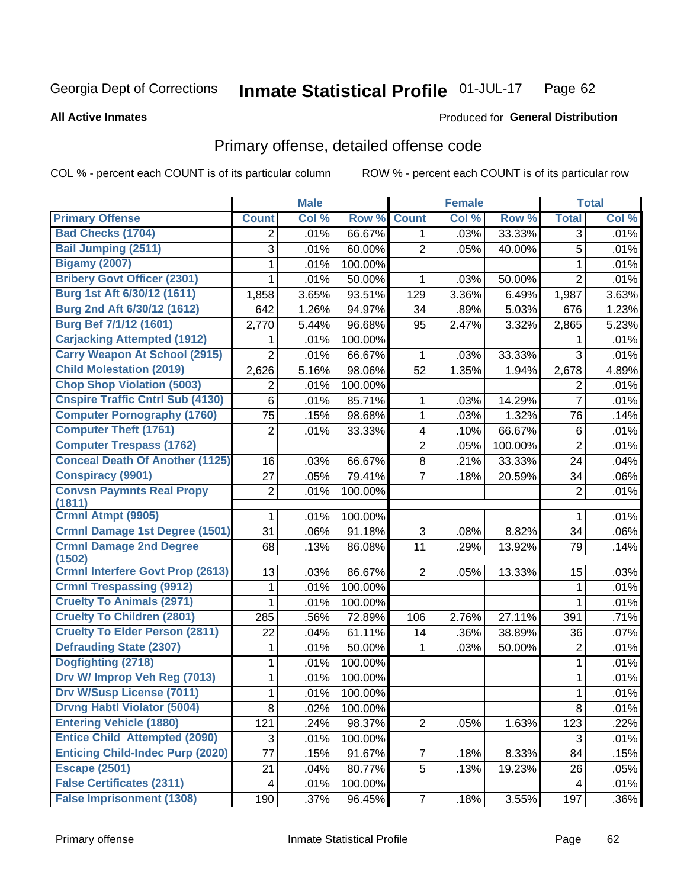Georgia Dept of Corrections **Inmate Statistical Profile** 01-JUL-17

**All Active Inmates**

Produced for **General Distribution**

## Primary offense, detailed offense code

COL % - percent each COUNT is of its particular column ROW % - percent each COUNT is of its particular row

| | Male | | | Female | | | Total | |
|---|---|---|---|---|---|---|---|---|
| **Primary Offense** | **Count** | **Col %** | **Row %** | **Count** | **Col %** | **Row %** | **Total** | **Col %** |
| **Bad Checks (1704)** | 2 | .01% | 66.67% | 1 | .03% | 33.33% | 3 | .01% |
| **Bail Jumping (2511)** | 3 | .01% | 60.00% | 2 | .05% | 40.00% | 5 | .01% |
| **Bigamy (2007)** | 1 | .01% | 100.00% | | | | 1 | .01% |
| **Bribery Govt Officer (2301)** | 1 | .01% | 50.00% | 1 | .03% | 50.00% | 2 | .01% |
| **Burg 1st Aft 6/30/12 (1611)** | 1,858 | 3.65% | 93.51% | 129 | 3.36% | 6.49% | 1,987 | 3.63% |
| **Burg 2nd Aft 6/30/12 (1612)** | 642 | 1.26% | 94.97% | 34 | .89% | 5.03% | 676 | 1.23% |
| **Burg Bef 7/1/12 (1601)** | 2,770 | 5.44% | 96.68% | 95 | 2.47% | 3.32% | 2,865 | 5.23% |
| **Carjacking Attempted (1912)** | 1 | .01% | 100.00% | | | | 1 | .01% |
| **Carry Weapon At School (2915)** | 2 | .01% | 66.67% | 1 | .03% | 33.33% | 3 | .01% |
| **Child Molestation (2019)** | 2,626 | 5.16% | 98.06% | 52 | 1.35% | 1.94% | 2,678 | 4.89% |
| **Chop Shop Violation (5003)** | 2 | .01% | 100.00% | | | | 2 | .01% |
| **Cnspire Traffic Cntrl Sub (4130)** | 6 | .01% | 85.71% | 1 | .03% | 14.29% | 7 | .01% |
| **Computer Pornography (1760)** | 75 | .15% | 98.68% | 1 | .03% | 1.32% | 76 | .14% |
| **Computer Theft (1761)** | 2 | .01% | 33.33% | 4 | .10% | 66.67% | 6 | .01% |
| **Computer Trespass (1762)** | | | | 2 | .05% | 100.00% | 2 | .01% |
| **Conceal Death Of Another (1125)** | 16 | .03% | 66.67% | 8 | .21% | 33.33% | 24 | .04% |
| **Conspiracy (9901)** | 27 | .05% | 79.41% | 7 | .18% | 20.59% | 34 | .06% |
| **Convsn Paymnts Real Propy (1811)** | 2 | .01% | 100.00% | | | | 2 | .01% |
| **Crmnl Atmpt (9905)** | 1 | .01% | 100.00% | | | | 1 | .01% |
| **Crmnl Damage 1st Degree (1501)** | 31 | .06% | 91.18% | 3 | .08% | 8.82% | 34 | .06% |
| **Crmnl Damage 2nd Degree (1502)** | 68 | .13% | 86.08% | 11 | .29% | 13.92% | 79 | .14% |
| **Crmnl Interfere Govt Prop (2613)** | 13 | .03% | 86.67% | 2 | .05% | 13.33% | 15 | .03% |
| **Crmnl Trespassing (9912)** | 1 | .01% | 100.00% | | | | 1 | .01% |
| **Cruelty To Animals (2971)** | 1 | .01% | 100.00% | | | | 1 | .01% |
| **Cruelty To Children (2801)** | 285 | .56% | 72.89% | 106 | 2.76% | 27.11% | 391 | .71% |
| **Cruelty To Elder Person (2811)** | 22 | .04% | 61.11% | 14 | .36% | 38.89% | 36 | .07% |
| **Defrauding State (2307)** | 1 | .01% | 50.00% | 1 | .03% | 50.00% | 2 | .01% |
| **Dogfighting (2718)** | 1 | .01% | 100.00% | | | | 1 | .01% |
| **Drv W/ Improp Veh Reg (7013)** | 1 | .01% | 100.00% | | | | 1 | .01% |
| **Drv W/Susp License (7011)** | 1 | .01% | 100.00% | | | | 1 | .01% |
| **Drvng Habtl Violator (5004)** | 8 | .02% | 100.00% | | | | 8 | .01% |
| **Entering Vehicle (1880)** | 121 | .24% | 98.37% | 2 | .05% | 1.63% | 123 | .22% |
| **Entice Child Attempted (2090)** | 3 | .01% | 100.00% | | | | 3 | .01% |
| **Enticing Child-Indec Purp (2020)** | 77 | .15% | 91.67% | 7 | .18% | 8.33% | 84 | .15% |
| **Escape (2501)** | 21 | .04% | 80.77% | 5 | .13% | 19.23% | 26 | .05% |
| **False Certificates (2311)** | 4 | .01% | 100.00% | | | | 4 | .01% |
| **False Imprisonment (1308)** | 190 | .37% | 96.45% | 7 | .18% | 3.55% | 197 | .36% |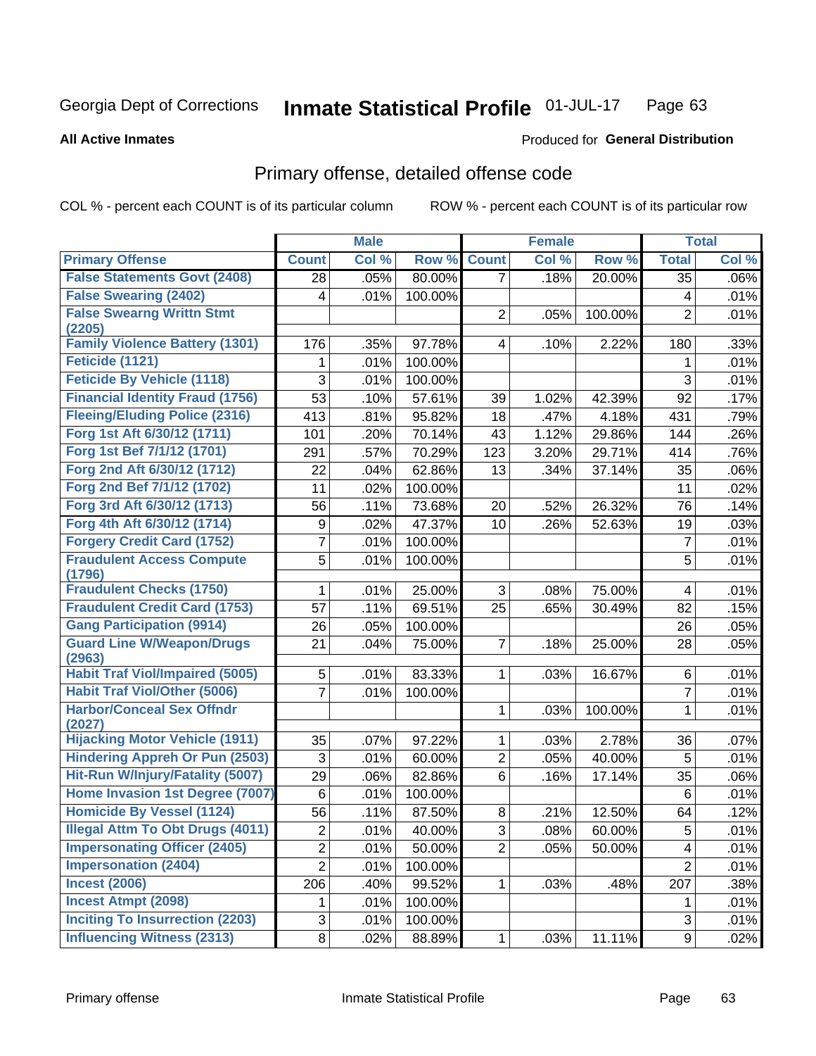Georgia Dept of Corrections **Inmate Statistical Profile** 01-JUL-17

**All Active Inmates**

Produced for **General Distribution**

## Primary offense, detailed offense code

COL % - percent each COUNT is of its particular column    ROW % - percent each COUNT is of its particular row

| | Male | | | Female | | | Total | |
|---|---|---|---|---|---|---|---|---|
| **Primary Offense** | **Count** | **Col %** | **Row %** | **Count** | **Col %** | **Row %** | **Total** | **Col %** |
| False Statements Govt (2408) | 28 | .05% | 80.00% | 7 | .18% | 20.00% | 35 | .06% |
| False Swearing (2402) | 4 | .01% | 100.00% | | | | 4 | .01% |
| False Swearng Writtn Stmt (2205) | | | | 2 | .05% | 100.00% | 2 | .01% |
| Family Violence Battery (1301) | 176 | .35% | 97.78% | 4 | .10% | 2.22% | 180 | .33% |
| Feticide (1121) | 1 | .01% | 100.00% | | | | 1 | .01% |
| Feticide By Vehicle (1118) | 3 | .01% | 100.00% | | | | 3 | .01% |
| Financial Identity Fraud (1756) | 53 | .10% | 57.61% | 39 | 1.02% | 42.39% | 92 | .17% |
| Fleeing/Eluding Police (2316) | 413 | .81% | 95.82% | 18 | .47% | 4.18% | 431 | .79% |
| Forg 1st Aft 6/30/12 (1711) | 101 | .20% | 70.14% | 43 | 1.12% | 29.86% | 144 | .26% |
| Forg 1st Bef 7/1/12 (1701) | 291 | .57% | 70.29% | 123 | 3.20% | 29.71% | 414 | .76% |
| Forg 2nd Aft 6/30/12 (1712) | 22 | .04% | 62.86% | 13 | .34% | 37.14% | 35 | .06% |
| Forg 2nd Bef 7/1/12 (1702) | 11 | .02% | 100.00% | | | | 11 | .02% |
| Forg 3rd Aft 6/30/12 (1713) | 56 | .11% | 73.68% | 20 | .52% | 26.32% | 76 | .14% |
| Forg 4th Aft 6/30/12 (1714) | 9 | .02% | 47.37% | 10 | .26% | 52.63% | 19 | .03% |
| Forgery Credit Card (1752) | 7 | .01% | 100.00% | | | | 7 | .01% |
| Fraudulent Access Compute (1796) | 5 | .01% | 100.00% | | | | 5 | .01% |
| Fraudulent Checks (1750) | 1 | .01% | 25.00% | 3 | .08% | 75.00% | 4 | .01% |
| Fraudulent Credit Card (1753) | 57 | .11% | 69.51% | 25 | .65% | 30.49% | 82 | .15% |
| Gang Participation (9914) | 26 | .05% | 100.00% | | | | 26 | .05% |
| Guard Line W/Weapon/Drugs (2963) | 21 | .04% | 75.00% | 7 | .18% | 25.00% | 28 | .05% |
| Habit Traf Viol/Impaired (5005) | 5 | .01% | 83.33% | 1 | .03% | 16.67% | 6 | .01% |
| Habit Traf Viol/Other (5006) | 7 | .01% | 100.00% | | | | 7 | .01% |
| Harbor/Conceal Sex Offndr (2027) | | | | 1 | .03% | 100.00% | 1 | .01% |
| Hijacking Motor Vehicle (1911) | 35 | .07% | 97.22% | 1 | .03% | 2.78% | 36 | .07% |
| Hindering Appreh Or Pun (2503) | 3 | .01% | 60.00% | 2 | .05% | 40.00% | 5 | .01% |
| Hit-Run W/Injury/Fatality (5007) | 29 | .06% | 82.86% | 6 | .16% | 17.14% | 35 | .06% |
| Home Invasion 1st Degree (7007) | 6 | .01% | 100.00% | | | | 6 | .01% |
| Homicide By Vessel (1124) | 56 | .11% | 87.50% | 8 | .21% | 12.50% | 64 | .12% |
| Illegal Attm To Obt Drugs (4011) | 2 | .01% | 40.00% | 3 | .08% | 60.00% | 5 | .01% |
| Impersonating Officer (2405) | 2 | .01% | 50.00% | 2 | .05% | 50.00% | 4 | .01% |
| Impersonation (2404) | 2 | .01% | 100.00% | | | | 2 | .01% |
| Incest (2006) | 206 | .40% | 99.52% | 1 | .03% | .48% | 207 | .38% |
| Incest Atmpt (2098) | 1 | .01% | 100.00% | | | | 1 | .01% |
| Inciting To Insurrection (2203) | 3 | .01% | 100.00% | | | | 3 | .01% |
| Influencing Witness (2313) | 8 | .02% | 88.89% | 1 | .03% | 11.11% | 9 | .02% |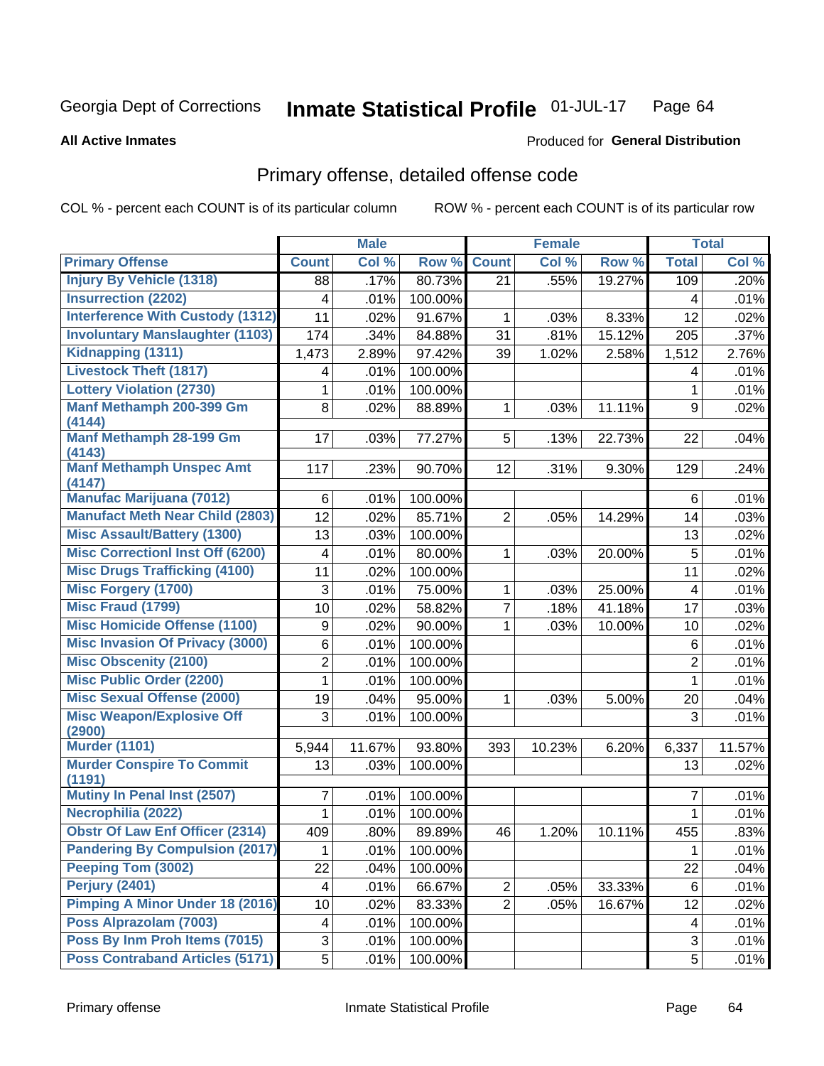Georgia Dept of Corrections **Inmate Statistical Profile** 01-JUL-17

**All Active Inmates**

Produced for **General Distribution**

## Primary offense, detailed offense code

COL % - percent each COUNT is of its particular column    ROW % - percent each COUNT is of its particular row

| | Male | | | Female | | | Total | |
|---|---|---|---|---|---|---|---|---|
| Primary Offense | Count | Col % | Row % | Count | Col % | Row % | Total | Col % |
| Injury By Vehicle (1318) | 88 | .17% | 80.73% | 21 | .55% | 19.27% | 109 | .20% |
| Insurrection (2202) | 4 | .01% | 100.00% | | | | 4 | .01% |
| Interference With Custody (1312) | 11 | .02% | 91.67% | 1 | .03% | 8.33% | 12 | .02% |
| Involuntary Manslaughter (1103) | 174 | .34% | 84.88% | 31 | .81% | 15.12% | 205 | .37% |
| Kidnapping (1311) | 1,473 | 2.89% | 97.42% | 39 | 1.02% | 2.58% | 1,512 | 2.76% |
| Livestock Theft (1817) | 4 | .01% | 100.00% | | | | 4 | .01% |
| Lottery Violation (2730) | 1 | .01% | 100.00% | | | | 1 | .01% |
| Manf Methamph 200-399 Gm (4144) | 8 | .02% | 88.89% | 1 | .03% | 11.11% | 9 | .02% |
| Manf Methamph 28-199 Gm (4143) | 17 | .03% | 77.27% | 5 | .13% | 22.73% | 22 | .04% |
| Manf Methamph Unspec Amt (4147) | 117 | .23% | 90.70% | 12 | .31% | 9.30% | 129 | .24% |
| Manufac Marijuana (7012) | 6 | .01% | 100.00% | | | | 6 | .01% |
| Manufact Meth Near Child (2803) | 12 | .02% | 85.71% | 2 | .05% | 14.29% | 14 | .03% |
| Misc Assault/Battery (1300) | 13 | .03% | 100.00% | | | | 13 | .02% |
| Misc Correctionl Inst Off (6200) | 4 | .01% | 80.00% | 1 | .03% | 20.00% | 5 | .01% |
| Misc Drugs Trafficking (4100) | 11 | .02% | 100.00% | | | | 11 | .02% |
| Misc Forgery (1700) | 3 | .01% | 75.00% | 1 | .03% | 25.00% | 4 | .01% |
| Misc Fraud (1799) | 10 | .02% | 58.82% | 7 | .18% | 41.18% | 17 | .03% |
| Misc Homicide Offense (1100) | 9 | .02% | 90.00% | 1 | .03% | 10.00% | 10 | .02% |
| Misc Invasion Of Privacy (3000) | 6 | .01% | 100.00% | | | | 6 | .01% |
| Misc Obscenity (2100) | 2 | .01% | 100.00% | | | | 2 | .01% |
| Misc Public Order (2200) | 1 | .01% | 100.00% | | | | 1 | .01% |
| Misc Sexual Offense (2000) | 19 | .04% | 95.00% | 1 | .03% | 5.00% | 20 | .04% |
| Misc Weapon/Explosive Off (2900) | 3 | .01% | 100.00% | | | | 3 | .01% |
| Murder (1101) | 5,944 | 11.67% | 93.80% | 393 | 10.23% | 6.20% | 6,337 | 11.57% |
| Murder Conspire To Commit (1191) | 13 | .03% | 100.00% | | | | 13 | .02% |
| Mutiny In Penal Inst (2507) | 7 | .01% | 100.00% | | | | 7 | .01% |
| Necrophilia (2022) | 1 | .01% | 100.00% | | | | 1 | .01% |
| Obstr Of Law Enf Officer (2314) | 409 | .80% | 89.89% | 46 | 1.20% | 10.11% | 455 | .83% |
| Pandering By Compulsion (2017) | 1 | .01% | 100.00% | | | | 1 | .01% |
| Peeping Tom (3002) | 22 | .04% | 100.00% | | | | 22 | .04% |
| Perjury (2401) | 4 | .01% | 66.67% | 2 | .05% | 33.33% | 6 | .01% |
| Pimping A Minor Under 18 (2016) | 10 | .02% | 83.33% | 2 | .05% | 16.67% | 12 | .02% |
| Poss Alprazolam (7003) | 4 | .01% | 100.00% | | | | 4 | .01% |
| Poss By Inm Proh Items (7015) | 3 | .01% | 100.00% | | | | 3 | .01% |
| Poss Contraband Articles (5171) | 5 | .01% | 100.00% | | | | 5 | .01% |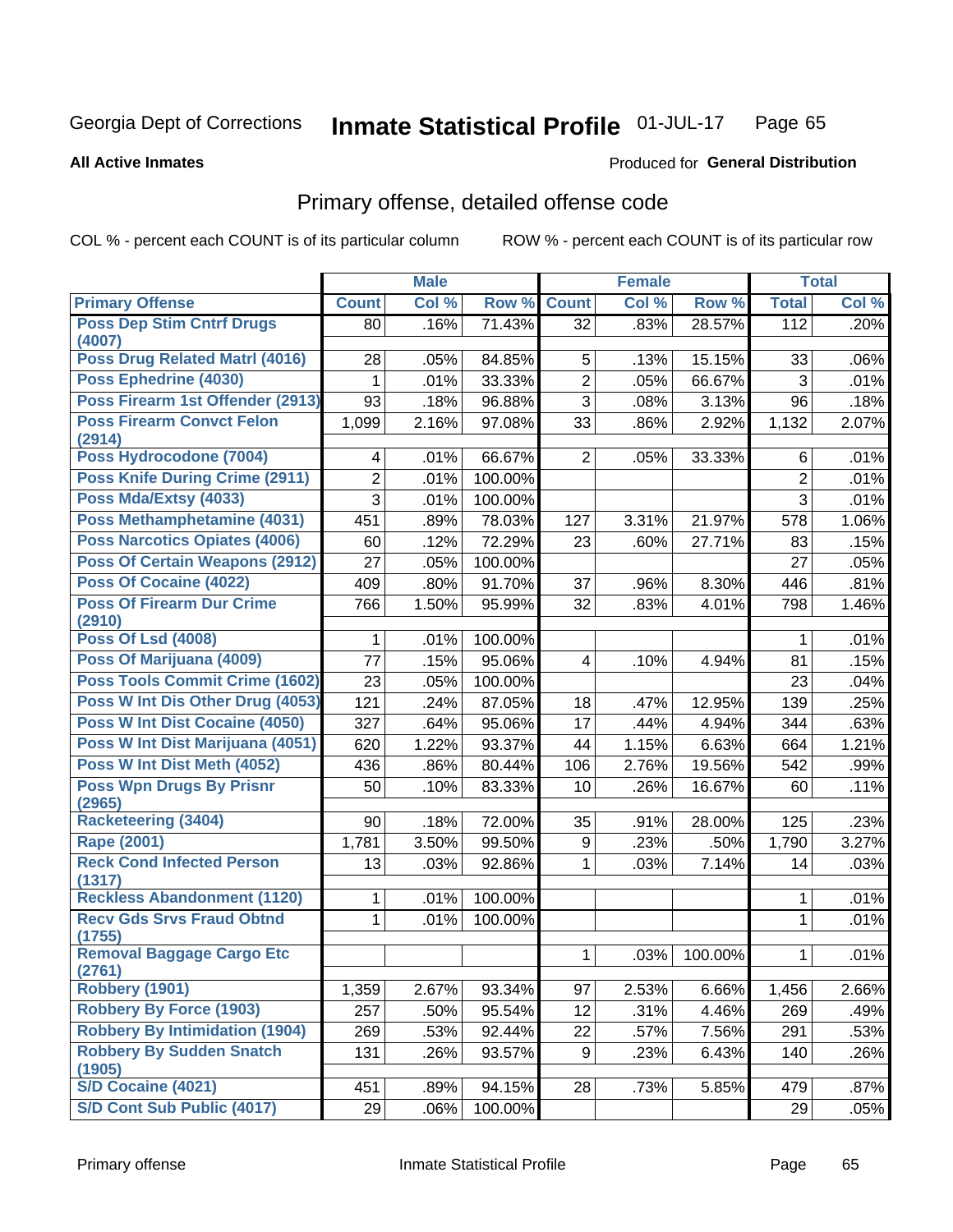Georgia Dept of Corrections **Inmate Statistical Profile** 01-JUL-17

**All Active Inmates**

Produced for **General Distribution**

## Primary offense, detailed offense code

COL % - percent each COUNT is of its particular column ROW % - percent each COUNT is of its particular row

| | Male | | | Female | | | Total | |
|---|---|---|---|---|---|---|---|---|
| **Primary Offense** | **Count** | **Col %** | **Row %** | **Count** | **Col %** | **Row %** | **Total** | **Col %** |
| **Poss Dep Stim Cntrf Drugs (4007)** | 80 | .16% | 71.43% | 32 | .83% | 28.57% | 112 | .20% |
| **Poss Drug Related Matrl (4016)** | 28 | .05% | 84.85% | 5 | .13% | 15.15% | 33 | .06% |
| **Poss Ephedrine (4030)** | 1 | .01% | 33.33% | 2 | .05% | 66.67% | 3 | .01% |
| **Poss Firearm 1st Offender (2913)** | 93 | .18% | 96.88% | 3 | .08% | 3.13% | 96 | .18% |
| **Poss Firearm Convct Felon (2914)** | 1,099 | 2.16% | 97.08% | 33 | .86% | 2.92% | 1,132 | 2.07% |
| **Poss Hydrocodone (7004)** | 4 | .01% | 66.67% | 2 | .05% | 33.33% | 6 | .01% |
| **Poss Knife During Crime (2911)** | 2 | .01% | 100.00% | | | | 2 | .01% |
| **Poss Mda/Extsy (4033)** | 3 | .01% | 100.00% | | | | 3 | .01% |
| **Poss Methamphetamine (4031)** | 451 | .89% | 78.03% | 127 | 3.31% | 21.97% | 578 | 1.06% |
| **Poss Narcotics Opiates (4006)** | 60 | .12% | 72.29% | 23 | .60% | 27.71% | 83 | .15% |
| **Poss Of Certain Weapons (2912)** | 27 | .05% | 100.00% | | | | 27 | .05% |
| **Poss Of Cocaine (4022)** | 409 | .80% | 91.70% | 37 | .96% | 8.30% | 446 | .81% |
| **Poss Of Firearm Dur Crime (2910)** | 766 | 1.50% | 95.99% | 32 | .83% | 4.01% | 798 | 1.46% |
| **Poss Of Lsd (4008)** | 1 | .01% | 100.00% | | | | 1 | .01% |
| **Poss Of Marijuana (4009)** | 77 | .15% | 95.06% | 4 | .10% | 4.94% | 81 | .15% |
| **Poss Tools Commit Crime (1602)** | 23 | .05% | 100.00% | | | | 23 | .04% |
| **Poss W Int Dis Other Drug (4053)** | 121 | .24% | 87.05% | 18 | .47% | 12.95% | 139 | .25% |
| **Poss W Int Dist Cocaine (4050)** | 327 | .64% | 95.06% | 17 | .44% | 4.94% | 344 | .63% |
| **Poss W Int Dist Marijuana (4051)** | 620 | 1.22% | 93.37% | 44 | 1.15% | 6.63% | 664 | 1.21% |
| **Poss W Int Dist Meth (4052)** | 436 | .86% | 80.44% | 106 | 2.76% | 19.56% | 542 | .99% |
| **Poss Wpn Drugs By Prisnr (2965)** | 50 | .10% | 83.33% | 10 | .26% | 16.67% | 60 | .11% |
| **Racketeering (3404)** | 90 | .18% | 72.00% | 35 | .91% | 28.00% | 125 | .23% |
| **Rape (2001)** | 1,781 | 3.50% | 99.50% | 9 | .23% | .50% | 1,790 | 3.27% |
| **Reck Cond Infected Person (1317)** | 13 | .03% | 92.86% | 1 | .03% | 7.14% | 14 | .03% |
| **Reckless Abandonment (1120)** | 1 | .01% | 100.00% | | | | 1 | .01% |
| **Recv Gds Srvs Fraud Obtnd (1755)** | 1 | .01% | 100.00% | | | | 1 | .01% |
| **Removal Baggage Cargo Etc (2761)** | | | | 1 | .03% | 100.00% | 1 | .01% |
| **Robbery (1901)** | 1,359 | 2.67% | 93.34% | 97 | 2.53% | 6.66% | 1,456 | 2.66% |
| **Robbery By Force (1903)** | 257 | .50% | 95.54% | 12 | .31% | 4.46% | 269 | .49% |
| **Robbery By Intimidation (1904)** | 269 | .53% | 92.44% | 22 | .57% | 7.56% | 291 | .53% |
| **Robbery By Sudden Snatch (1905)** | 131 | .26% | 93.57% | 9 | .23% | 6.43% | 140 | .26% |
| **S/D Cocaine (4021)** | 451 | .89% | 94.15% | 28 | .73% | 5.85% | 479 | .87% |
| **S/D Cont Sub Public (4017)** | 29 | .06% | 100.00% | | | | 29 | .05% |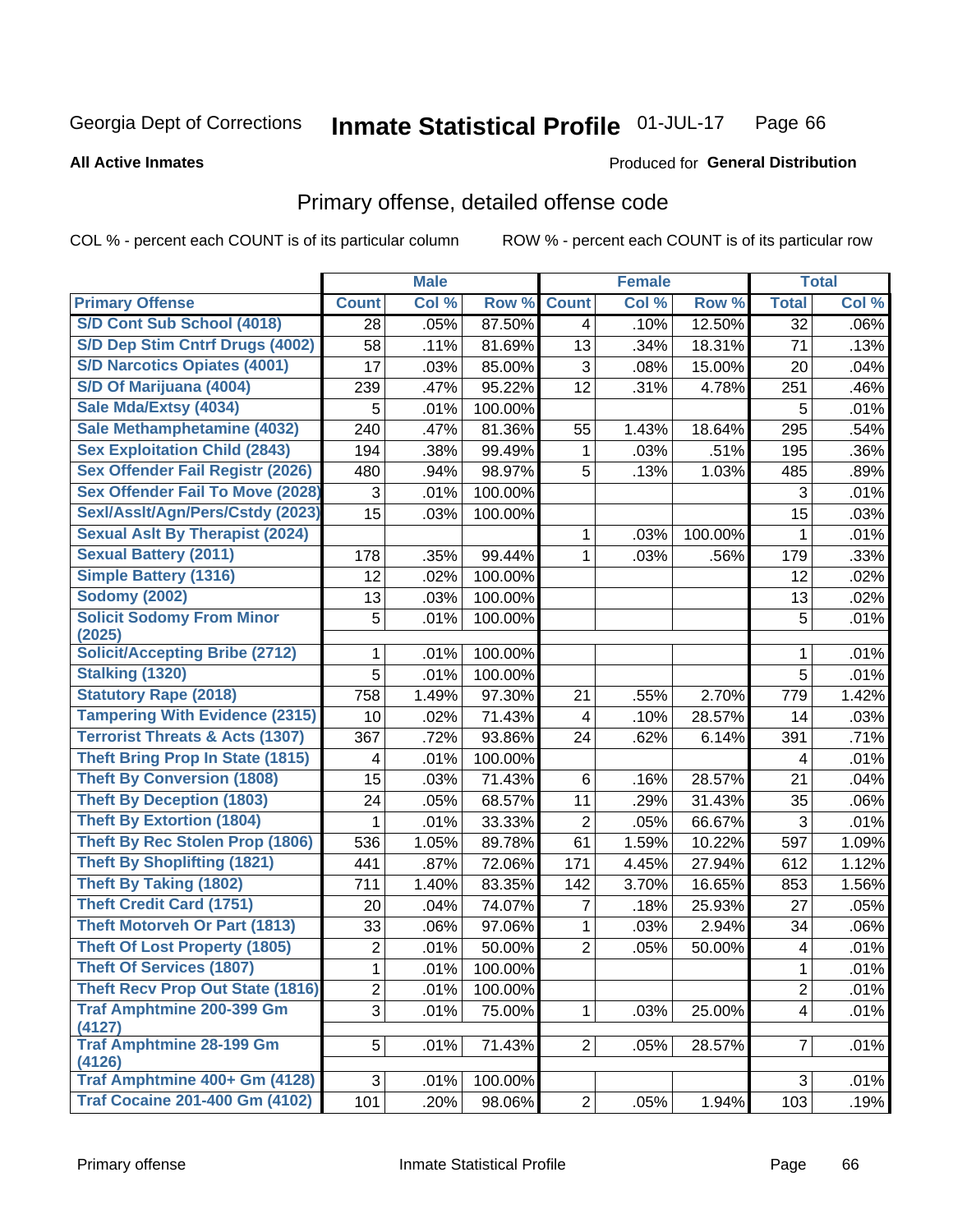Georgia Dept of Corrections **Inmate Statistical Profile** 01-JUL-17

**All Active Inmates** Produced for **General Distribution**

## Primary offense, detailed offense code

COL % - percent each COUNT is of its particular column ROW % - percent each COUNT is of its particular row

| | Male | | | Female | | | Total | |
|---|---|---|---|---|---|---|---|---|
| Primary Offense | Count | Col % | Row % | Count | Col % | Row % | Total | Col % |
| S/D Cont Sub School (4018) | 28 | .05% | 87.50% | 4 | .10% | 12.50% | 32 | .06% |
| S/D Dep Stim Cntrf Drugs (4002) | 58 | .11% | 81.69% | 13 | .34% | 18.31% | 71 | .13% |
| S/D Narcotics Opiates (4001) | 17 | .03% | 85.00% | 3 | .08% | 15.00% | 20 | .04% |
| S/D Of Marijuana (4004) | 239 | .47% | 95.22% | 12 | .31% | 4.78% | 251 | .46% |
| Sale Mda/Extsy (4034) | 5 | .01% | 100.00% | | | | 5 | .01% |
| Sale Methamphetamine (4032) | 240 | .47% | 81.36% | 55 | 1.43% | 18.64% | 295 | .54% |
| Sex Exploitation Child (2843) | 194 | .38% | 99.49% | 1 | .03% | .51% | 195 | .36% |
| Sex Offender Fail Registr (2026) | 480 | .94% | 98.97% | 5 | .13% | 1.03% | 485 | .89% |
| Sex Offender Fail To Move (2028) | 3 | .01% | 100.00% | | | | 3 | .01% |
| Sexl/Asslt/Agn/Pers/Cstdy (2023) | 15 | .03% | 100.00% | | | | 15 | .03% |
| Sexual Aslt By Therapist (2024) | | | | 1 | .03% | 100.00% | 1 | .01% |
| Sexual Battery (2011) | 178 | .35% | 99.44% | 1 | .03% | .56% | 179 | .33% |
| Simple Battery (1316) | 12 | .02% | 100.00% | | | | 12 | .02% |
| Sodomy (2002) | 13 | .03% | 100.00% | | | | 13 | .02% |
| Solicit Sodomy From Minor (2025) | 5 | .01% | 100.00% | | | | 5 | .01% |
| Solicit/Accepting Bribe (2712) | 1 | .01% | 100.00% | | | | 1 | .01% |
| Stalking (1320) | 5 | .01% | 100.00% | | | | 5 | .01% |
| Statutory Rape (2018) | 758 | 1.49% | 97.30% | 21 | .55% | 2.70% | 779 | 1.42% |
| Tampering With Evidence (2315) | 10 | .02% | 71.43% | 4 | .10% | 28.57% | 14 | .03% |
| Terrorist Threats & Acts (1307) | 367 | .72% | 93.86% | 24 | .62% | 6.14% | 391 | .71% |
| Theft Bring Prop In State (1815) | 4 | .01% | 100.00% | | | | 4 | .01% |
| Theft By Conversion (1808) | 15 | .03% | 71.43% | 6 | .16% | 28.57% | 21 | .04% |
| Theft By Deception (1803) | 24 | .05% | 68.57% | 11 | .29% | 31.43% | 35 | .06% |
| Theft By Extortion (1804) | 1 | .01% | 33.33% | 2 | .05% | 66.67% | 3 | .01% |
| Theft By Rec Stolen Prop (1806) | 536 | 1.05% | 89.78% | 61 | 1.59% | 10.22% | 597 | 1.09% |
| Theft By Shoplifting (1821) | 441 | .87% | 72.06% | 171 | 4.45% | 27.94% | 612 | 1.12% |
| Theft By Taking (1802) | 711 | 1.40% | 83.35% | 142 | 3.70% | 16.65% | 853 | 1.56% |
| Theft Credit Card (1751) | 20 | .04% | 74.07% | 7 | .18% | 25.93% | 27 | .05% |
| Theft Motorveh Or Part (1813) | 33 | .06% | 97.06% | 1 | .03% | 2.94% | 34 | .06% |
| Theft Of Lost Property (1805) | 2 | .01% | 50.00% | 2 | .05% | 50.00% | 4 | .01% |
| Theft Of Services (1807) | 1 | .01% | 100.00% | | | | 1 | .01% |
| Theft Recv Prop Out State (1816) | 2 | .01% | 100.00% | | | | 2 | .01% |
| Traf Amphtmine 200-399 Gm (4127) | 3 | .01% | 75.00% | 1 | .03% | 25.00% | 4 | .01% |
| Traf Amphtmine 28-199 Gm (4126) | 5 | .01% | 71.43% | 2 | .05% | 28.57% | 7 | .01% |
| Traf Amphtmine 400+ Gm (4128) | 3 | .01% | 100.00% | | | | 3 | .01% |
| Traf Cocaine 201-400 Gm (4102) | 101 | .20% | 98.06% | 2 | .05% | 1.94% | 103 | .19% |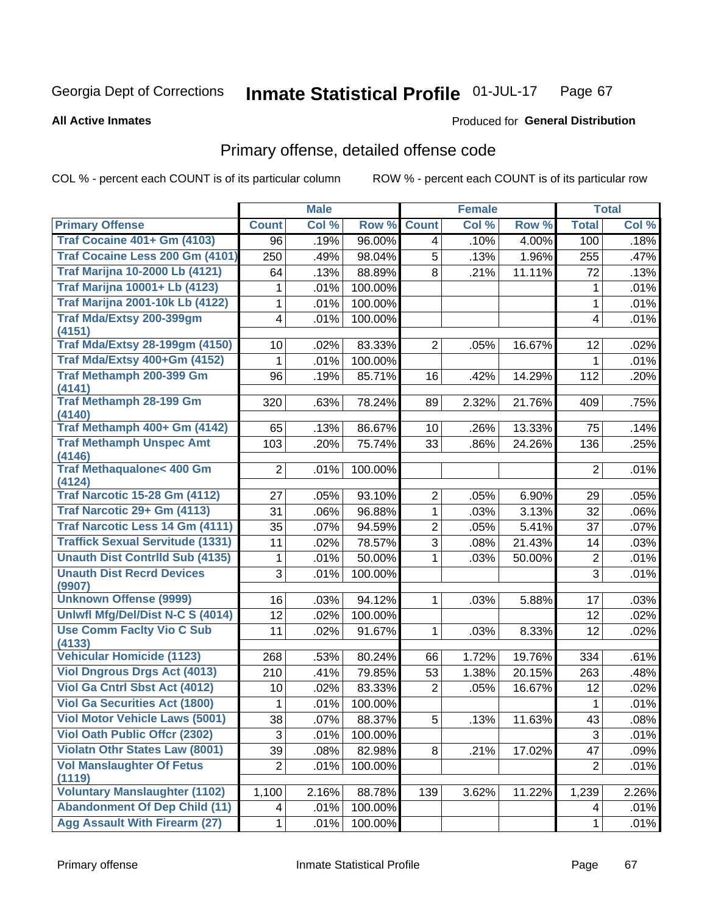Georgia Dept of Corrections **Inmate Statistical Profile** 01-JUL-17

**All Active Inmates**

Produced for **General Distribution**

## Primary offense, detailed offense code

COL % - percent each COUNT is of its particular column ROW % - percent each COUNT is of its particular row

| | Male | | | Female | | | Total | |
|---|---|---|---|---|---|---|---|---|
| **Primary Offense** | **Count** | **Col %** | **Row %** | **Count** | **Col %** | **Row %** | **Total** | **Col %** |
| Traf Cocaine 401+ Gm (4103) | 96 | .19% | 96.00% | 4 | .10% | 4.00% | 100 | .18% |
| Traf Cocaine Less 200 Gm (4101) | 250 | .49% | 98.04% | 5 | .13% | 1.96% | 255 | .47% |
| Traf Marijna 10-2000 Lb (4121) | 64 | .13% | 88.89% | 8 | .21% | 11.11% | 72 | .13% |
| Traf Marijna 10001+ Lb (4123) | 1 | .01% | 100.00% | | | | 1 | .01% |
| Traf Marijna 2001-10k Lb (4122) | 1 | .01% | 100.00% | | | | 1 | .01% |
| Traf Mda/Extsy 200-399gm (4151) | 4 | .01% | 100.00% | | | | 4 | .01% |
| Traf Mda/Extsy 28-199gm (4150) | 10 | .02% | 83.33% | 2 | .05% | 16.67% | 12 | .02% |
| Traf Mda/Extsy 400+Gm (4152) | 1 | .01% | 100.00% | | | | 1 | .01% |
| Traf Methamph 200-399 Gm (4141) | 96 | .19% | 85.71% | 16 | .42% | 14.29% | 112 | .20% |
| Traf Methamph 28-199 Gm (4140) | 320 | .63% | 78.24% | 89 | 2.32% | 21.76% | 409 | .75% |
| Traf Methamph 400+ Gm (4142) | 65 | .13% | 86.67% | 10 | .26% | 13.33% | 75 | .14% |
| Traf Methamph Unspec Amt (4146) | 103 | .20% | 75.74% | 33 | .86% | 24.26% | 136 | .25% |
| Traf Methaqualone< 400 Gm (4124) | 2 | .01% | 100.00% | | | | 2 | .01% |
| Traf Narcotic 15-28 Gm (4112) | 27 | .05% | 93.10% | 2 | .05% | 6.90% | 29 | .05% |
| Traf Narcotic 29+ Gm (4113) | 31 | .06% | 96.88% | 1 | .03% | 3.13% | 32 | .06% |
| Traf Narcotic Less 14 Gm (4111) | 35 | .07% | 94.59% | 2 | .05% | 5.41% | 37 | .07% |
| Traffick Sexual Servitude (1331) | 11 | .02% | 78.57% | 3 | .08% | 21.43% | 14 | .03% |
| Unauth Dist Contrlld Sub (4135) | 1 | .01% | 50.00% | 1 | .03% | 50.00% | 2 | .01% |
| Unauth Dist Recrd Devices (9907) | 3 | .01% | 100.00% | | | | 3 | .01% |
| Unknown Offense (9999) | 16 | .03% | 94.12% | 1 | .03% | 5.88% | 17 | .03% |
| Unlwfl Mfg/Del/Dist N-C S (4014) | 12 | .02% | 100.00% | | | | 12 | .02% |
| Use Comm Faclty Vio C Sub (4133) | 11 | .02% | 91.67% | 1 | .03% | 8.33% | 12 | .02% |
| Vehicular Homicide (1123) | 268 | .53% | 80.24% | 66 | 1.72% | 19.76% | 334 | .61% |
| Viol Dngrous Drgs Act (4013) | 210 | .41% | 79.85% | 53 | 1.38% | 20.15% | 263 | .48% |
| Viol Ga Cntrl Sbst Act (4012) | 10 | .02% | 83.33% | 2 | .05% | 16.67% | 12 | .02% |
| Viol Ga Securities Act (1800) | 1 | .01% | 100.00% | | | | 1 | .01% |
| Viol Motor Vehicle Laws (5001) | 38 | .07% | 88.37% | 5 | .13% | 11.63% | 43 | .08% |
| Viol Oath Public Offcr (2302) | 3 | .01% | 100.00% | | | | 3 | .01% |
| Violatn Othr States Law (8001) | 39 | .08% | 82.98% | 8 | .21% | 17.02% | 47 | .09% |
| Vol Manslaughter Of Fetus (1119) | 2 | .01% | 100.00% | | | | 2 | .01% |
| Voluntary Manslaughter (1102) | 1,100 | 2.16% | 88.78% | 139 | 3.62% | 11.22% | 1,239 | 2.26% |
| Abandonment Of Dep Child (11) | 4 | .01% | 100.00% | | | | 4 | .01% |
| Agg Assault With Firearm (27) | 1 | .01% | 100.00% | | | | 1 | .01% |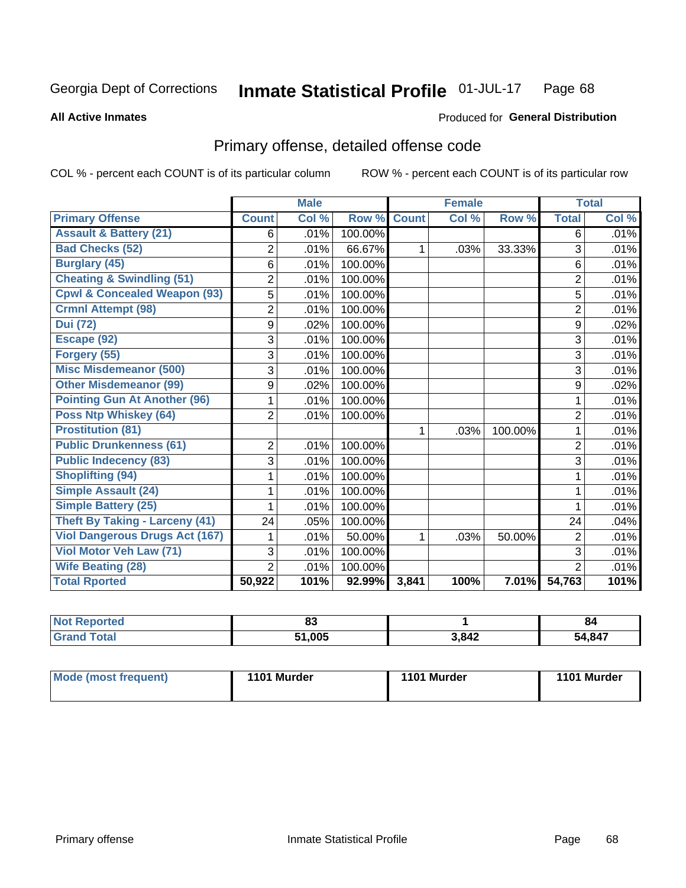Georgia Dept of Corrections **Inmate Statistical Profile** 01-JUL-17

**All Active Inmates**

Produced for **General Distribution**

## Primary offense, detailed offense code

COL % - percent each COUNT is of its particular column ROW % - percent each COUNT is of its particular row

| | Male | | | Female | | | Total | |
|---|---|---|---|---|---|---|---|---|
| **Primary Offense** | **Count** | **Col %** | **Row %** | **Count** | **Col %** | **Row %** | **Total** | **Col %** |
| **Assault & Battery (21)** | 6 | .01% | 100.00% | | | | 6 | .01% |
| **Bad Checks (52)** | 2 | .01% | 66.67% | 1 | .03% | 33.33% | 3 | .01% |
| **Burglary (45)** | 6 | .01% | 100.00% | | | | 6 | .01% |
| **Cheating & Swindling (51)** | 2 | .01% | 100.00% | | | | 2 | .01% |
| **Cpwl & Concealed Weapon (93)** | 5 | .01% | 100.00% | | | | 5 | .01% |
| **Crmnl Attempt (98)** | 2 | .01% | 100.00% | | | | 2 | .01% |
| **Dui (72)** | 9 | .02% | 100.00% | | | | 9 | .02% |
| **Escape (92)** | 3 | .01% | 100.00% | | | | 3 | .01% |
| **Forgery (55)** | 3 | .01% | 100.00% | | | | 3 | .01% |
| **Misc Misdemeanor (500)** | 3 | .01% | 100.00% | | | | 3 | .01% |
| **Other Misdemeanor (99)** | 9 | .02% | 100.00% | | | | 9 | .02% |
| **Pointing Gun At Another (96)** | 1 | .01% | 100.00% | | | | 1 | .01% |
| **Poss Ntp Whiskey (64)** | 2 | .01% | 100.00% | | | | 2 | .01% |
| **Prostitution (81)** | | | | 1 | .03% | 100.00% | 1 | .01% |
| **Public Drunkenness (61)** | 2 | .01% | 100.00% | | | | 2 | .01% |
| **Public Indecency (83)** | 3 | .01% | 100.00% | | | | 3 | .01% |
| **Shoplifting (94)** | 1 | .01% | 100.00% | | | | 1 | .01% |
| **Simple Assault (24)** | 1 | .01% | 100.00% | | | | 1 | .01% |
| **Simple Battery (25)** | 1 | .01% | 100.00% | | | | 1 | .01% |
| **Theft By Taking - Larceny (41)** | 24 | .05% | 100.00% | | | | 24 | .04% |
| **Viol Dangerous Drugs Act (167)** | 1 | .01% | 50.00% | 1 | .03% | 50.00% | 2 | .01% |
| **Viol Motor Veh Law (71)** | 3 | .01% | 100.00% | | | | 3 | .01% |
| **Wife Beating (28)** | 2 | .01% | 100.00% | | | | 2 | .01% |
| **Total Rported** | **50,922** | **101%** | **92.99%** | **3,841** | **100%** | **7.01%** | **54,763** | **101%** |

| | Male | Female | Total |
|---|---|---|---|
| **Not Reported** | **83** | **1** | **84** |
| **Grand Total** | **51,005** | **3,842** | **54,847** |

| | Male | Female | Total |
|---|---|---|---|
| **Mode (most frequent)** | **1101 Murder** | **1101 Murder** | **1101 Murder** |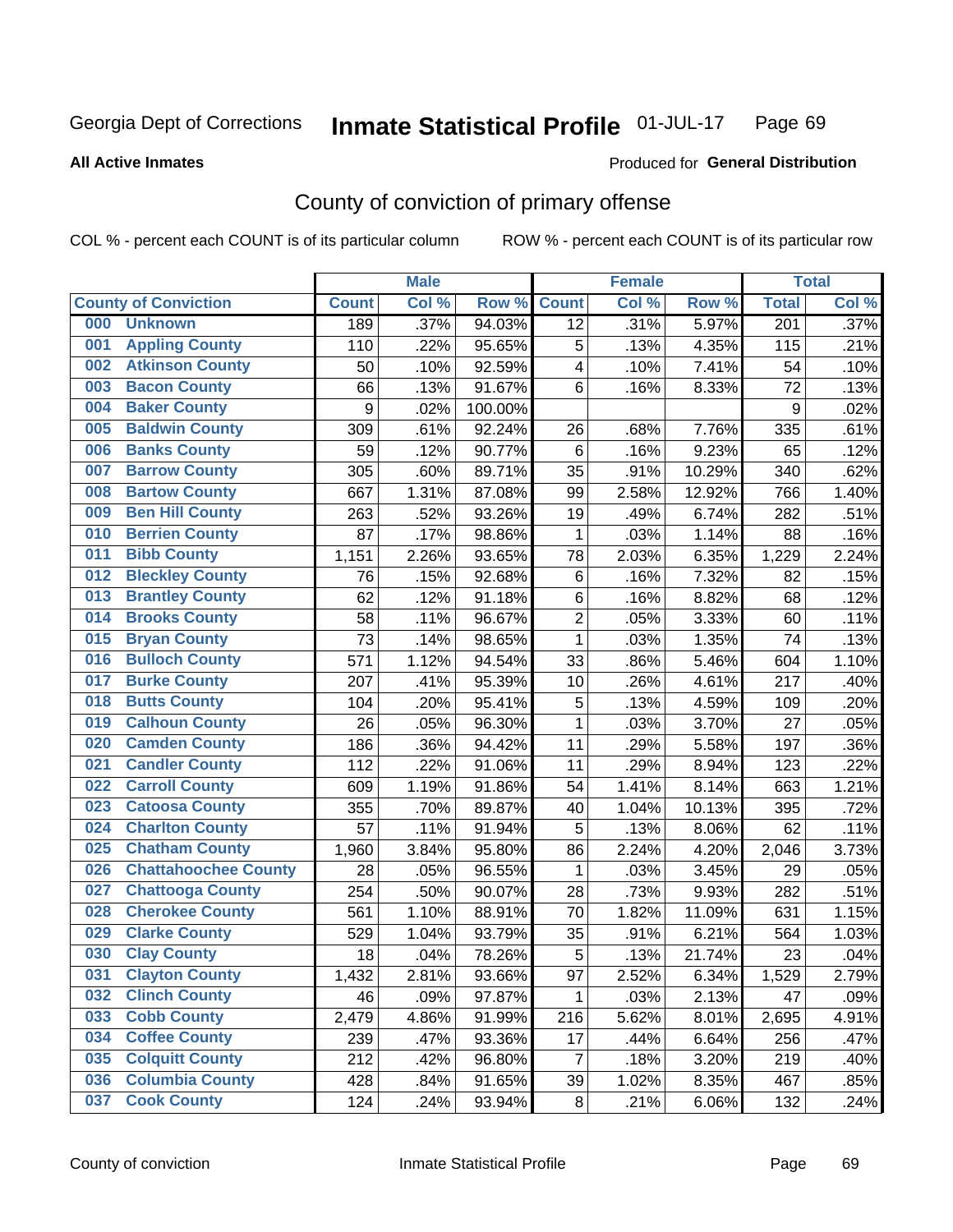Georgia Dept of Corrections **Inmate Statistical Profile** 01-JUL-17

**All Active Inmates**

Produced for **General Distribution**

## County of conviction of primary offense

COL % - percent each COUNT is of its particular column    ROW % - percent each COUNT is of its particular row

| County of Conviction | Male | | | Female | | | Total | |
|---|---|---|---|---|---|---|---|---|
| | Count | Col % | Row % | Count | Col % | Row % | Total | Col % |
| 000 Unknown | 189 | .37% | 94.03% | 12 | .31% | 5.97% | 201 | .37% |
| 001 Appling County | 110 | .22% | 95.65% | 5 | .13% | 4.35% | 115 | .21% |
| 002 Atkinson County | 50 | .10% | 92.59% | 4 | .10% | 7.41% | 54 | .10% |
| 003 Bacon County | 66 | .13% | 91.67% | 6 | .16% | 8.33% | 72 | .13% |
| 004 Baker County | 9 | .02% | 100.00% | | | | 9 | .02% |
| 005 Baldwin County | 309 | .61% | 92.24% | 26 | .68% | 7.76% | 335 | .61% |
| 006 Banks County | 59 | .12% | 90.77% | 6 | .16% | 9.23% | 65 | .12% |
| 007 Barrow County | 305 | .60% | 89.71% | 35 | .91% | 10.29% | 340 | .62% |
| 008 Bartow County | 667 | 1.31% | 87.08% | 99 | 2.58% | 12.92% | 766 | 1.40% |
| 009 Ben Hill County | 263 | .52% | 93.26% | 19 | .49% | 6.74% | 282 | .51% |
| 010 Berrien County | 87 | .17% | 98.86% | 1 | .03% | 1.14% | 88 | .16% |
| 011 Bibb County | 1,151 | 2.26% | 93.65% | 78 | 2.03% | 6.35% | 1,229 | 2.24% |
| 012 Bleckley County | 76 | .15% | 92.68% | 6 | .16% | 7.32% | 82 | .15% |
| 013 Brantley County | 62 | .12% | 91.18% | 6 | .16% | 8.82% | 68 | .12% |
| 014 Brooks County | 58 | .11% | 96.67% | 2 | .05% | 3.33% | 60 | .11% |
| 015 Bryan County | 73 | .14% | 98.65% | 1 | .03% | 1.35% | 74 | .13% |
| 016 Bulloch County | 571 | 1.12% | 94.54% | 33 | .86% | 5.46% | 604 | 1.10% |
| 017 Burke County | 207 | .41% | 95.39% | 10 | .26% | 4.61% | 217 | .40% |
| 018 Butts County | 104 | .20% | 95.41% | 5 | .13% | 4.59% | 109 | .20% |
| 019 Calhoun County | 26 | .05% | 96.30% | 1 | .03% | 3.70% | 27 | .05% |
| 020 Camden County | 186 | .36% | 94.42% | 11 | .29% | 5.58% | 197 | .36% |
| 021 Candler County | 112 | .22% | 91.06% | 11 | .29% | 8.94% | 123 | .22% |
| 022 Carroll County | 609 | 1.19% | 91.86% | 54 | 1.41% | 8.14% | 663 | 1.21% |
| 023 Catoosa County | 355 | .70% | 89.87% | 40 | 1.04% | 10.13% | 395 | .72% |
| 024 Charlton County | 57 | .11% | 91.94% | 5 | .13% | 8.06% | 62 | .11% |
| 025 Chatham County | 1,960 | 3.84% | 95.80% | 86 | 2.24% | 4.20% | 2,046 | 3.73% |
| 026 Chattahoochee County | 28 | .05% | 96.55% | 1 | .03% | 3.45% | 29 | .05% |
| 027 Chattooga County | 254 | .50% | 90.07% | 28 | .73% | 9.93% | 282 | .51% |
| 028 Cherokee County | 561 | 1.10% | 88.91% | 70 | 1.82% | 11.09% | 631 | 1.15% |
| 029 Clarke County | 529 | 1.04% | 93.79% | 35 | .91% | 6.21% | 564 | 1.03% |
| 030 Clay County | 18 | .04% | 78.26% | 5 | .13% | 21.74% | 23 | .04% |
| 031 Clayton County | 1,432 | 2.81% | 93.66% | 97 | 2.52% | 6.34% | 1,529 | 2.79% |
| 032 Clinch County | 46 | .09% | 97.87% | 1 | .03% | 2.13% | 47 | .09% |
| 033 Cobb County | 2,479 | 4.86% | 91.99% | 216 | 5.62% | 8.01% | 2,695 | 4.91% |
| 034 Coffee County | 239 | .47% | 93.36% | 17 | .44% | 6.64% | 256 | .47% |
| 035 Colquitt County | 212 | .42% | 96.80% | 7 | .18% | 3.20% | 219 | .40% |
| 036 Columbia County | 428 | .84% | 91.65% | 39 | 1.02% | 8.35% | 467 | .85% |
| 037 Cook County | 124 | .24% | 93.94% | 8 | .21% | 6.06% | 132 | .24% |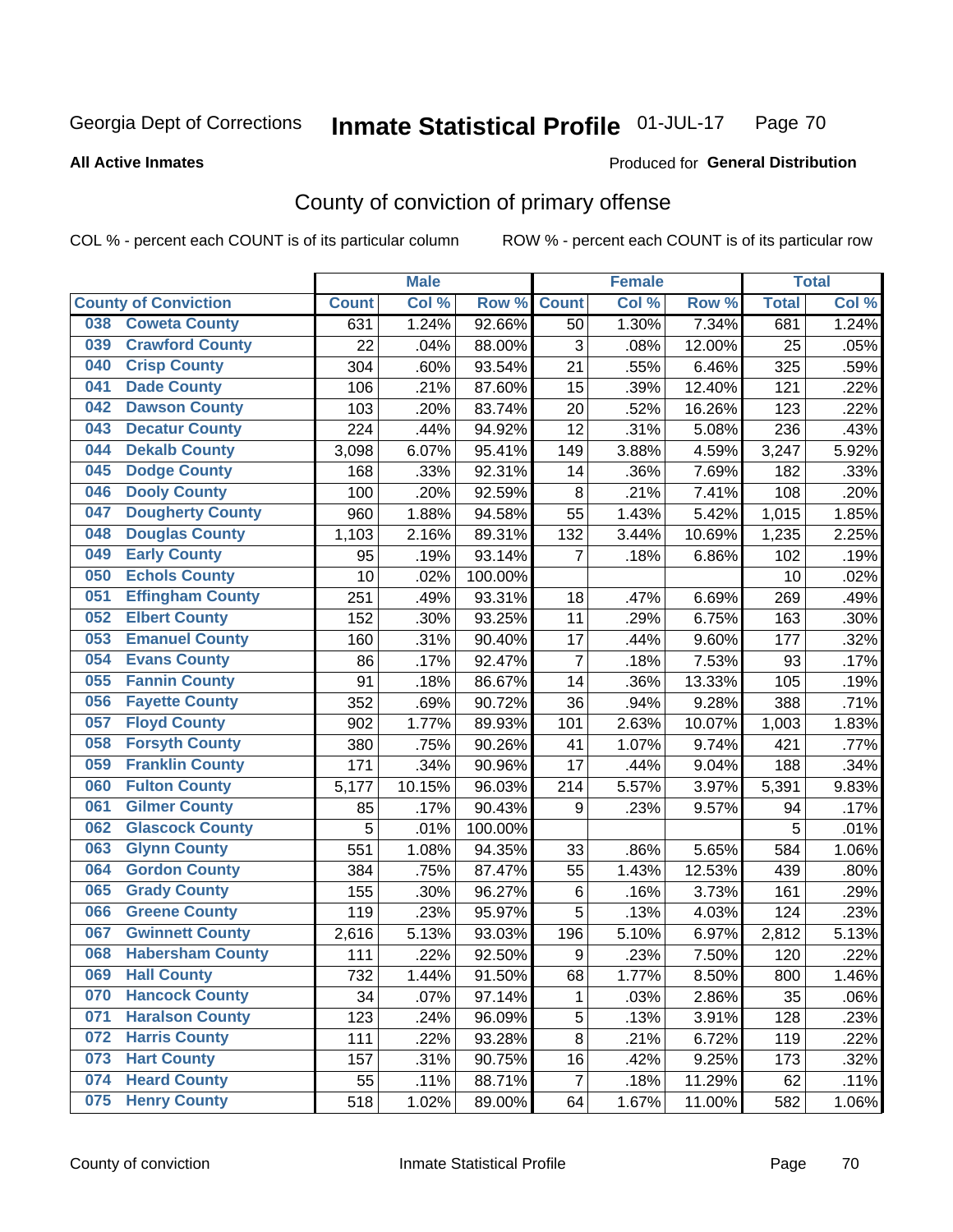Georgia Dept of Corrections **Inmate Statistical Profile** 01-JUL-17

**All Active Inmates** Produced for **General Distribution**

## County of conviction of primary offense

COL % - percent each COUNT is of its particular column ROW % - percent each COUNT is of its particular row

| County of Conviction | Male | | | Female | | | Total | |
|---|---|---|---|---|---|---|---|---|
| | Count | Col % | Row % | Count | Col % | Row % | Total | Col % |
| 038 Coweta County | 631 | 1.24% | 92.66% | 50 | 1.30% | 7.34% | 681 | 1.24% |
| 039 Crawford County | 22 | .04% | 88.00% | 3 | .08% | 12.00% | 25 | .05% |
| 040 Crisp County | 304 | .60% | 93.54% | 21 | .55% | 6.46% | 325 | .59% |
| 041 Dade County | 106 | .21% | 87.60% | 15 | .39% | 12.40% | 121 | .22% |
| 042 Dawson County | 103 | .20% | 83.74% | 20 | .52% | 16.26% | 123 | .22% |
| 043 Decatur County | 224 | .44% | 94.92% | 12 | .31% | 5.08% | 236 | .43% |
| 044 Dekalb County | 3,098 | 6.07% | 95.41% | 149 | 3.88% | 4.59% | 3,247 | 5.92% |
| 045 Dodge County | 168 | .33% | 92.31% | 14 | .36% | 7.69% | 182 | .33% |
| 046 Dooly County | 100 | .20% | 92.59% | 8 | .21% | 7.41% | 108 | .20% |
| 047 Dougherty County | 960 | 1.88% | 94.58% | 55 | 1.43% | 5.42% | 1,015 | 1.85% |
| 048 Douglas County | 1,103 | 2.16% | 89.31% | 132 | 3.44% | 10.69% | 1,235 | 2.25% |
| 049 Early County | 95 | .19% | 93.14% | 7 | .18% | 6.86% | 102 | .19% |
| 050 Echols County | 10 | .02% | 100.00% | | | | 10 | .02% |
| 051 Effingham County | 251 | .49% | 93.31% | 18 | .47% | 6.69% | 269 | .49% |
| 052 Elbert County | 152 | .30% | 93.25% | 11 | .29% | 6.75% | 163 | .30% |
| 053 Emanuel County | 160 | .31% | 90.40% | 17 | .44% | 9.60% | 177 | .32% |
| 054 Evans County | 86 | .17% | 92.47% | 7 | .18% | 7.53% | 93 | .17% |
| 055 Fannin County | 91 | .18% | 86.67% | 14 | .36% | 13.33% | 105 | .19% |
| 056 Fayette County | 352 | .69% | 90.72% | 36 | .94% | 9.28% | 388 | .71% |
| 057 Floyd County | 902 | 1.77% | 89.93% | 101 | 2.63% | 10.07% | 1,003 | 1.83% |
| 058 Forsyth County | 380 | .75% | 90.26% | 41 | 1.07% | 9.74% | 421 | .77% |
| 059 Franklin County | 171 | .34% | 90.96% | 17 | .44% | 9.04% | 188 | .34% |
| 060 Fulton County | 5,177 | 10.15% | 96.03% | 214 | 5.57% | 3.97% | 5,391 | 9.83% |
| 061 Gilmer County | 85 | .17% | 90.43% | 9 | .23% | 9.57% | 94 | .17% |
| 062 Glascock County | 5 | .01% | 100.00% | | | | 5 | .01% |
| 063 Glynn County | 551 | 1.08% | 94.35% | 33 | .86% | 5.65% | 584 | 1.06% |
| 064 Gordon County | 384 | .75% | 87.47% | 55 | 1.43% | 12.53% | 439 | .80% |
| 065 Grady County | 155 | .30% | 96.27% | 6 | .16% | 3.73% | 161 | .29% |
| 066 Greene County | 119 | .23% | 95.97% | 5 | .13% | 4.03% | 124 | .23% |
| 067 Gwinnett County | 2,616 | 5.13% | 93.03% | 196 | 5.10% | 6.97% | 2,812 | 5.13% |
| 068 Habersham County | 111 | .22% | 92.50% | 9 | .23% | 7.50% | 120 | .22% |
| 069 Hall County | 732 | 1.44% | 91.50% | 68 | 1.77% | 8.50% | 800 | 1.46% |
| 070 Hancock County | 34 | .07% | 97.14% | 1 | .03% | 2.86% | 35 | .06% |
| 071 Haralson County | 123 | .24% | 96.09% | 5 | .13% | 3.91% | 128 | .23% |
| 072 Harris County | 111 | .22% | 93.28% | 8 | .21% | 6.72% | 119 | .22% |
| 073 Hart County | 157 | .31% | 90.75% | 16 | .42% | 9.25% | 173 | .32% |
| 074 Heard County | 55 | .11% | 88.71% | 7 | .18% | 11.29% | 62 | .11% |
| 075 Henry County | 518 | 1.02% | 89.00% | 64 | 1.67% | 11.00% | 582 | 1.06% |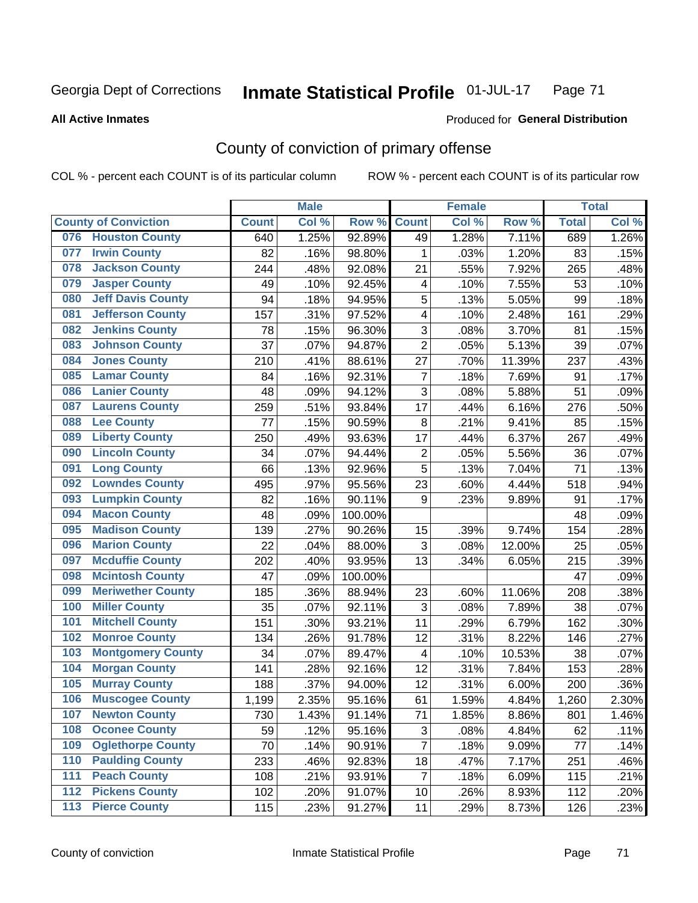Georgia Dept of Corrections **Inmate Statistical Profile** 01-JUL-17

**All Active Inmates**

Produced for **General Distribution**

## County of conviction of primary offense

COL % - percent each COUNT is of its particular column ROW % - percent each COUNT is of its particular row

| County of Conviction | Male | | | Female | | | Total | |
|---|---|---|---|---|---|---|---|---|
| | Count | Col % | Row % | Count | Col % | Row % | Total | Col % |
| 076 Houston County | 640 | 1.25% | 92.89% | 49 | 1.28% | 7.11% | 689 | 1.26% |
| 077 Irwin County | 82 | .16% | 98.80% | 1 | .03% | 1.20% | 83 | .15% |
| 078 Jackson County | 244 | .48% | 92.08% | 21 | .55% | 7.92% | 265 | .48% |
| 079 Jasper County | 49 | .10% | 92.45% | 4 | .10% | 7.55% | 53 | .10% |
| 080 Jeff Davis County | 94 | .18% | 94.95% | 5 | .13% | 5.05% | 99 | .18% |
| 081 Jefferson County | 157 | .31% | 97.52% | 4 | .10% | 2.48% | 161 | .29% |
| 082 Jenkins County | 78 | .15% | 96.30% | 3 | .08% | 3.70% | 81 | .15% |
| 083 Johnson County | 37 | .07% | 94.87% | 2 | .05% | 5.13% | 39 | .07% |
| 084 Jones County | 210 | .41% | 88.61% | 27 | .70% | 11.39% | 237 | .43% |
| 085 Lamar County | 84 | .16% | 92.31% | 7 | .18% | 7.69% | 91 | .17% |
| 086 Lanier County | 48 | .09% | 94.12% | 3 | .08% | 5.88% | 51 | .09% |
| 087 Laurens County | 259 | .51% | 93.84% | 17 | .44% | 6.16% | 276 | .50% |
| 088 Lee County | 77 | .15% | 90.59% | 8 | .21% | 9.41% | 85 | .15% |
| 089 Liberty County | 250 | .49% | 93.63% | 17 | .44% | 6.37% | 267 | .49% |
| 090 Lincoln County | 34 | .07% | 94.44% | 2 | .05% | 5.56% | 36 | .07% |
| 091 Long County | 66 | .13% | 92.96% | 5 | .13% | 7.04% | 71 | .13% |
| 092 Lowndes County | 495 | .97% | 95.56% | 23 | .60% | 4.44% | 518 | .94% |
| 093 Lumpkin County | 82 | .16% | 90.11% | 9 | .23% | 9.89% | 91 | .17% |
| 094 Macon County | 48 | .09% | 100.00% | | | | 48 | .09% |
| 095 Madison County | 139 | .27% | 90.26% | 15 | .39% | 9.74% | 154 | .28% |
| 096 Marion County | 22 | .04% | 88.00% | 3 | .08% | 12.00% | 25 | .05% |
| 097 Mcduffie County | 202 | .40% | 93.95% | 13 | .34% | 6.05% | 215 | .39% |
| 098 Mcintosh County | 47 | .09% | 100.00% | | | | 47 | .09% |
| 099 Meriwether County | 185 | .36% | 88.94% | 23 | .60% | 11.06% | 208 | .38% |
| 100 Miller County | 35 | .07% | 92.11% | 3 | .08% | 7.89% | 38 | .07% |
| 101 Mitchell County | 151 | .30% | 93.21% | 11 | .29% | 6.79% | 162 | .30% |
| 102 Monroe County | 134 | .26% | 91.78% | 12 | .31% | 8.22% | 146 | .27% |
| 103 Montgomery County | 34 | .07% | 89.47% | 4 | .10% | 10.53% | 38 | .07% |
| 104 Morgan County | 141 | .28% | 92.16% | 12 | .31% | 7.84% | 153 | .28% |
| 105 Murray County | 188 | .37% | 94.00% | 12 | .31% | 6.00% | 200 | .36% |
| 106 Muscogee County | 1,199 | 2.35% | 95.16% | 61 | 1.59% | 4.84% | 1,260 | 2.30% |
| 107 Newton County | 730 | 1.43% | 91.14% | 71 | 1.85% | 8.86% | 801 | 1.46% |
| 108 Oconee County | 59 | .12% | 95.16% | 3 | .08% | 4.84% | 62 | .11% |
| 109 Oglethorpe County | 70 | .14% | 90.91% | 7 | .18% | 9.09% | 77 | .14% |
| 110 Paulding County | 233 | .46% | 92.83% | 18 | .47% | 7.17% | 251 | .46% |
| 111 Peach County | 108 | .21% | 93.91% | 7 | .18% | 6.09% | 115 | .21% |
| 112 Pickens County | 102 | .20% | 91.07% | 10 | .26% | 8.93% | 112 | .20% |
| 113 Pierce County | 115 | .23% | 91.27% | 11 | .29% | 8.73% | 126 | .23% |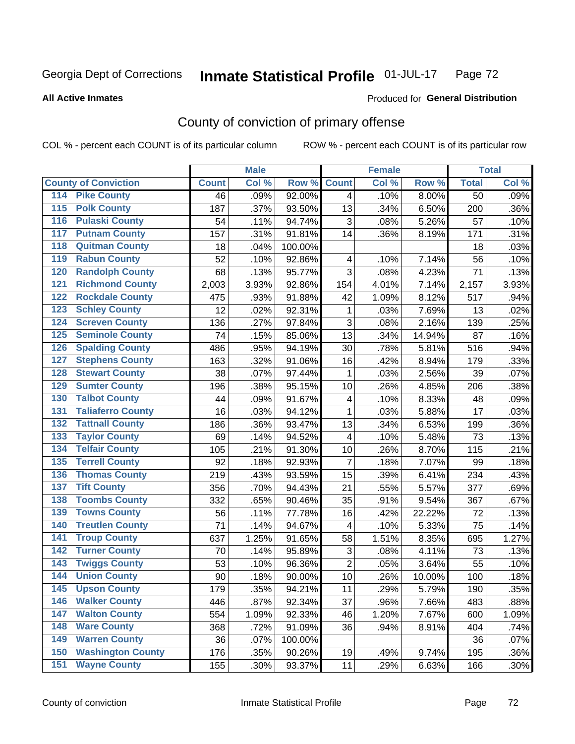Georgia Dept of Corrections **Inmate Statistical Profile** 01-JUL-17

**All Active Inmates**

Produced for **General Distribution**

## County of conviction of primary offense

COL % - percent each COUNT is of its particular column ROW % - percent each COUNT is of its particular row

| County of Conviction | Male | | | Female | | | Total | |
|---|---|---|---|---|---|---|---|---|
| | Count | Col % | Row % | Count | Col % | Row % | Total | Col % |
| 114 Pike County | 46 | .09% | 92.00% | 4 | .10% | 8.00% | 50 | .09% |
| 115 Polk County | 187 | .37% | 93.50% | 13 | .34% | 6.50% | 200 | .36% |
| 116 Pulaski County | 54 | .11% | 94.74% | 3 | .08% | 5.26% | 57 | .10% |
| 117 Putnam County | 157 | .31% | 91.81% | 14 | .36% | 8.19% | 171 | .31% |
| 118 Quitman County | 18 | .04% | 100.00% | | | | 18 | .03% |
| 119 Rabun County | 52 | .10% | 92.86% | 4 | .10% | 7.14% | 56 | .10% |
| 120 Randolph County | 68 | .13% | 95.77% | 3 | .08% | 4.23% | 71 | .13% |
| 121 Richmond County | 2,003 | 3.93% | 92.86% | 154 | 4.01% | 7.14% | 2,157 | 3.93% |
| 122 Rockdale County | 475 | .93% | 91.88% | 42 | 1.09% | 8.12% | 517 | .94% |
| 123 Schley County | 12 | .02% | 92.31% | 1 | .03% | 7.69% | 13 | .02% |
| 124 Screven County | 136 | .27% | 97.84% | 3 | .08% | 2.16% | 139 | .25% |
| 125 Seminole County | 74 | .15% | 85.06% | 13 | .34% | 14.94% | 87 | .16% |
| 126 Spalding County | 486 | .95% | 94.19% | 30 | .78% | 5.81% | 516 | .94% |
| 127 Stephens County | 163 | .32% | 91.06% | 16 | .42% | 8.94% | 179 | .33% |
| 128 Stewart County | 38 | .07% | 97.44% | 1 | .03% | 2.56% | 39 | .07% |
| 129 Sumter County | 196 | .38% | 95.15% | 10 | .26% | 4.85% | 206 | .38% |
| 130 Talbot County | 44 | .09% | 91.67% | 4 | .10% | 8.33% | 48 | .09% |
| 131 Taliaferro County | 16 | .03% | 94.12% | 1 | .03% | 5.88% | 17 | .03% |
| 132 Tattnall County | 186 | .36% | 93.47% | 13 | .34% | 6.53% | 199 | .36% |
| 133 Taylor County | 69 | .14% | 94.52% | 4 | .10% | 5.48% | 73 | .13% |
| 134 Telfair County | 105 | .21% | 91.30% | 10 | .26% | 8.70% | 115 | .21% |
| 135 Terrell County | 92 | .18% | 92.93% | 7 | .18% | 7.07% | 99 | .18% |
| 136 Thomas County | 219 | .43% | 93.59% | 15 | .39% | 6.41% | 234 | .43% |
| 137 Tift County | 356 | .70% | 94.43% | 21 | .55% | 5.57% | 377 | .69% |
| 138 Toombs County | 332 | .65% | 90.46% | 35 | .91% | 9.54% | 367 | .67% |
| 139 Towns County | 56 | .11% | 77.78% | 16 | .42% | 22.22% | 72 | .13% |
| 140 Treutlen County | 71 | .14% | 94.67% | 4 | .10% | 5.33% | 75 | .14% |
| 141 Troup County | 637 | 1.25% | 91.65% | 58 | 1.51% | 8.35% | 695 | 1.27% |
| 142 Turner County | 70 | .14% | 95.89% | 3 | .08% | 4.11% | 73 | .13% |
| 143 Twiggs County | 53 | .10% | 96.36% | 2 | .05% | 3.64% | 55 | .10% |
| 144 Union County | 90 | .18% | 90.00% | 10 | .26% | 10.00% | 100 | .18% |
| 145 Upson County | 179 | .35% | 94.21% | 11 | .29% | 5.79% | 190 | .35% |
| 146 Walker County | 446 | .87% | 92.34% | 37 | .96% | 7.66% | 483 | .88% |
| 147 Walton County | 554 | 1.09% | 92.33% | 46 | 1.20% | 7.67% | 600 | 1.09% |
| 148 Ware County | 368 | .72% | 91.09% | 36 | .94% | 8.91% | 404 | .74% |
| 149 Warren County | 36 | .07% | 100.00% | | | | 36 | .07% |
| 150 Washington County | 176 | .35% | 90.26% | 19 | .49% | 9.74% | 195 | .36% |
| 151 Wayne County | 155 | .30% | 93.37% | 11 | .29% | 6.63% | 166 | .30% |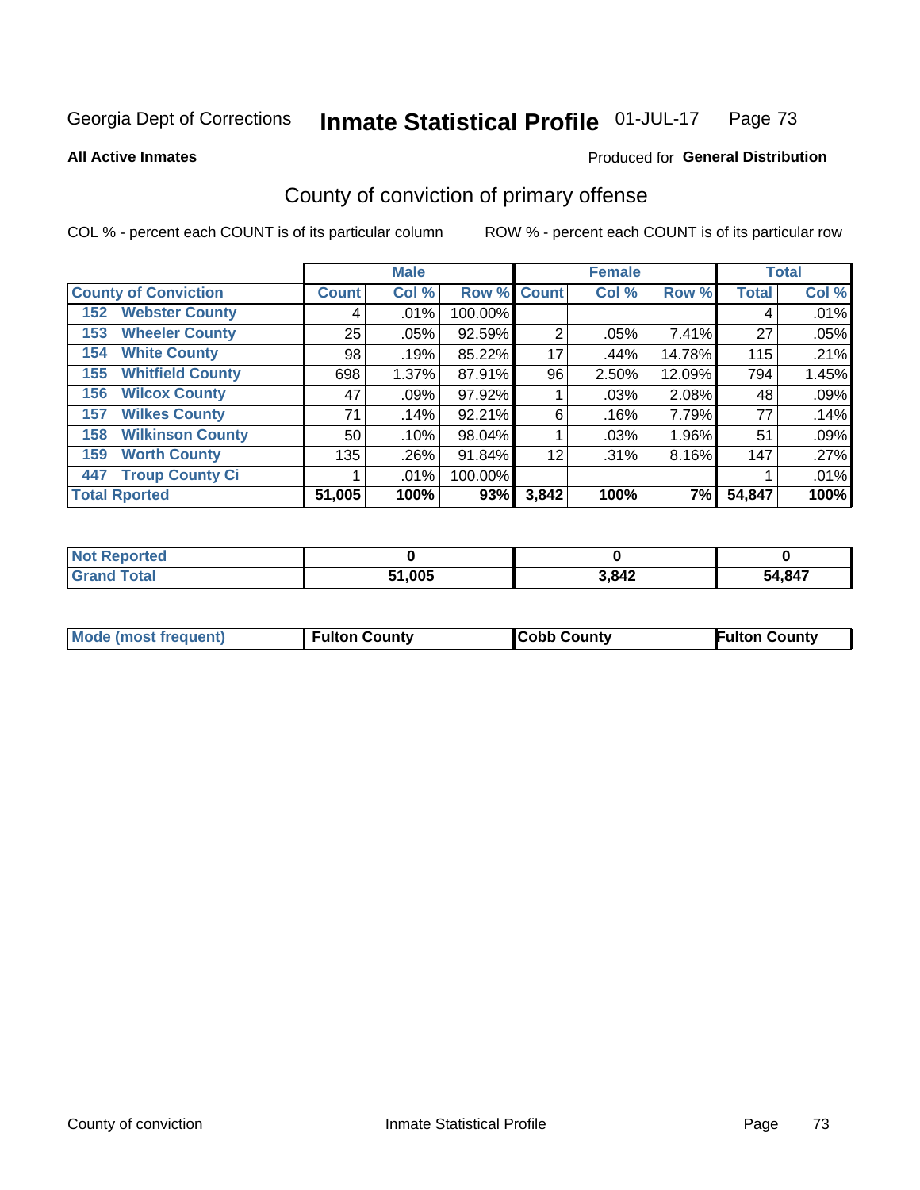Georgia Dept of Corrections **Inmate Statistical Profile** 01-JUL-17

**All Active Inmates**

Produced for **General Distribution**

## County of conviction of primary offense

COL % - percent each COUNT is of its particular column

ROW % - percent each COUNT is of its particular row

| County of Conviction | Male | | | Female | | | Total | |
|---|---|---|---|---|---|---|---|---|
| | Count | Col % | Row % | Count | Col % | Row % | Total | Col % |
| 152 Webster County | 4 | .01% | 100.00% | | | | 4 | .01% |
| 153 Wheeler County | 25 | .05% | 92.59% | 2 | .05% | 7.41% | 27 | .05% |
| 154 White County | 98 | .19% | 85.22% | 17 | .44% | 14.78% | 115 | .21% |
| 155 Whitfield County | 698 | 1.37% | 87.91% | 96 | 2.50% | 12.09% | 794 | 1.45% |
| 156 Wilcox County | 47 | .09% | 97.92% | 1 | .03% | 2.08% | 48 | .09% |
| 157 Wilkes County | 71 | .14% | 92.21% | 6 | .16% | 7.79% | 77 | .14% |
| 158 Wilkinson County | 50 | .10% | 98.04% | 1 | .03% | 1.96% | 51 | .09% |
| 159 Worth County | 135 | .26% | 91.84% | 12 | .31% | 8.16% | 147 | .27% |
| 447 Troup County Ci | 1 | .01% | 100.00% | | | | 1 | .01% |
| **Total Rported** | **51,005** | **100%** | **93%** | **3,842** | **100%** | **7%** | **54,847** | **100%** |

| | Male | Female | Total |
|---|---|---|---|
| Not Reported | 0 | 0 | 0 |
| Grand Total | 51,005 | 3,842 | 54,847 |

| | Male | Female | Total |
|---|---|---|---|
| Mode (most frequent) | Fulton County | Cobb County | Fulton County |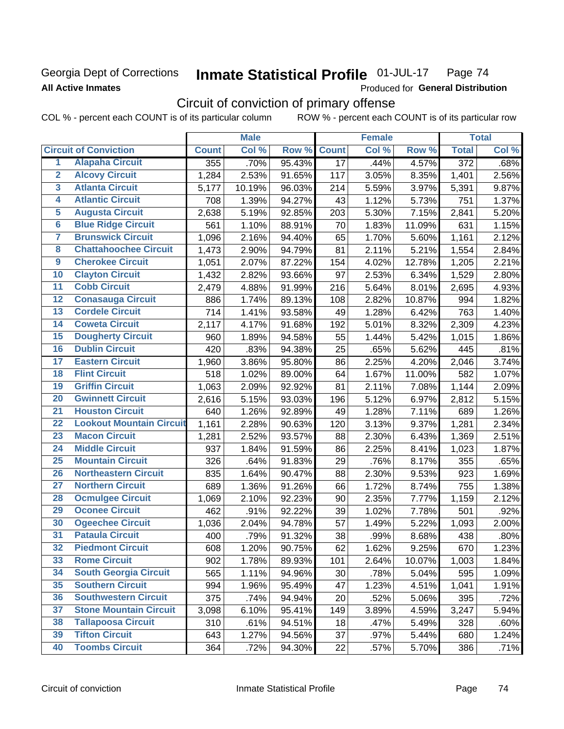Georgia Dept of Corrections **Inmate Statistical Profile** 01-JUL-17

**All Active Inmates** Produced for **General Distribution**

## Circuit of conviction of primary offense

COL % - percent each COUNT is of its particular column ROW % - percent each COUNT is of its particular row

| Circuit of Conviction | | Male | | | Female | | | Total | |
|---|---|---|---|---|---|---|---|---|---|
| | | Count | Col % | Row % | Count | Col % | Row % | Total | Col % |
| 1 | Alapaha Circuit | 355 | .70% | 95.43% | 17 | .44% | 4.57% | 372 | .68% |
| 2 | Alcovy Circuit | 1,284 | 2.53% | 91.65% | 117 | 3.05% | 8.35% | 1,401 | 2.56% |
| 3 | Atlanta Circuit | 5,177 | 10.19% | 96.03% | 214 | 5.59% | 3.97% | 5,391 | 9.87% |
| 4 | Atlantic Circuit | 708 | 1.39% | 94.27% | 43 | 1.12% | 5.73% | 751 | 1.37% |
| 5 | Augusta Circuit | 2,638 | 5.19% | 92.85% | 203 | 5.30% | 7.15% | 2,841 | 5.20% |
| 6 | Blue Ridge Circuit | 561 | 1.10% | 88.91% | 70 | 1.83% | 11.09% | 631 | 1.15% |
| 7 | Brunswick Circuit | 1,096 | 2.16% | 94.40% | 65 | 1.70% | 5.60% | 1,161 | 2.12% |
| 8 | Chattahoochee Circuit | 1,473 | 2.90% | 94.79% | 81 | 2.11% | 5.21% | 1,554 | 2.84% |
| 9 | Cherokee Circuit | 1,051 | 2.07% | 87.22% | 154 | 4.02% | 12.78% | 1,205 | 2.21% |
| 10 | Clayton Circuit | 1,432 | 2.82% | 93.66% | 97 | 2.53% | 6.34% | 1,529 | 2.80% |
| 11 | Cobb Circuit | 2,479 | 4.88% | 91.99% | 216 | 5.64% | 8.01% | 2,695 | 4.93% |
| 12 | Conasauga Circuit | 886 | 1.74% | 89.13% | 108 | 2.82% | 10.87% | 994 | 1.82% |
| 13 | Cordele Circuit | 714 | 1.41% | 93.58% | 49 | 1.28% | 6.42% | 763 | 1.40% |
| 14 | Coweta Circuit | 2,117 | 4.17% | 91.68% | 192 | 5.01% | 8.32% | 2,309 | 4.23% |
| 15 | Dougherty Circuit | 960 | 1.89% | 94.58% | 55 | 1.44% | 5.42% | 1,015 | 1.86% |
| 16 | Dublin Circuit | 420 | .83% | 94.38% | 25 | .65% | 5.62% | 445 | .81% |
| 17 | Eastern Circuit | 1,960 | 3.86% | 95.80% | 86 | 2.25% | 4.20% | 2,046 | 3.74% |
| 18 | Flint Circuit | 518 | 1.02% | 89.00% | 64 | 1.67% | 11.00% | 582 | 1.07% |
| 19 | Griffin Circuit | 1,063 | 2.09% | 92.92% | 81 | 2.11% | 7.08% | 1,144 | 2.09% |
| 20 | Gwinnett Circuit | 2,616 | 5.15% | 93.03% | 196 | 5.12% | 6.97% | 2,812 | 5.15% |
| 21 | Houston Circuit | 640 | 1.26% | 92.89% | 49 | 1.28% | 7.11% | 689 | 1.26% |
| 22 | Lookout Mountain Circuit | 1,161 | 2.28% | 90.63% | 120 | 3.13% | 9.37% | 1,281 | 2.34% |
| 23 | Macon Circuit | 1,281 | 2.52% | 93.57% | 88 | 2.30% | 6.43% | 1,369 | 2.51% |
| 24 | Middle Circuit | 937 | 1.84% | 91.59% | 86 | 2.25% | 8.41% | 1,023 | 1.87% |
| 25 | Mountain Circuit | 326 | .64% | 91.83% | 29 | .76% | 8.17% | 355 | .65% |
| 26 | Northeastern Circuit | 835 | 1.64% | 90.47% | 88 | 2.30% | 9.53% | 923 | 1.69% |
| 27 | Northern Circuit | 689 | 1.36% | 91.26% | 66 | 1.72% | 8.74% | 755 | 1.38% |
| 28 | Ocmulgee Circuit | 1,069 | 2.10% | 92.23% | 90 | 2.35% | 7.77% | 1,159 | 2.12% |
| 29 | Oconee Circuit | 462 | .91% | 92.22% | 39 | 1.02% | 7.78% | 501 | .92% |
| 30 | Ogeechee Circuit | 1,036 | 2.04% | 94.78% | 57 | 1.49% | 5.22% | 1,093 | 2.00% |
| 31 | Pataula Circuit | 400 | .79% | 91.32% | 38 | .99% | 8.68% | 438 | .80% |
| 32 | Piedmont Circuit | 608 | 1.20% | 90.75% | 62 | 1.62% | 9.25% | 670 | 1.23% |
| 33 | Rome Circuit | 902 | 1.78% | 89.93% | 101 | 2.64% | 10.07% | 1,003 | 1.84% |
| 34 | South Georgia Circuit | 565 | 1.11% | 94.96% | 30 | .78% | 5.04% | 595 | 1.09% |
| 35 | Southern Circuit | 994 | 1.96% | 95.49% | 47 | 1.23% | 4.51% | 1,041 | 1.91% |
| 36 | Southwestern Circuit | 375 | .74% | 94.94% | 20 | .52% | 5.06% | 395 | .72% |
| 37 | Stone Mountain Circuit | 3,098 | 6.10% | 95.41% | 149 | 3.89% | 4.59% | 3,247 | 5.94% |
| 38 | Tallapoosa Circuit | 310 | .61% | 94.51% | 18 | .47% | 5.49% | 328 | .60% |
| 39 | Tifton Circuit | 643 | 1.27% | 94.56% | 37 | .97% | 5.44% | 680 | 1.24% |
| 40 | Toombs Circuit | 364 | .72% | 94.30% | 22 | .57% | 5.70% | 386 | .71% |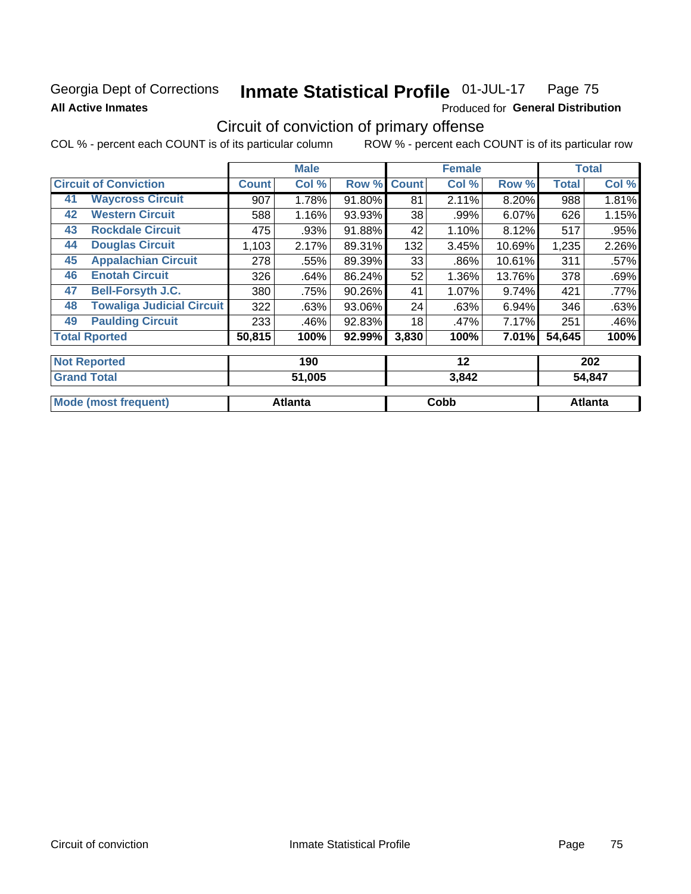Georgia Dept of Corrections **Inmate Statistical Profile** 01-JUL-17 Page 75

**All Active Inmates** Produced for **General Distribution**

## Circuit of conviction of primary offense

COL % - percent each COUNT is of its particular column ROW % - percent each COUNT is of its particular row

| | | Male | | | Female | | | Total | |
|---|---|---|---|---|---|---|---|---|---|
| **Circuit of Conviction** | | **Count** | **Col %** | **Row %** | **Count** | **Col %** | **Row %** | **Total** | **Col %** |
| 41 | Waycross Circuit | 907 | 1.78% | 91.80% | 81 | 2.11% | 8.20% | 988 | 1.81% |
| 42 | Western Circuit | 588 | 1.16% | 93.93% | 38 | .99% | 6.07% | 626 | 1.15% |
| 43 | Rockdale Circuit | 475 | .93% | 91.88% | 42 | 1.10% | 8.12% | 517 | .95% |
| 44 | Douglas Circuit | 1,103 | 2.17% | 89.31% | 132 | 3.45% | 10.69% | 1,235 | 2.26% |
| 45 | Appalachian Circuit | 278 | .55% | 89.39% | 33 | .86% | 10.61% | 311 | .57% |
| 46 | Enotah Circuit | 326 | .64% | 86.24% | 52 | 1.36% | 13.76% | 378 | .69% |
| 47 | Bell-Forsyth J.C. | 380 | .75% | 90.26% | 41 | 1.07% | 9.74% | 421 | .77% |
| 48 | Towaliga Judicial Circuit | 322 | .63% | 93.06% | 24 | .63% | 6.94% | 346 | .63% |
| 49 | Paulding Circuit | 233 | .46% | 92.83% | 18 | .47% | 7.17% | 251 | .46% |
| **Total Rported** | | **50,815** | **100%** | **92.99%** | **3,830** | **100%** | **7.01%** | **54,645** | **100%** |
| **Not Reported** | | **190** | | | **12** | | | **202** | |
| **Grand Total** | | **51,005** | | | **3,842** | | | **54,847** | |
| **Mode (most frequent)** | | **Atlanta** | | | **Cobb** | | | **Atlanta** | |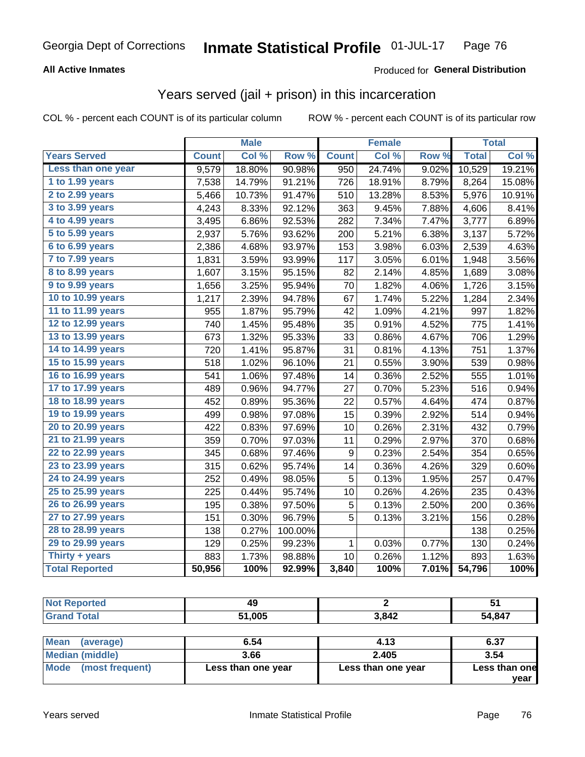Georgia Dept of Corrections **Inmate Statistical Profile** 01-JUL-17

**All Active Inmates**

Produced for **General Distribution**

## Years served (jail + prison) in this incarceration

COL % - percent each COUNT is of its particular column ROW % - percent each COUNT is of its particular row

| | Male | | | Female | | | Total | |
|---|---|---|---|---|---|---|---|---|
| **Years Served** | **Count** | **Col %** | **Row %** | **Count** | **Col %** | **Row %** | **Total** | **Col %** |
| Less than one year | 9,579 | 18.80% | 90.98% | 950 | 24.74% | 9.02% | 10,529 | 19.21% |
| 1 to 1.99 years | 7,538 | 14.79% | 91.21% | 726 | 18.91% | 8.79% | 8,264 | 15.08% |
| 2 to 2.99 years | 5,466 | 10.73% | 91.47% | 510 | 13.28% | 8.53% | 5,976 | 10.91% |
| 3 to 3.99 years | 4,243 | 8.33% | 92.12% | 363 | 9.45% | 7.88% | 4,606 | 8.41% |
| 4 to 4.99 years | 3,495 | 6.86% | 92.53% | 282 | 7.34% | 7.47% | 3,777 | 6.89% |
| 5 to 5.99 years | 2,937 | 5.76% | 93.62% | 200 | 5.21% | 6.38% | 3,137 | 5.72% |
| 6 to 6.99 years | 2,386 | 4.68% | 93.97% | 153 | 3.98% | 6.03% | 2,539 | 4.63% |
| 7 to 7.99 years | 1,831 | 3.59% | 93.99% | 117 | 3.05% | 6.01% | 1,948 | 3.56% |
| 8 to 8.99 years | 1,607 | 3.15% | 95.15% | 82 | 2.14% | 4.85% | 1,689 | 3.08% |
| 9 to 9.99 years | 1,656 | 3.25% | 95.94% | 70 | 1.82% | 4.06% | 1,726 | 3.15% |
| 10 to 10.99 years | 1,217 | 2.39% | 94.78% | 67 | 1.74% | 5.22% | 1,284 | 2.34% |
| 11 to 11.99 years | 955 | 1.87% | 95.79% | 42 | 1.09% | 4.21% | 997 | 1.82% |
| 12 to 12.99 years | 740 | 1.45% | 95.48% | 35 | 0.91% | 4.52% | 775 | 1.41% |
| 13 to 13.99 years | 673 | 1.32% | 95.33% | 33 | 0.86% | 4.67% | 706 | 1.29% |
| 14 to 14.99 years | 720 | 1.41% | 95.87% | 31 | 0.81% | 4.13% | 751 | 1.37% |
| 15 to 15.99 years | 518 | 1.02% | 96.10% | 21 | 0.55% | 3.90% | 539 | 0.98% |
| 16 to 16.99 years | 541 | 1.06% | 97.48% | 14 | 0.36% | 2.52% | 555 | 1.01% |
| 17 to 17.99 years | 489 | 0.96% | 94.77% | 27 | 0.70% | 5.23% | 516 | 0.94% |
| 18 to 18.99 years | 452 | 0.89% | 95.36% | 22 | 0.57% | 4.64% | 474 | 0.87% |
| 19 to 19.99 years | 499 | 0.98% | 97.08% | 15 | 0.39% | 2.92% | 514 | 0.94% |
| 20 to 20.99 years | 422 | 0.83% | 97.69% | 10 | 0.26% | 2.31% | 432 | 0.79% |
| 21 to 21.99 years | 359 | 0.70% | 97.03% | 11 | 0.29% | 2.97% | 370 | 0.68% |
| 22 to 22.99 years | 345 | 0.68% | 97.46% | 9 | 0.23% | 2.54% | 354 | 0.65% |
| 23 to 23.99 years | 315 | 0.62% | 95.74% | 14 | 0.36% | 4.26% | 329 | 0.60% |
| 24 to 24.99 years | 252 | 0.49% | 98.05% | 5 | 0.13% | 1.95% | 257 | 0.47% |
| 25 to 25.99 years | 225 | 0.44% | 95.74% | 10 | 0.26% | 4.26% | 235 | 0.43% |
| 26 to 26.99 years | 195 | 0.38% | 97.50% | 5 | 0.13% | 2.50% | 200 | 0.36% |
| 27 to 27.99 years | 151 | 0.30% | 96.79% | 5 | 0.13% | 3.21% | 156 | 0.28% |
| 28 to 28.99 years | 138 | 0.27% | 100.00% | | | | 138 | 0.25% |
| 29 to 29.99 years | 129 | 0.25% | 99.23% | 1 | 0.03% | 0.77% | 130 | 0.24% |
| Thirty + years | 883 | 1.73% | 98.88% | 10 | 0.26% | 1.12% | 893 | 1.63% |
| **Total Reported** | **50,956** | **100%** | **92.99%** | **3,840** | **100%** | **7.01%** | **54,796** | **100%** |

| | Male | Female | Total |
|---|---|---|---|
| Not Reported | 49 | 2 | 51 |
| Grand Total | 51,005 | 3,842 | 54,847 |

| | Male | Female | Total |
|---|---|---|---|
| Mean (average) | 6.54 | 4.13 | 6.37 |
| Median (middle) | 3.66 | 2.405 | 3.54 |
| Mode (most frequent) | Less than one year | Less than one year | Less than one year |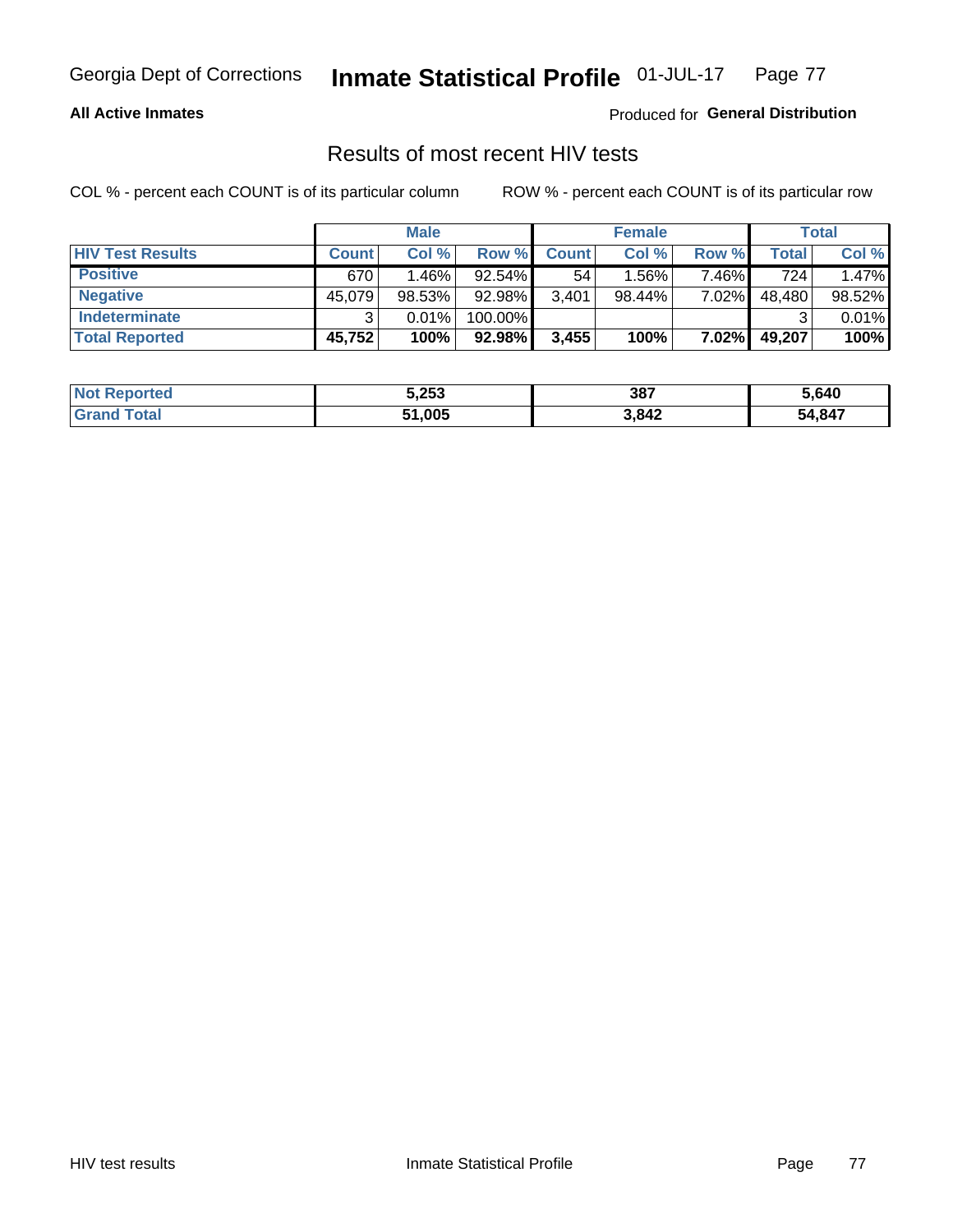Georgia Dept of Corrections **Inmate Statistical Profile** 01-JUL-17

**All Active Inmates** Produced for **General Distribution**

## Results of most recent HIV tests

COL % - percent each COUNT is of its particular column ROW % - percent each COUNT is of its particular row

| | Male | | | Female | | | Total | |
|---|---|---|---|---|---|---|---|---|
| HIV Test Results | Count | Col % | Row % | Count | Col % | Row % | Total | Col % |
| Positive | 670 | 1.46% | 92.54% | 54 | 1.56% | 7.46% | 724 | 1.47% |
| Negative | 45,079 | 98.53% | 92.98% | 3,401 | 98.44% | 7.02% | 48,480 | 98.52% |
| Indeterminate | 3 | 0.01% | 100.00% | | | | 3 | 0.01% |
| **Total Reported** | **45,752** | **100%** | **92.98%** | **3,455** | **100%** | **7.02%** | **49,207** | **100%** |

| | Male | Female | Total |
|---|---|---|---|
| Not Reported | **5,253** | **387** | **5,640** |
| Grand Total | **51,005** | **3,842** | **54,847** |

HIV test results Inmate Statistical Profile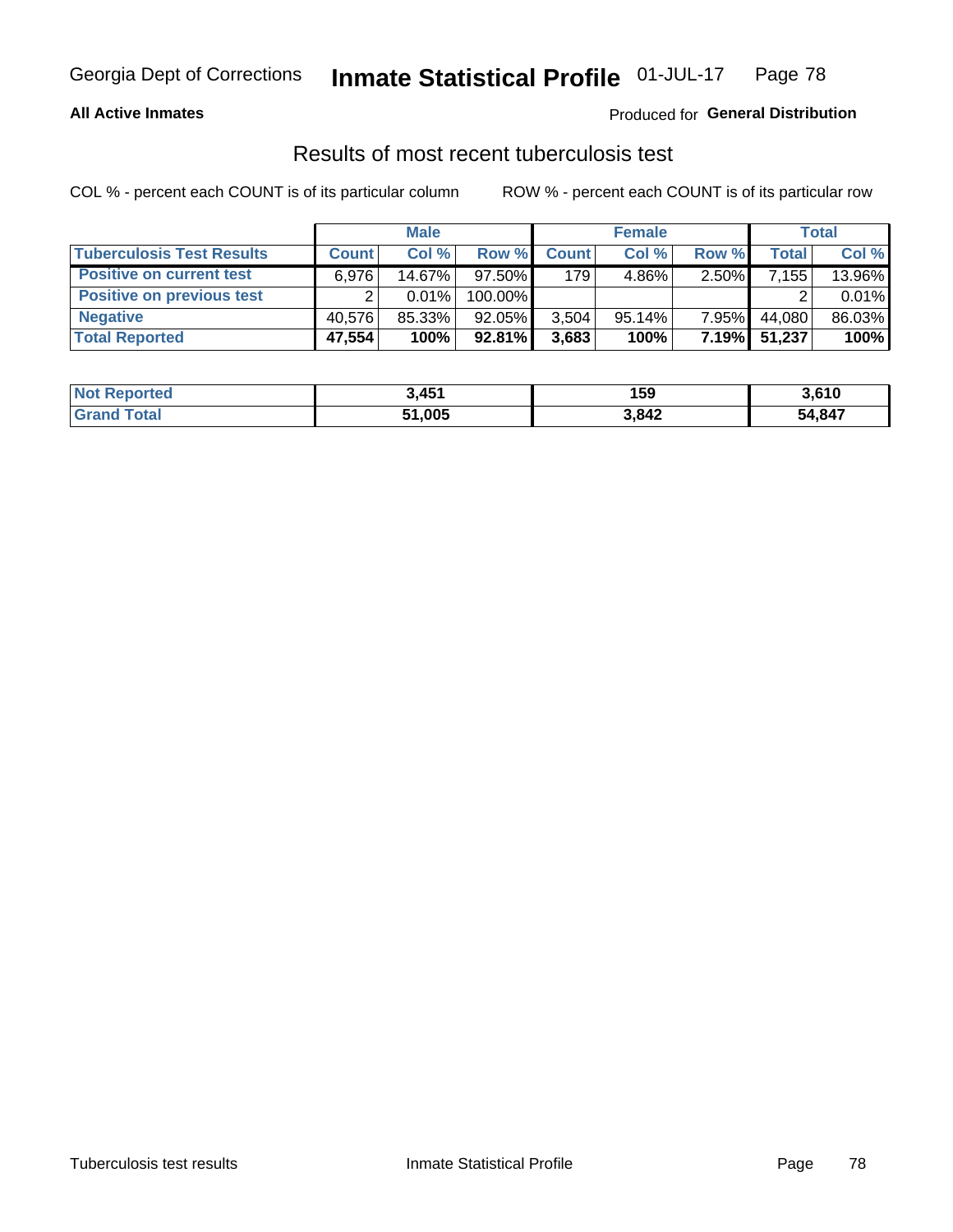Georgia Dept of Corrections **Inmate Statistical Profile** 01-JUL-17

**All Active Inmates**

Produced for **General Distribution**

## Results of most recent tuberculosis test

COL % - percent each COUNT is of its particular column

ROW % - percent each COUNT is of its particular row

| | Male | | | Female | | | Total | |
|---|---|---|---|---|---|---|---|---|
| **Tuberculosis Test Results** | **Count** | **Col %** | **Row %** | **Count** | **Col %** | **Row %** | **Total** | **Col %** |
| **Positive on current test** | 6,976 | 14.67% | 97.50% | 179 | 4.86% | 2.50% | 7,155 | 13.96% |
| **Positive on previous test** | 2 | 0.01% | 100.00% | | | | 2 | 0.01% |
| **Negative** | 40,576 | 85.33% | 92.05% | 3,504 | 95.14% | 7.95% | 44,080 | 86.03% |
| **Total Reported** | **47,554** | **100%** | **92.81%** | **3,683** | **100%** | **7.19%** | **51,237** | **100%** |

| | Male | Female | Total |
|---|---|---|---|
| **Not Reported** | **3,451** | **159** | **3,610** |
| **Grand Total** | **51,005** | **3,842** | **54,847** |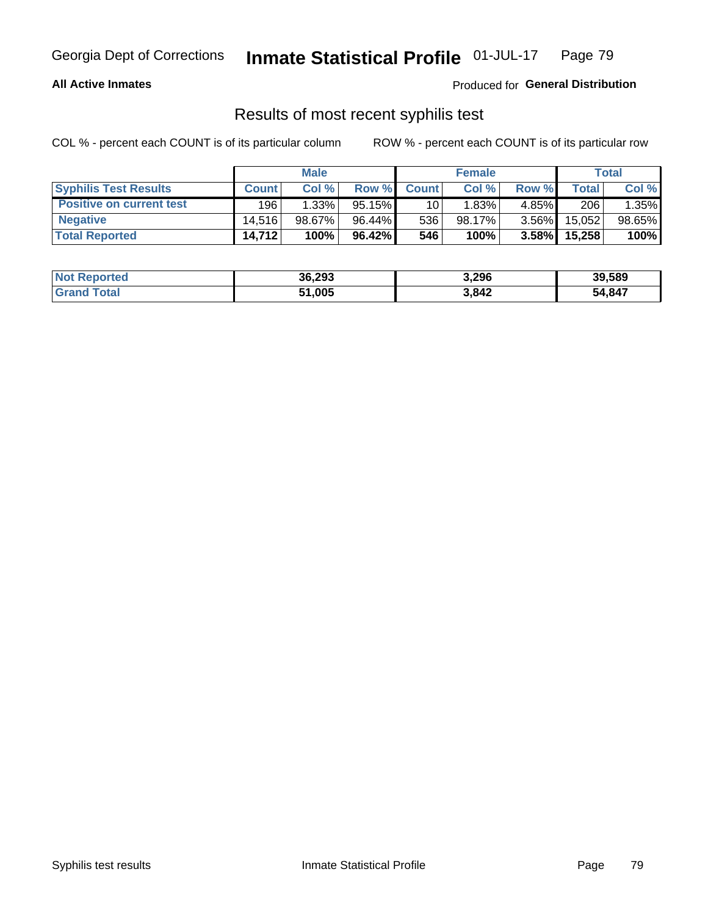# Results of most recent syphilis test

**All Active Inmates**

Produced for **General Distribution**

COL % - percent each COUNT is of its particular column

ROW % - percent each COUNT is of its particular row

| | Male | | | Female | | | Total | |
|---|---|---|---|---|---|---|---|---|
| **Syphilis Test Results** | **Count** | **Col %** | **Row %** | **Count** | **Col %** | **Row %** | **Total** | **Col %** |
| **Positive on current test** | 196 | 1.33% | 95.15% | 10 | 1.83% | 4.85% | 206 | 1.35% |
| **Negative** | 14,516 | 98.67% | 96.44% | 536 | 98.17% | 3.56% | 15,052 | 98.65% |
| **Total Reported** | **14,712** | **100%** | **96.42%** | **546** | **100%** | **3.58%** | **15,258** | **100%** |

| | Male | Female | Total |
|---|---|---|---|
| **Not Reported** | **36,293** | **3,296** | **39,589** |
| **Grand Total** | **51,005** | **3,842** | **54,847** |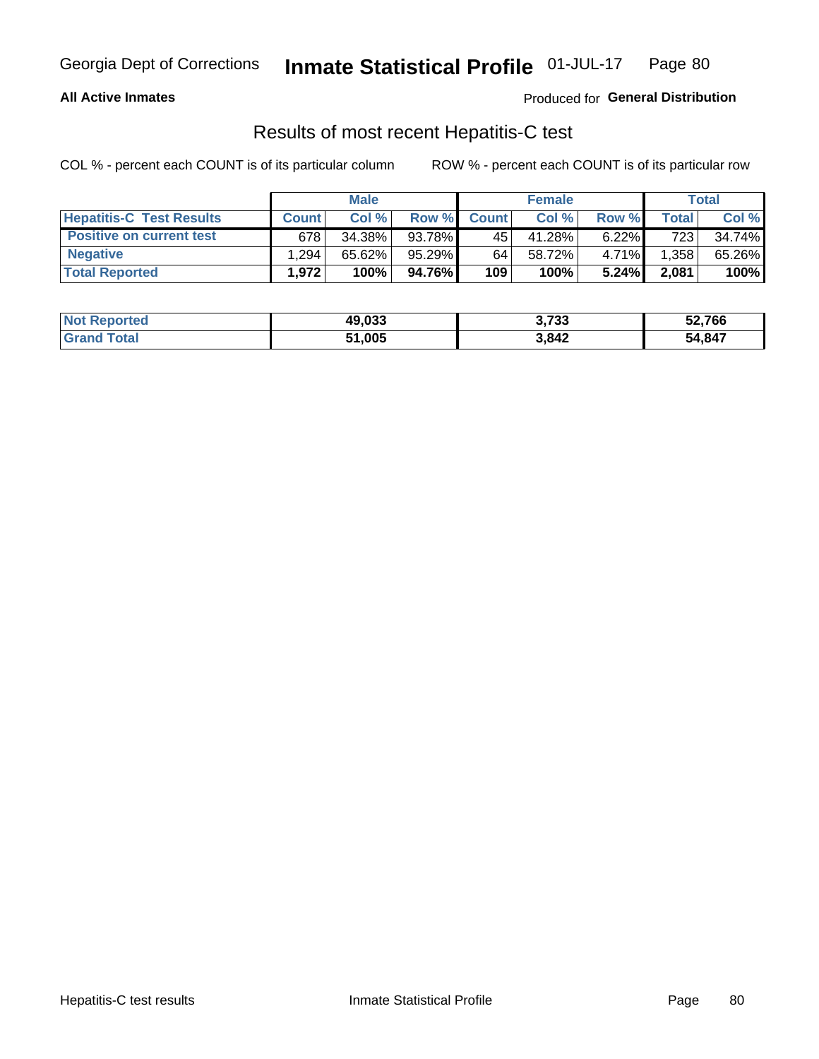Georgia Dept of Corrections **Inmate Statistical Profile** 01-JUL-17

**All Active Inmates**

Produced for **General Distribution**

## Results of most recent Hepatitis-C test

COL % - percent each COUNT is of its particular column

ROW % - percent each COUNT is of its particular row

| | Male | | | Female | | | Total | |
|---|---|---|---|---|---|---|---|---|
| **Hepatitis-C Test Results** | **Count** | **Col %** | **Row %** | **Count** | **Col %** | **Row %** | **Total** | **Col %** |
| **Positive on current test** | 678 | 34.38% | 93.78% | 45 | 41.28% | 6.22% | 723 | 34.74% |
| **Negative** | 1,294 | 65.62% | 95.29% | 64 | 58.72% | 4.71% | 1,358 | 65.26% |
| **Total Reported** | **1,972** | **100%** | **94.76%** | **109** | **100%** | **5.24%** | **2,081** | **100%** |

| | Male | Female | Total |
|---|---|---|---|
| **Not Reported** | **49,033** | **3,733** | **52,766** |
| **Grand Total** | **51,005** | **3,842** | **54,847** |